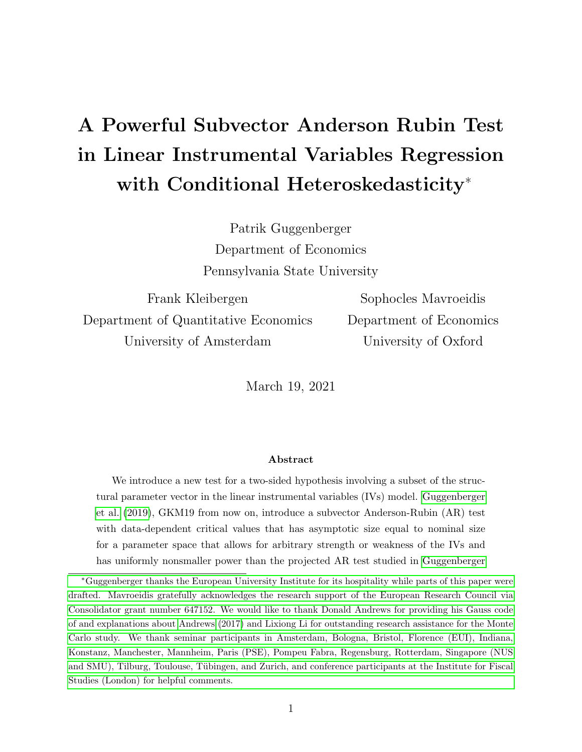# A Powerful Subvector Anderson Rubin Test in Linear Instrumental Variables Regression with Conditional Heteroskedasticity*

Patrik Guggenberger
Department of Economics
Pennsylvania State University

Frank Kleibergen
Department of Quantitative Economics
University of Amsterdam

Sophocles Mavroeidis
Department of Economics
University of Oxford

March 19, 2021

### Abstract

We introduce a new test for a two-sided hypothesis involving a subset of the structural parameter vector in the linear instrumental variables (IVs) model. Guggenberger et al. (2019), GKM19 from now on, introduce a subvector Anderson-Rubin (AR) test with data-dependent critical values that has asymptotic size equal to nominal size for a parameter space that allows for arbitrary strength or weakness of the IVs and has uniformly nonsmaller power than the projected AR test studied in Guggenberger

---

*Guggenberger thanks the European University Institute for its hospitality while parts of this paper were drafted. Mavroeidis gratefully acknowledges the research support of the European Research Council via Consolidator grant number 647152. We would like to thank Donald Andrews for providing his Gauss code of and explanations about Andrews (2017) and Lixiong Li for outstanding research assistance for the Monte Carlo study. We thank seminar participants in Amsterdam, Bologna, Bristol, Florence (EUI), Indiana, Konstanz, Manchester, Mannheim, Paris (PSE), Pompeu Fabra, Regensburg, Rotterdam, Singapore (NUS and SMU), Tilburg, Toulouse, Tübingen, and Zurich, and conference participants at the Institute for Fiscal Studies (London) for helpful comments.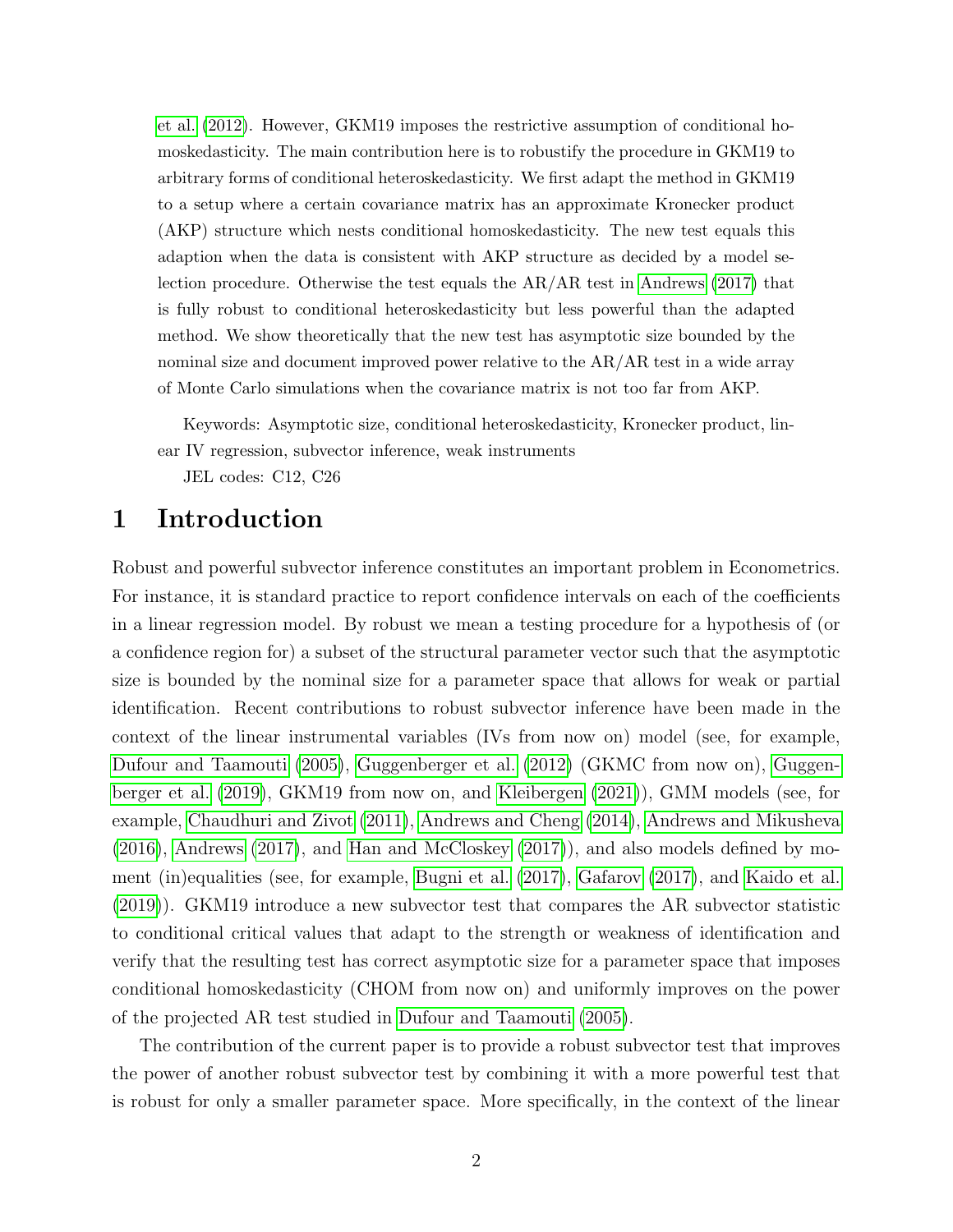et al. (2012). However, GKM19 imposes the restrictive assumption of conditional homoskedasticity. The main contribution here is to robustify the procedure in GKM19 to arbitrary forms of conditional heteroskedasticity. We first adapt the method in GKM19 to a setup where a certain covariance matrix has an approximate Kronecker product (AKP) structure which nests conditional homoskedasticity. The new test equals this adaption when the data is consistent with AKP structure as decided by a model selection procedure. Otherwise the test equals the AR/AR test in Andrews (2017) that is fully robust to conditional heteroskedasticity but less powerful than the adapted method. We show theoretically that the new test has asymptotic size bounded by the nominal size and document improved power relative to the AR/AR test in a wide array of Monte Carlo simulations when the covariance matrix is not too far from AKP.

Keywords: Asymptotic size, conditional heteroskedasticity, Kronecker product, linear IV regression, subvector inference, weak instruments

JEL codes: C12, C26

# 1 Introduction

Robust and powerful subvector inference constitutes an important problem in Econometrics. For instance, it is standard practice to report confidence intervals on each of the coefficients in a linear regression model. By robust we mean a testing procedure for a hypothesis of (or a confidence region for) a subset of the structural parameter vector such that the asymptotic size is bounded by the nominal size for a parameter space that allows for weak or partial identification. Recent contributions to robust subvector inference have been made in the context of the linear instrumental variables (IVs from now on) model (see, for example, Dufour and Taamouti (2005), Guggenberger et al. (2012) (GKMC from now on), Guggenberger et al. (2019), GKM19 from now on, and Kleibergen (2021)), GMM models (see, for example, Chaudhuri and Zivot (2011), Andrews and Cheng (2014), Andrews and Mikusheva (2016), Andrews (2017), and Han and McCloskey (2017)), and also models defined by moment (in)equalities (see, for example, Bugni et al. (2017), Gafarov (2017), and Kaido et al. (2019)). GKM19 introduce a new subvector test that compares the AR subvector statistic to conditional critical values that adapt to the strength or weakness of identification and verify that the resulting test has correct asymptotic size for a parameter space that imposes conditional homoskedasticity (CHOM from now on) and uniformly improves on the power of the projected AR test studied in Dufour and Taamouti (2005).

The contribution of the current paper is to provide a robust subvector test that improves the power of another robust subvector test by combining it with a more powerful test that is robust for only a smaller parameter space. More specifically, in the context of the linear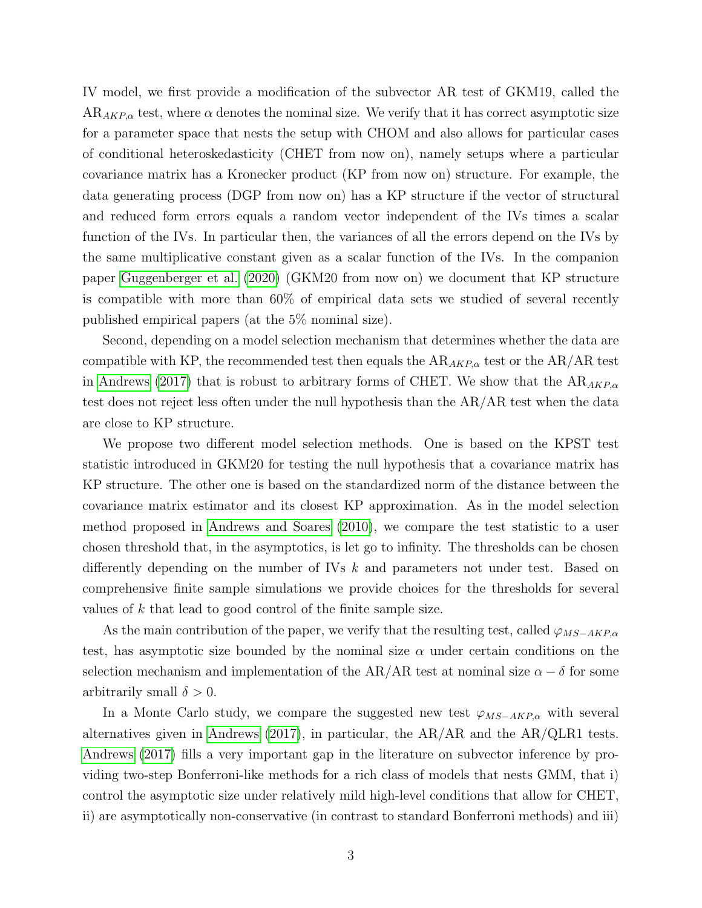IV model, we first provide a modification of the subvector AR test of GKM19, called the $\text{AR}_{AKP,\alpha}$ test, where $\alpha$ denotes the nominal size. We verify that it has correct asymptotic size for a parameter space that nests the setup with CHOM and also allows for particular cases of conditional heteroskedasticity (CHET from now on), namely setups where a particular covariance matrix has a Kronecker product (KP from now on) structure. For example, the data generating process (DGP from now on) has a KP structure if the vector of structural and reduced form errors equals a random vector independent of the IVs times a scalar function of the IVs. In particular then, the variances of all the errors depend on the IVs by the same multiplicative constant given as a scalar function of the IVs. In the companion paper Guggenberger et al. (2020) (GKM20 from now on) we document that KP structure is compatible with more than 60% of empirical data sets we studied of several recently published empirical papers (at the 5% nominal size).

Second, depending on a model selection mechanism that determines whether the data are compatible with KP, the recommended test then equals the $\text{AR}_{AKP,\alpha}$ test or the AR/AR test in Andrews (2017) that is robust to arbitrary forms of CHET. We show that the $\text{AR}_{AKP,\alpha}$ test does not reject less often under the null hypothesis than the AR/AR test when the data are close to KP structure.

We propose two different model selection methods. One is based on the KPST test statistic introduced in GKM20 for testing the null hypothesis that a covariance matrix has KP structure. The other one is based on the standardized norm of the distance between the covariance matrix estimator and its closest KP approximation. As in the model selection method proposed in Andrews and Soares (2010), we compare the test statistic to a user chosen threshold that, in the asymptotics, is let go to infinity. The thresholds can be chosen differently depending on the number of IVs $k$ and parameters not under test. Based on comprehensive finite sample simulations we provide choices for the thresholds for several values of $k$ that lead to good control of the finite sample size.

As the main contribution of the paper, we verify that the resulting test, called $\varphi_{MS-AKP,\alpha}$ test, has asymptotic size bounded by the nominal size $\alpha$ under certain conditions on the selection mechanism and implementation of the AR/AR test at nominal size $\alpha - \delta$ for some arbitrarily small $\delta > 0$.

In a Monte Carlo study, we compare the suggested new test $\varphi_{MS-AKP,\alpha}$ with several alternatives given in Andrews (2017), in particular, the AR/AR and the AR/QLR1 tests. Andrews (2017) fills a very important gap in the literature on subvector inference by providing two-step Bonferroni-like methods for a rich class of models that nests GMM, that i) control the asymptotic size under relatively mild high-level conditions that allow for CHET, ii) are asymptotically non-conservative (in contrast to standard Bonferroni methods) and iii)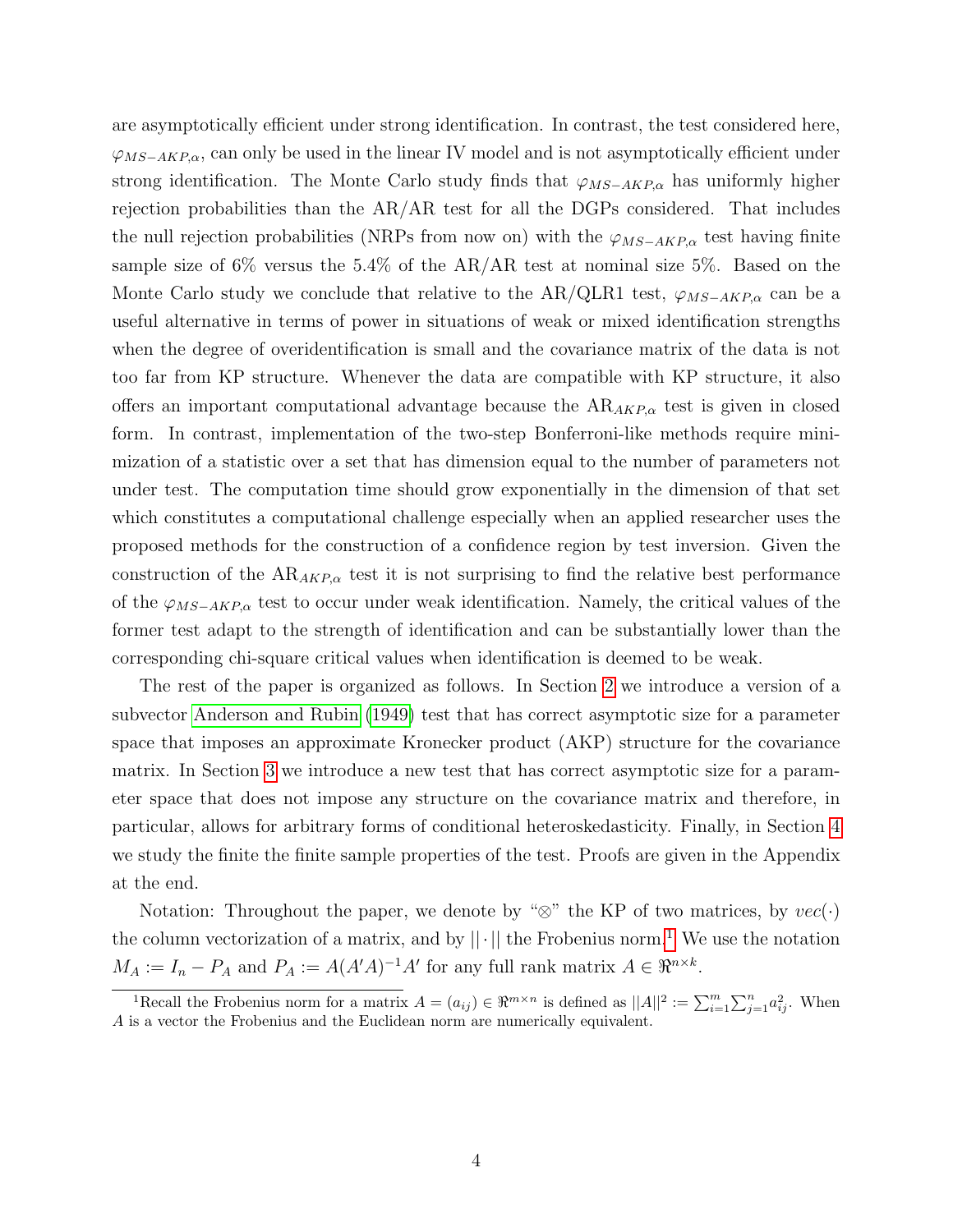are asymptotically efficient under strong identification. In contrast, the test considered here, $\varphi_{MS-AKP,\alpha}$, can only be used in the linear IV model and is not asymptotically efficient under strong identification. The Monte Carlo study finds that $\varphi_{MS-AKP,\alpha}$ has uniformly higher rejection probabilities than the AR/AR test for all the DGPs considered. That includes the null rejection probabilities (NRPs from now on) with the $\varphi_{MS-AKP,\alpha}$ test having finite sample size of 6% versus the 5.4% of the AR/AR test at nominal size 5%. Based on the Monte Carlo study we conclude that relative to the AR/QLR1 test, $\varphi_{MS-AKP,\alpha}$ can be a useful alternative in terms of power in situations of weak or mixed identification strengths when the degree of overidentification is small and the covariance matrix of the data is not too far from KP structure. Whenever the data are compatible with KP structure, it also offers an important computational advantage because the $\text{AR}_{AKP,\alpha}$ test is given in closed form. In contrast, implementation of the two-step Bonferroni-like methods require minimization of a statistic over a set that has dimension equal to the number of parameters not under test. The computation time should grow exponentially in the dimension of that set which constitutes a computational challenge especially when an applied researcher uses the proposed methods for the construction of a confidence region by test inversion. Given the construction of the $\text{AR}_{AKP,\alpha}$ test it is not surprising to find the relative best performance of the $\varphi_{MS-AKP,\alpha}$ test to occur under weak identification. Namely, the critical values of the former test adapt to the strength of identification and can be substantially lower than the corresponding chi-square critical values when identification is deemed to be weak.

The rest of the paper is organized as follows. In Section 2 we introduce a version of a subvector Anderson and Rubin (1949) test that has correct asymptotic size for a parameter space that imposes an approximate Kronecker product (AKP) structure for the covariance matrix. In Section 3 we introduce a new test that has correct asymptotic size for a parameter space that does not impose any structure on the covariance matrix and therefore, in particular, allows for arbitrary forms of conditional heteroskedasticity. Finally, in Section 4 we study the finite the finite sample properties of the test. Proofs are given in the Appendix at the end.

Notation: Throughout the paper, we denote by "$\otimes$" the KP of two matrices, by $vec(\cdot)$ the column vectorization of a matrix, and by $||\cdot||$ the Frobenius norm.[1] We use the notation $M_A := I_n - P_A$ and $P_A := A(A'A)^{-1}A'$ for any full rank matrix $A \in \Re^{n\times k}$.

[1] Recall the Frobenius norm for a matrix $A = (a_{ij}) \in \Re^{m\times n}$ is defined as $||A||^2 := \sum_{i=1}^{m}\sum_{j=1}^{n} a_{ij}^2$. When $A$ is a vector the Frobenius and the Euclidean norm are numerically equivalent.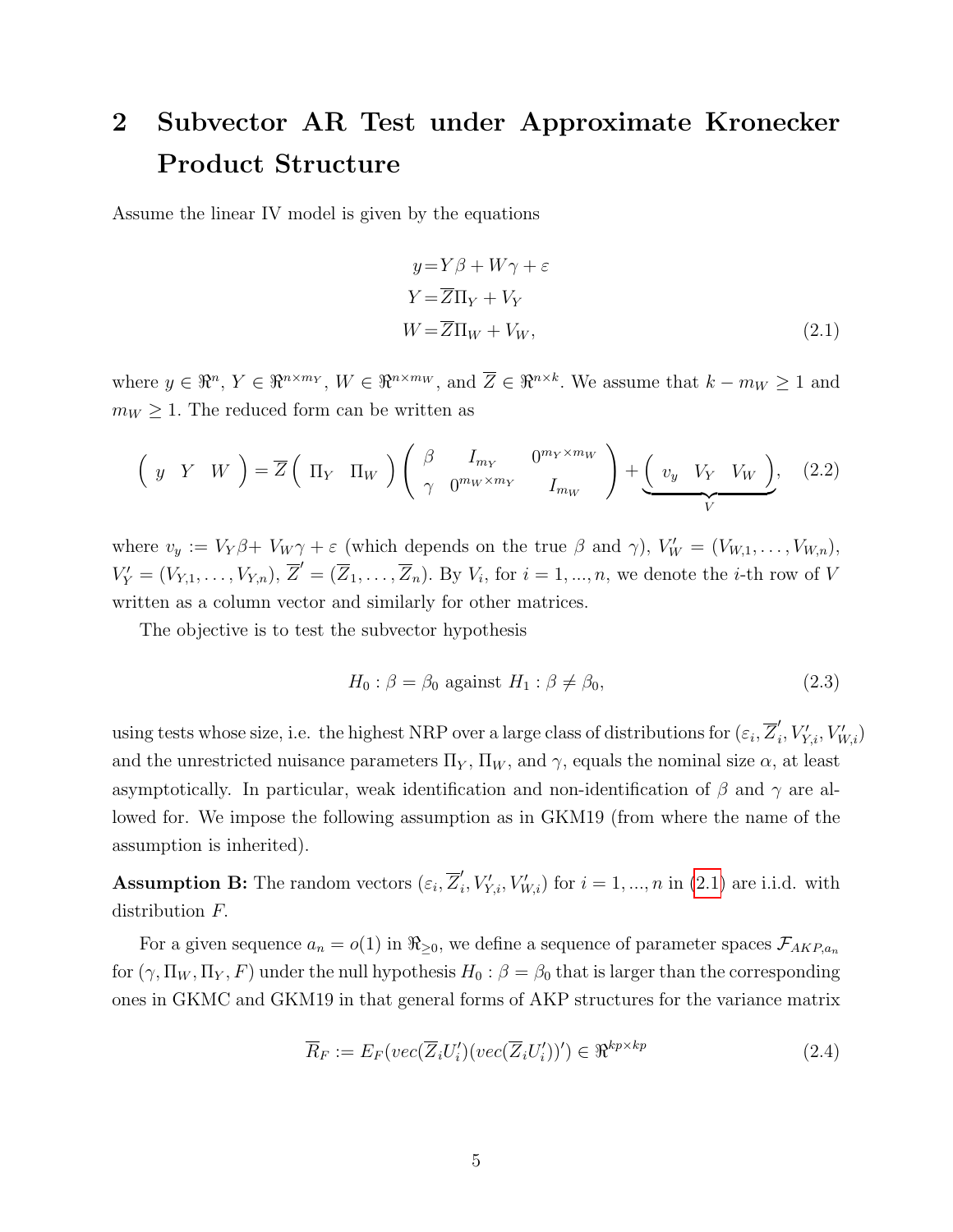# 2 Subvector AR Test under Approximate Kronecker Product Structure

Assume the linear IV model is given by the equations

$$
\begin{aligned}
y &= Y\beta + W\gamma + \varepsilon \\
Y &= \overline{Z}\Pi_Y + V_Y \\
W &= \overline{Z}\Pi_W + V_W,
\end{aligned}
\tag{2.1}
$$

where $y \in \Re^n$, $Y \in \Re^{n\times m_Y}$, $W \in \Re^{n\times m_W}$, and $\overline{Z} \in \Re^{n\times k}$. We assume that $k - m_W \geq 1$ and $m_W \geq 1$. The reduced form can be written as

$$
\left( \begin{array}{ccc} y & Y & W \end{array} \right) = \overline{Z} \left( \begin{array}{cc} \Pi_Y & \Pi_W \end{array} \right) \left( \begin{array}{ccc} \beta & I_{m_Y} & 0^{m_Y \times m_W} \\ \gamma & 0^{m_W \times m_Y} & I_{m_W} \end{array} \right) + \underbrace{\left( \begin{array}{ccc} v_y & V_Y & V_W \end{array} \right)}_{V}, \tag{2.2}
$$

where $v_y := V_Y\beta + V_W\gamma + \varepsilon$ (which depends on the true $\beta$ and $\gamma$), $V_W' = (V_{W,1}, \ldots, V_{W,n})$, $V_Y' = (V_{Y,1}, \ldots, V_{Y,n})$, $\overline{Z}' = (\overline{Z}_1, \ldots, \overline{Z}_n)$. By $V_i$, for $i = 1, ..., n$, we denote the $i$-th row of $V$ written as a column vector and similarly for other matrices.

The objective is to test the subvector hypothesis

$$
H_0 : \beta = \beta_0 \text{ against } H_1 : \beta \neq \beta_0, \tag{2.3}
$$

using tests whose size, i.e. the highest NRP over a large class of distributions for $(\varepsilon_i, \overline{Z}_i', V_{Y,i}', V_{W,i}')$ and the unrestricted nuisance parameters $\Pi_Y$, $\Pi_W$, and $\gamma$, equals the nominal size $\alpha$, at least asymptotically. In particular, weak identification and non-identification of $\beta$ and $\gamma$ are allowed for. We impose the following assumption as in GKM19 (from where the name of the assumption is inherited).

**Assumption B:** The random vectors $(\varepsilon_i, \overline{Z}_i', V_{Y,i}', V_{W,i}')$ for $i = 1, ..., n$ in (2.1) are i.i.d. with distribution $F$.

For a given sequence $a_n = o(1)$ in $\Re_{\geq 0}$, we define a sequence of parameter spaces $\mathcal{F}_{AKP,a_n}$ for $(\gamma, \Pi_W, \Pi_Y, F)$ under the null hypothesis $H_0 : \beta = \beta_0$ that is larger than the corresponding ones in GKMC and GKM19 in that general forms of AKP structures for the variance matrix

$$
\overline{R}_F := E_F(vec(\overline{Z}_i U_i')(vec(\overline{Z}_i U_i'))') \in \Re^{kp\times kp} \tag{2.4}
$$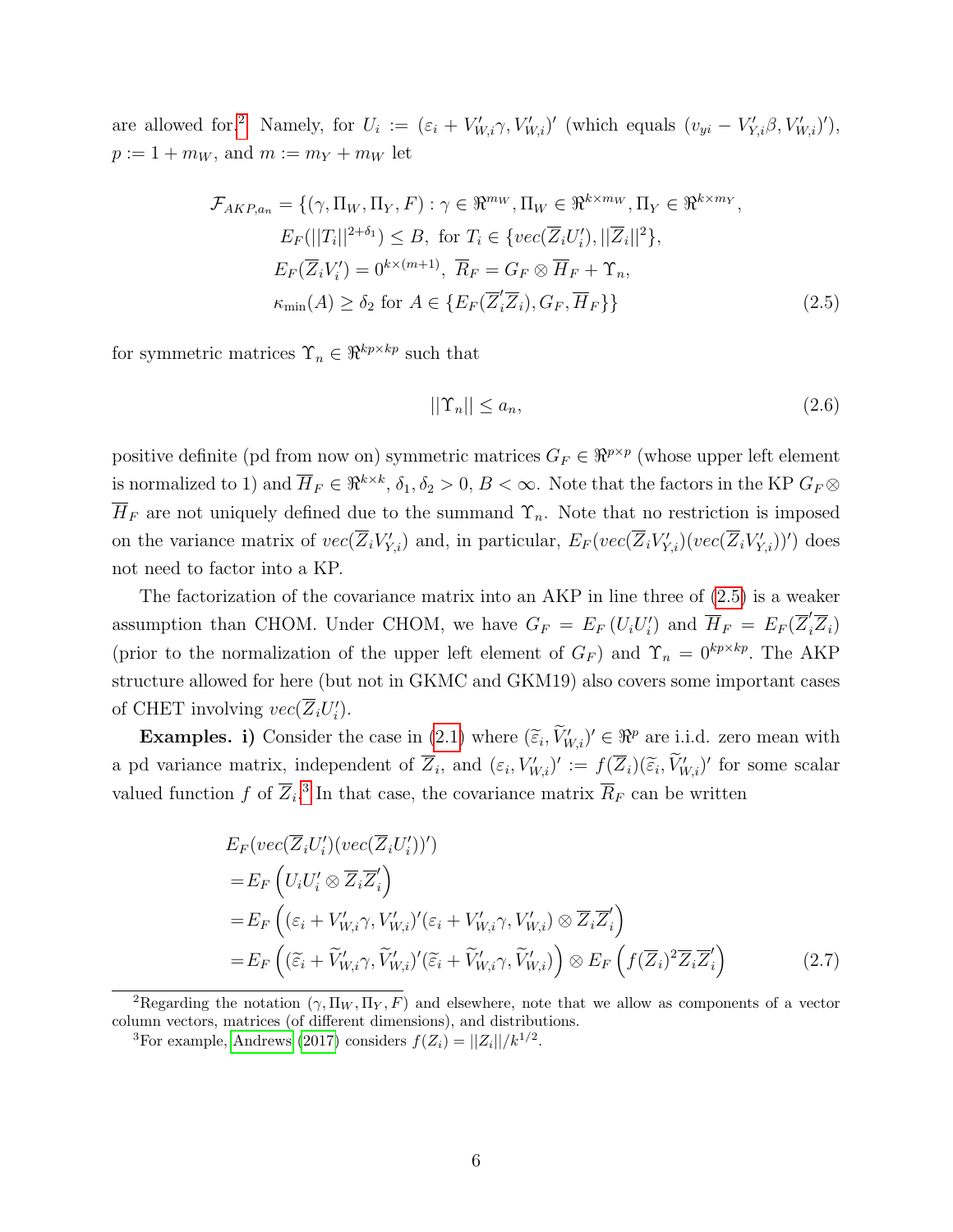are allowed for.[2] Namely, for $U_i := (\varepsilon_i + V_{W,i}'\gamma, V_{W,i}')'$ (which equals $(v_{yi} - V_{Y,i}'\beta, V_{W,i}')'$), $p := 1 + m_W$, and $m := m_Y + m_W$ let

$$
\begin{aligned}
\mathcal{F}_{AKP,a_n} = \{ & (\gamma, \Pi_W, \Pi_Y, F) : \gamma \in \Re^{m_W}, \Pi_W \in \Re^{k \times m_W}, \Pi_Y \in \Re^{k \times m_Y}, \\
& E_F(||T_i||^{2+\delta_1}) \leq B, \text{ for } T_i \in \{vec(\overline{Z}_i U_i'), ||\overline{Z}_i||^2\}, \\
& E_F(\overline{Z}_i V_i') = 0^{k \times (m+1)}, \ \overline{R}_F = G_F \otimes \overline{H}_F + \Upsilon_n, \\
& \kappa_{\min}(A) \geq \delta_2 \text{ for } A \in \{E_F(\overline{Z}_i' \overline{Z}_i), G_F, \overline{H}_F\}\}
\end{aligned} \tag{2.5}
$$

for symmetric matrices $\Upsilon_n \in \Re^{kp \times kp}$ such that

$$
||\Upsilon_n|| \leq a_n, \tag{2.6}
$$

positive definite (pd from now on) symmetric matrices $G_F \in \Re^{p \times p}$ (whose upper left element is normalized to 1) and $\overline{H}_F \in \Re^{k \times k}$, $\delta_1, \delta_2 > 0$, $B < \infty$. Note that the factors in the KP $G_F \otimes \overline{H}_F$ are not uniquely defined due to the summand $\Upsilon_n$. Note that no restriction is imposed on the variance matrix of $vec(\overline{Z}_i V_{Y,i}')$ and, in particular, $E_F(vec(\overline{Z}_i V_{Y,i}')(vec(\overline{Z}_i V_{Y,i}'))')$ does not need to factor into a KP.

The factorization of the covariance matrix into an AKP in line three of (2.5) is a weaker assumption than CHOM. Under CHOM, we have $G_F = E_F(U_i U_i')$ and $\overline{H}_F = E_F(\overline{Z}_i' \overline{Z}_i)$ (prior to the normalization of the upper left element of $G_F$) and $\Upsilon_n = 0^{kp \times kp}$. The AKP structure allowed for here (but not in GKMC and GKM19) also covers some important cases of CHET involving $vec(\overline{Z}_i U_i')$.

**Examples. i)** Consider the case in (2.1) where $(\widetilde{\varepsilon}_i, \widetilde{V}_{W,i}')' \in \Re^p$ are i.i.d. zero mean with a pd variance matrix, independent of $\overline{Z}_i$, and $(\varepsilon_i, V_{W,i}')' := f(\overline{Z}_i)(\widetilde{\varepsilon}_i, \widetilde{V}_{W,i}')'$ for some scalar valued function $f$ of $\overline{Z}_i$.[3] In that case, the covariance matrix $\overline{R}_F$ can be written

$$
\begin{aligned}
& E_F(vec(\overline{Z}_i U_i')(vec(\overline{Z}_i U_i'))') \\
= & E_F\left(U_i U_i' \otimes \overline{Z}_i \overline{Z}_i'\right) \\
= & E_F\left((\varepsilon_i + V_{W,i}'\gamma, V_{W,i}')'(\varepsilon_i + V_{W,i}'\gamma, V_{W,i}') \otimes \overline{Z}_i \overline{Z}_i'\right) \\
= & E_F\left((\widetilde{\varepsilon}_i + \widetilde{V}_{W,i}'\gamma, \widetilde{V}_{W,i}')'(\widetilde{\varepsilon}_i + \widetilde{V}_{W,i}'\gamma, \widetilde{V}_{W,i}')\right) \otimes E_F\left(f(\overline{Z}_i)^2 \overline{Z}_i \overline{Z}_i'\right)
\end{aligned} \tag{2.7}
$$

---

[2] Regarding the notation $(\gamma, \Pi_W, \Pi_Y, F)$ and elsewhere, note that we allow as components of a vector column vectors, matrices (of different dimensions), and distributions.

[3] For example, Andrews (2017) considers $f(Z_i) = ||Z_i||/k^{1/2}$.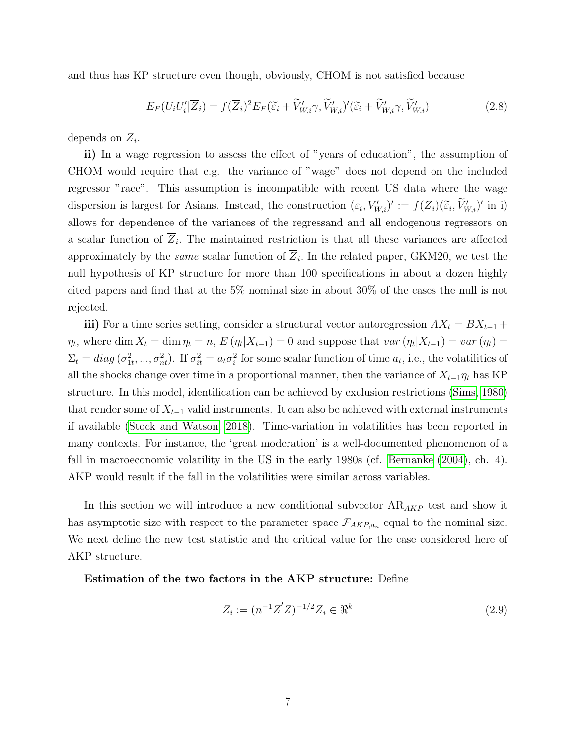and thus has KP structure even though, obviously, CHOM is not satisfied because

$$E_F(U_iU_i'|\overline{Z}_i) = f(\overline{Z}_i)^2 E_F(\widetilde{\varepsilon}_i + \widetilde{V}_{W,i}'\gamma, \widetilde{V}_{W,i}')'(\widetilde{\varepsilon}_i + \widetilde{V}_{W,i}'\gamma, \widetilde{V}_{W,i}') \tag{2.8}$$

depends on $\overline{Z}_i$.

**ii)** In a wage regression to assess the effect of "years of education", the assumption of CHOM would require that e.g. the variance of "wage" does not depend on the included regressor "race". This assumption is incompatible with recent US data where the wage dispersion is largest for Asians. Instead, the construction $(\varepsilon_i, V_{W,i}')' := f(\overline{Z}_i)(\widetilde{\varepsilon}_i, \widetilde{V}_{W,i}')'$ in i) allows for dependence of the variances of the regressand and all endogenous regressors on a scalar function of $\overline{Z}_i$. The maintained restriction is that all these variances are affected approximately by the *same* scalar function of $\overline{Z}_i$. In the related paper, GKM20, we test the null hypothesis of KP structure for more than 100 specifications in about a dozen highly cited papers and find that at the 5% nominal size in about 30% of the cases the null is not rejected.

**iii)** For a time series setting, consider a structural vector autoregression $AX_t = BX_{t-1} + \eta_t$, where $\dim X_t = \dim \eta_t = n$, $E(\eta_t|X_{t-1}) = 0$ and suppose that $var(\eta_t|X_{t-1}) = var(\eta_t) = \Sigma_t = diag(\sigma_{1t}^2, ..., \sigma_{nt}^2)$. If $\sigma_{it}^2 = a_t\sigma_i^2$ for some scalar function of time $a_t$, i.e., the volatilities of all the shocks change over time in a proportional manner, then the variance of $X_{t-1}\eta_t$ has KP structure. In this model, identification can be achieved by exclusion restrictions (Sims, 1980) that render some of $X_{t-1}$ valid instruments. It can also be achieved with external instruments if available (Stock and Watson, 2018). Time-variation in volatilities has been reported in many contexts. For instance, the 'great moderation' is a well-documented phenomenon of a fall in macroeconomic volatility in the US in the early 1980s (cf. Bernanke (2004), ch. 4). AKP would result if the fall in the volatilities were similar across variables.

In this section we will introduce a new conditional subvector AR$_{AKP}$ test and show it has asymptotic size with respect to the parameter space $\mathcal{F}_{AKP,a_n}$ equal to the nominal size. We next define the new test statistic and the critical value for the case considered here of AKP structure.

**Estimation of the two factors in the AKP structure:** Define

$$Z_i := (n^{-1}\overline{Z}'\overline{Z})^{-1/2}\overline{Z}_i \in \Re^k \tag{2.9}$$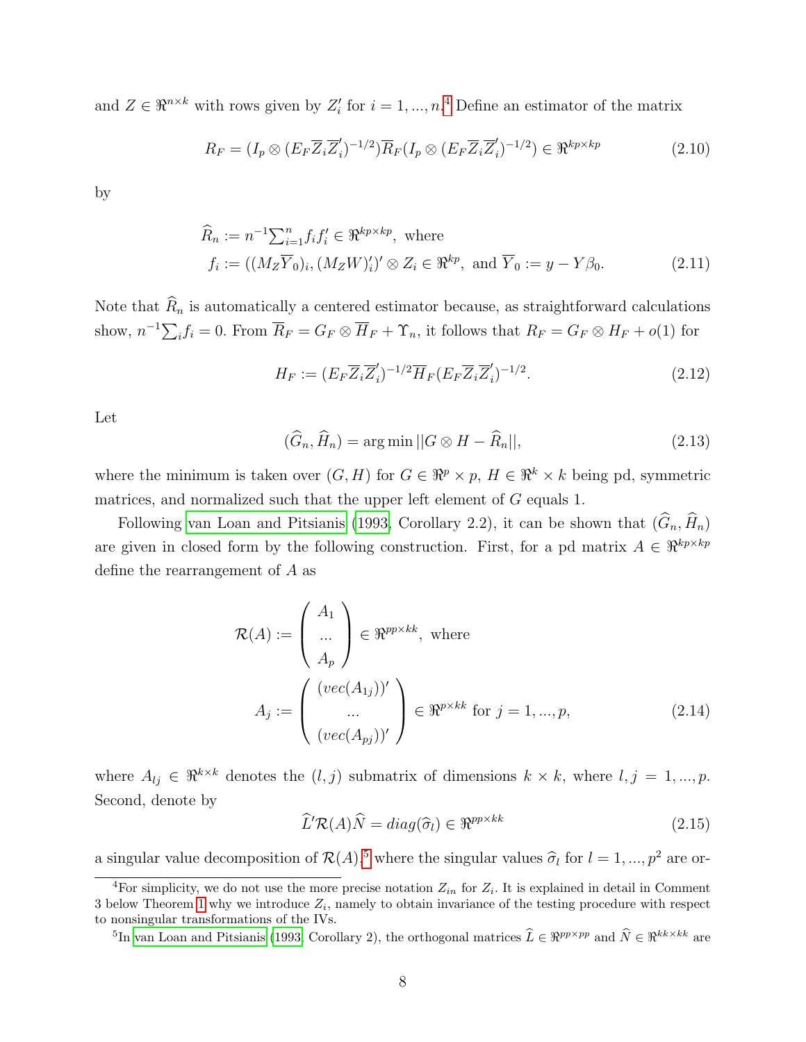and $Z \in \Re^{n \times k}$ with rows given by $Z_i'$ for $i = 1, ..., n$.[4] Define an estimator of the matrix

$$R_F = (I_p \otimes (E_F \overline{Z}_i \overline{Z}_i')^{-1/2}) \overline{R}_F (I_p \otimes (E_F \overline{Z}_i \overline{Z}_i')^{-1/2}) \in \Re^{kp \times kp} \tag{2.10}$$

by

$$\begin{aligned} &\widehat{R}_n := n^{-1} \textstyle\sum_{i=1}^n f_i f_i' \in \Re^{kp \times kp}, \text{ where} \\ &f_i := ((M_Z \overline{Y}_0)_i, (M_Z W)_i')' \otimes Z_i \in \Re^{kp}, \text{ and } \overline{Y}_0 := y - Y\beta_0. \end{aligned} \tag{2.11}$$

Note that $\widehat{R}_n$ is automatically a centered estimator because, as straightforward calculations show, $n^{-1} \sum_i f_i = 0$. From $\overline{R}_F = G_F \otimes \overline{H}_F + \Upsilon_n$, it follows that $R_F = G_F \otimes H_F + o(1)$ for

$$H_F := (E_F \overline{Z}_i \overline{Z}_i')^{-1/2} \overline{H}_F (E_F \overline{Z}_i \overline{Z}_i')^{-1/2}. \tag{2.12}$$

Let

$$(\widehat{G}_n, \widehat{H}_n) = \arg\min ||G \otimes H - \widehat{R}_n||, \tag{2.13}$$

where the minimum is taken over $(G, H)$ for $G \in \Re^p \times p$, $H \in \Re^k \times k$ being pd, symmetric matrices, and normalized such that the upper left element of $G$ equals 1.

Following van Loan and Pitsianis (1993, Corollary 2.2), it can be shown that $(\widehat{G}_n, \widehat{H}_n)$ are given in closed form by the following construction. First, for a pd matrix $A \in \Re^{kp \times kp}$ define the rearrangement of $A$ as

$$\begin{aligned} \mathcal{R}(A) &:= \begin{pmatrix} A_1 \\ ... \\ A_p \end{pmatrix} \in \Re^{pp \times kk}, \text{ where} \\ A_j &:= \begin{pmatrix} (vec(A_{1j}))' \\ ... \\ (vec(A_{pj}))' \end{pmatrix} \in \Re^{p \times kk} \text{ for } j = 1, ..., p, \end{aligned} \tag{2.14}$$

where $A_{lj} \in \Re^{k \times k}$ denotes the $(l, j)$ submatrix of dimensions $k \times k$, where $l, j = 1, ..., p$. Second, denote by

$$\widehat{L}' \mathcal{R}(A) \widehat{N} = diag(\widehat{\sigma}_l) \in \Re^{pp \times kk} \tag{2.15}$$

a singular value decomposition of $\mathcal{R}(A)$,[5] where the singular values $\widehat{\sigma}_l$ for $l = 1, ..., p^2$ are or-

[4] For simplicity, we do not use the more precise notation $Z_{in}$ for $Z_i$. It is explained in detail in Comment 3 below Theorem 1 why we introduce $Z_i$, namely to obtain invariance of the testing procedure with respect to nonsingular transformations of the IVs.

[5] In van Loan and Pitsianis (1993, Corollary 2), the orthogonal matrices $\widehat{L} \in \Re^{pp \times pp}$ and $\widehat{N} \in \Re^{kk \times kk}$ are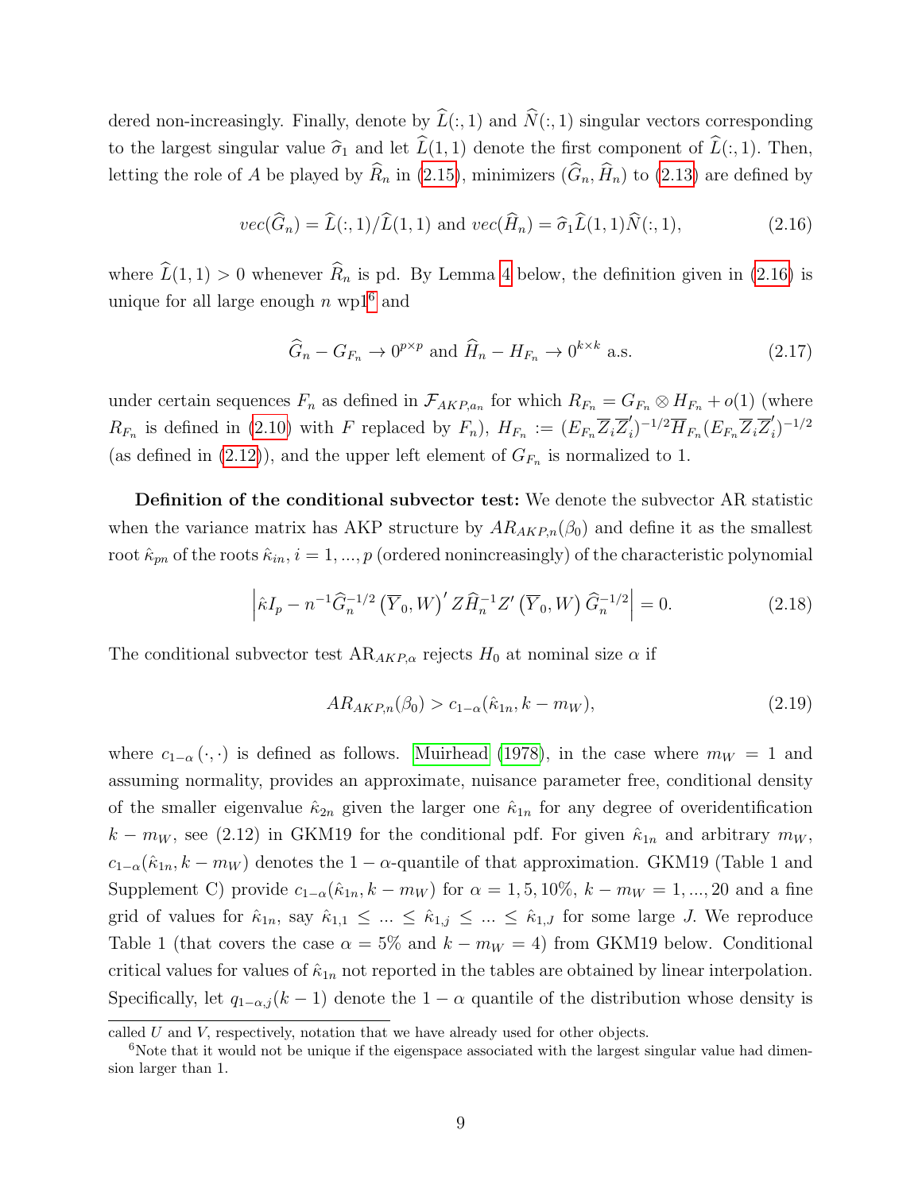dered non-increasingly. Finally, denote by $\widehat{L}(:,1)$ and $\widehat{N}(:,1)$ singular vectors corresponding to the largest singular value $\widehat{\sigma}_1$ and let $\widehat{L}(1,1)$ denote the first component of $\widehat{L}(:,1)$. Then, letting the role of $A$ be played by $\widehat{R}_n$ in (2.15), minimizers $(\widehat{G}_n, \widehat{H}_n)$ to (2.13) are defined by

$$vec(\widehat{G}_n) = \widehat{L}(:,1)/\widehat{L}(1,1) \text{ and } vec(\widehat{H}_n) = \widehat{\sigma}_1 \widehat{L}(1,1)\widehat{N}(:,1), \tag{2.16}$$

where $\widehat{L}(1,1) > 0$ whenever $\widehat{R}_n$ is pd. By Lemma 4 below, the definition given in (2.16) is unique for all large enough $n$ wp1[6] and

$$\widehat{G}_n - G_{F_n} \to 0^{p\times p} \text{ and } \widehat{H}_n - H_{F_n} \to 0^{k\times k} \text{ a.s.} \tag{2.17}$$

under certain sequences $F_n$ as defined in $\mathcal{F}_{AKP,a_n}$ for which $R_{F_n} = G_{F_n} \otimes H_{F_n} + o(1)$ (where $R_{F_n}$ is defined in (2.10) with $F$ replaced by $F_n$), $H_{F_n} := (E_{F_n}\overline{Z}_i\overline{Z}_i')^{-1/2}\overline{H}_{F_n}(E_{F_n}\overline{Z}_i\overline{Z}_i')^{-1/2}$ (as defined in (2.12)), and the upper left element of $G_{F_n}$ is normalized to 1.

**Definition of the conditional subvector test:** We denote the subvector AR statistic when the variance matrix has AKP structure by $AR_{AKP,n}(\beta_0)$ and define it as the smallest root $\hat{\kappa}_{pn}$ of the roots $\hat{\kappa}_{in}$, $i = 1,...,p$ (ordered nonincreasingly) of the characteristic polynomial

$$\left|\hat{\kappa} I_p - n^{-1}\widehat{G}_n^{-1/2}\left(\overline{Y}_0, W\right)' Z\widehat{H}_n^{-1}Z'\left(\overline{Y}_0, W\right)\widehat{G}_n^{-1/2}\right| = 0. \tag{2.18}$$

The conditional subvector test $\text{AR}_{AKP,\alpha}$ rejects $H_0$ at nominal size $\alpha$ if

$$AR_{AKP,n}(\beta_0) > c_{1-\alpha}(\hat{\kappa}_{1n}, k - m_W), \tag{2.19}$$

where $c_{1-\alpha}(\cdot,\cdot)$ is defined as follows. Muirhead (1978), in the case where $m_W = 1$ and assuming normality, provides an approximate, nuisance parameter free, conditional density of the smaller eigenvalue $\hat{\kappa}_{2n}$ given the larger one $\hat{\kappa}_{1n}$ for any degree of overidentification $k - m_W$, see (2.12) in GKM19 for the conditional pdf. For given $\hat{\kappa}_{1n}$ and arbitrary $m_W$, $c_{1-\alpha}(\hat{\kappa}_{1n}, k - m_W)$ denotes the $1-\alpha$-quantile of that approximation. GKM19 (Table 1 and Supplement C) provide $c_{1-\alpha}(\hat{\kappa}_{1n}, k - m_W)$ for $\alpha = 1, 5, 10\%$, $k - m_W = 1,...,20$ and a fine grid of values for $\hat{\kappa}_{1n}$, say $\hat{\kappa}_{1,1} \leq ... \leq \hat{\kappa}_{1,j} \leq ... \leq \hat{\kappa}_{1,J}$ for some large $J$. We reproduce Table 1 (that covers the case $\alpha = 5\%$ and $k - m_W = 4$) from GKM19 below. Conditional critical values for values of $\hat{\kappa}_{1n}$ not reported in the tables are obtained by linear interpolation. Specifically, let $q_{1-\alpha,j}(k-1)$ denote the $1-\alpha$ quantile of the distribution whose density is

called $U$ and $V$, respectively, notation that we have already used for other objects.

[6] Note that it would not be unique if the eigenspace associated with the largest singular value had dimension larger than 1.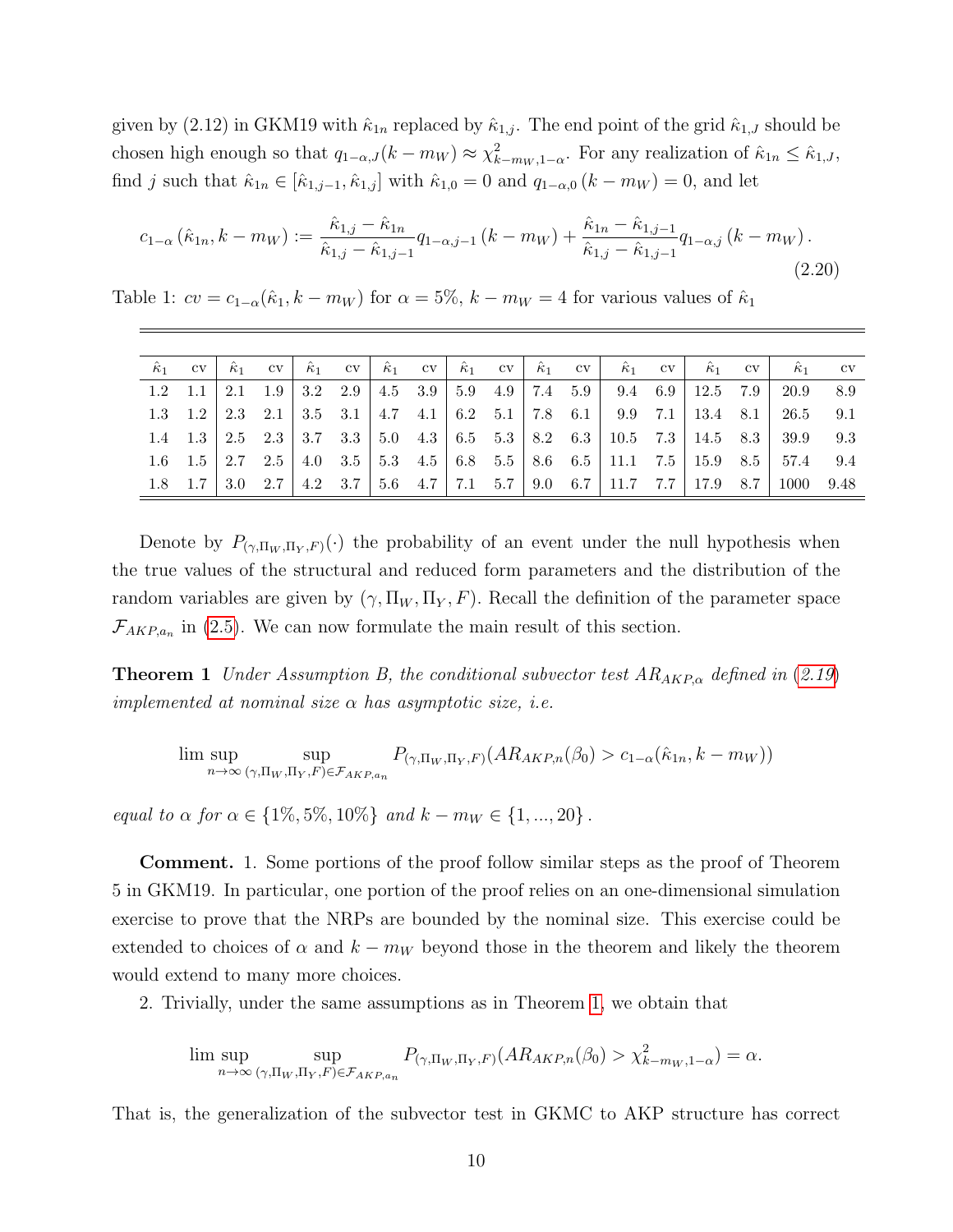given by (2.12) in GKM19 with $\hat{\kappa}_{1n}$ replaced by $\hat{\kappa}_{1,j}$. The end point of the grid $\hat{\kappa}_{1,J}$ should be chosen high enough so that $q_{1-\alpha,J}(k-m_W) \approx \chi^2_{k-m_W,1-\alpha}$. For any realization of $\hat{\kappa}_{1n} \leq \hat{\kappa}_{1,J}$, find $j$ such that $\hat{\kappa}_{1n} \in [\hat{\kappa}_{1,j-1}, \hat{\kappa}_{1,j}]$ with $\hat{\kappa}_{1,0} = 0$ and $q_{1-\alpha,0}(k-m_W) = 0$, and let

$$c_{1-\alpha}(\hat{\kappa}_{1n}, k-m_W) := \frac{\hat{\kappa}_{1,j} - \hat{\kappa}_{1n}}{\hat{\kappa}_{1,j} - \hat{\kappa}_{1,j-1}} q_{1-\alpha,j-1}(k-m_W) + \frac{\hat{\kappa}_{1n} - \hat{\kappa}_{1,j-1}}{\hat{\kappa}_{1,j} - \hat{\kappa}_{1,j-1}} q_{1-\alpha,j}(k-m_W). \tag{2.20}$$

Table 1: $cv = c_{1-\alpha}(\hat{\kappa}_1, k-m_W)$ for $\alpha = 5\%$, $k-m_W = 4$ for various values of $\hat{\kappa}_1$

| $\hat{\kappa}_1$ | cv | $\hat{\kappa}_1$ | cv | $\hat{\kappa}_1$ | cv | $\hat{\kappa}_1$ | cv | $\hat{\kappa}_1$ | cv | $\hat{\kappa}_1$ | cv | $\hat{\kappa}_1$ | cv | $\hat{\kappa}_1$ | cv | $\hat{\kappa}_1$ | cv |
|---|---|---|---|---|---|---|---|---|---|---|---|---|---|---|---|---|---|
| 1.2 | 1.1 | 2.1 | 1.9 | 3.2 | 2.9 | 4.5 | 3.9 | 5.9 | 4.9 | 7.4 | 5.9 | 9.4 | 6.9 | 12.5 | 7.9 | 20.9 | 8.9 |
| 1.3 | 1.2 | 2.3 | 2.1 | 3.5 | 3.1 | 4.7 | 4.1 | 6.2 | 5.1 | 7.8 | 6.1 | 9.9 | 7.1 | 13.4 | 8.1 | 26.5 | 9.1 |
| 1.4 | 1.3 | 2.5 | 2.3 | 3.7 | 3.3 | 5.0 | 4.3 | 6.5 | 5.3 | 8.2 | 6.3 | 10.5 | 7.3 | 14.5 | 8.3 | 39.9 | 9.3 |
| 1.6 | 1.5 | 2.7 | 2.5 | 4.0 | 3.5 | 5.3 | 4.5 | 6.8 | 5.5 | 8.6 | 6.5 | 11.1 | 7.5 | 15.9 | 8.5 | 57.4 | 9.4 |
| 1.8 | 1.7 | 3.0 | 2.7 | 4.2 | 3.7 | 5.6 | 4.7 | 7.1 | 5.7 | 9.0 | 6.7 | 11.7 | 7.7 | 17.9 | 8.7 | 1000 | 9.48 |

Denote by $P_{(\gamma,\Pi_W,\Pi_Y,F)}(\cdot)$ the probability of an event under the null hypothesis when the true values of the structural and reduced form parameters and the distribution of the random variables are given by $(\gamma, \Pi_W, \Pi_Y, F)$. Recall the definition of the parameter space $\mathcal{F}_{AKP,a_n}$ in (2.5). We can now formulate the main result of this section.

**Theorem 1** *Under Assumption B, the conditional subvector test $AR_{AKP,\alpha}$ defined in (2.19) implemented at nominal size $\alpha$ has asymptotic size, i.e.*

$$\limsup_{n\to\infty} \sup_{(\gamma,\Pi_W,\Pi_Y,F)\in\mathcal{F}_{AKP,a_n}} P_{(\gamma,\Pi_W,\Pi_Y,F)}(AR_{AKP,n}(\beta_0) > c_{1-\alpha}(\hat{\kappa}_{1n}, k-m_W))$$

*equal to $\alpha$ for $\alpha \in \{1\%, 5\%, 10\%\}$ and $k-m_W \in \{1,...,20\}$.*

**Comment.** 1. Some portions of the proof follow similar steps as the proof of Theorem 5 in GKM19. In particular, one portion of the proof relies on an one-dimensional simulation exercise to prove that the NRPs are bounded by the nominal size. This exercise could be extended to choices of $\alpha$ and $k-m_W$ beyond those in the theorem and likely the theorem would extend to many more choices.

2. Trivially, under the same assumptions as in Theorem 1, we obtain that

$$\limsup_{n\to\infty} \sup_{(\gamma,\Pi_W,\Pi_Y,F)\in\mathcal{F}_{AKP,a_n}} P_{(\gamma,\Pi_W,\Pi_Y,F)}(AR_{AKP,n}(\beta_0) > \chi^2_{k-m_W,1-\alpha}) = \alpha.$$

That is, the generalization of the subvector test in GKMC to AKP structure has correct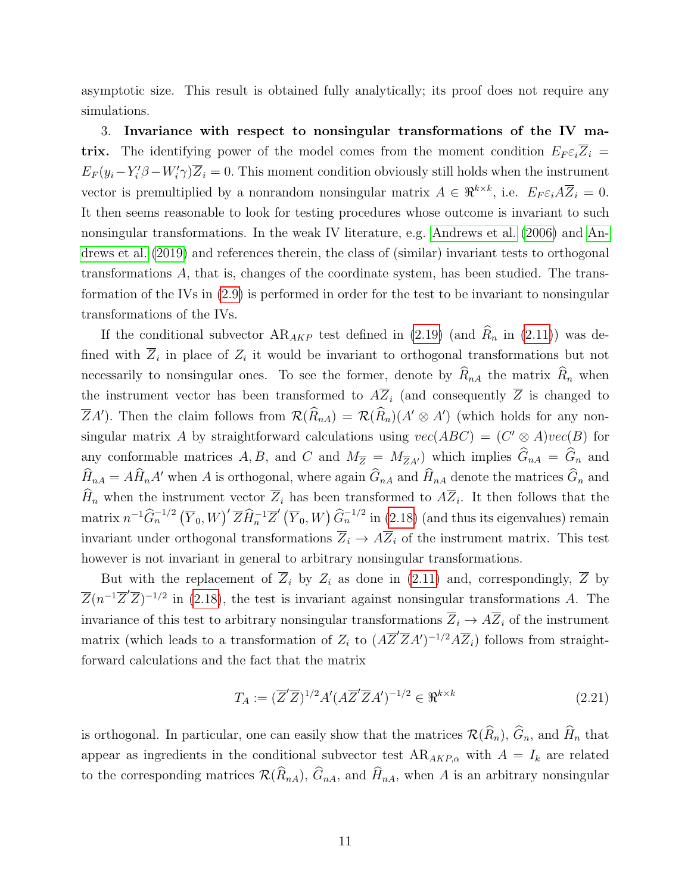asymptotic size. This result is obtained fully analytically; its proof does not require any simulations.

3. **Invariance with respect to nonsingular transformations of the IV matrix.** The identifying power of the model comes from the moment condition $E_F \varepsilon_i \overline{Z}_i = E_F(y_i - Y_i'\beta - W_i'\gamma)\overline{Z}_i = 0$. This moment condition obviously still holds when the instrument vector is premultiplied by a nonrandom nonsingular matrix $A \in \Re^{k\times k}$, i.e. $E_F \varepsilon_i A\overline{Z}_i = 0$. It then seems reasonable to look for testing procedures whose outcome is invariant to such nonsingular transformations. In the weak IV literature, e.g. Andrews et al. (2006) and Andrews et al. (2019) and references therein, the class of (similar) invariant tests to orthogonal transformations $A$, that is, changes of the coordinate system, has been studied. The transformation of the IVs in (2.9) is performed in order for the test to be invariant to nonsingular transformations of the IVs.

If the conditional subvector $\text{AR}_{AKP}$ test defined in (2.19) (and $\widehat{R}_n$ in (2.11)) was defined with $\overline{Z}_i$ in place of $Z_i$ it would be invariant to orthogonal transformations but not necessarily to nonsingular ones. To see the former, denote by $\widehat{R}_{nA}$ the matrix $\widehat{R}_n$ when the instrument vector has been transformed to $A\overline{Z}_i$ (and consequently $\overline{Z}$ is changed to $\overline{Z}A'$). Then the claim follows from $\mathcal{R}(\widehat{R}_{nA}) = \mathcal{R}(\widehat{R}_n)(A' \otimes A')$ (which holds for any nonsingular matrix $A$ by straightforward calculations using $vec(ABC) = (C' \otimes A)vec(B)$ for any conformable matrices $A, B$, and $C$ and $M_{\overline{Z}} = M_{\overline{Z}A'}$) which implies $\widehat{G}_{nA} = \widehat{G}_n$ and $\widehat{H}_{nA} = A\widehat{H}_n A'$ when $A$ is orthogonal, where again $\widehat{G}_{nA}$ and $\widehat{H}_{nA}$ denote the matrices $\widehat{G}_n$ and $\widehat{H}_n$ when the instrument vector $\overline{Z}_i$ has been transformed to $A\overline{Z}_i$. It then follows that the matrix $n^{-1}\widehat{G}_n^{-1/2}\left(\overline{Y}_0, W\right)'\overline{Z}\widehat{H}_n^{-1}\overline{Z}'\left(\overline{Y}_0, W\right)\widehat{G}_n^{-1/2}$ in (2.18) (and thus its eigenvalues) remain invariant under orthogonal transformations $\overline{Z}_i \to A\overline{Z}_i$ of the instrument matrix. This test however is not invariant in general to arbitrary nonsingular transformations.

But with the replacement of $\overline{Z}_i$ by $Z_i$ as done in (2.11) and, correspondingly, $\overline{Z}$ by $\overline{Z}(n^{-1}\overline{Z}'\overline{Z})^{-1/2}$ in (2.18), the test is invariant against nonsingular transformations $A$. The invariance of this test to arbitrary nonsingular transformations $\overline{Z}_i \to A\overline{Z}_i$ of the instrument matrix (which leads to a transformation of $Z_i$ to $(A\overline{Z}'\overline{Z}A')^{-1/2}A\overline{Z}_i$) follows from straightforward calculations and the fact that the matrix

$$T_A := (\overline{Z}'\overline{Z})^{1/2}A'(A\overline{Z}'\overline{Z}A')^{-1/2} \in \Re^{k\times k} \tag{2.21}$$

is orthogonal. In particular, one can easily show that the matrices $\mathcal{R}(\widehat{R}_n)$, $\widehat{G}_n$, and $\widehat{H}_n$ that appear as ingredients in the conditional subvector test $\text{AR}_{AKP,\alpha}$ with $A = I_k$ are related to the corresponding matrices $\mathcal{R}(\widehat{R}_{nA})$, $\widehat{G}_{nA}$, and $\widehat{H}_{nA}$, when $A$ is an arbitrary nonsingular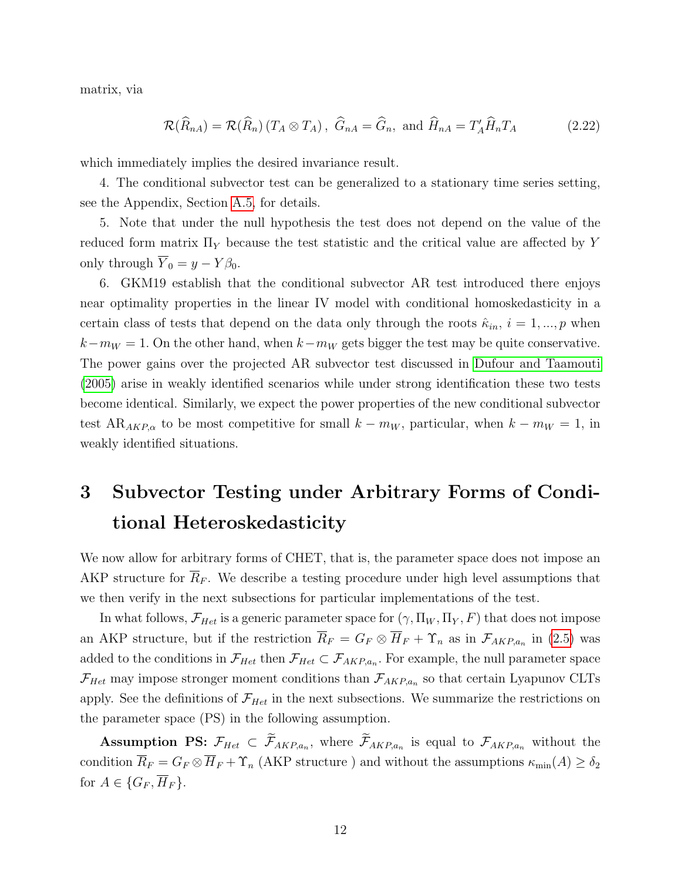matrix, via

$$\mathcal{R}(\widehat{R}_{nA}) = \mathcal{R}(\widehat{R}_n)\,(T_A \otimes T_A)\,,\ \widehat{G}_{nA} = \widehat{G}_n, \text{ and } \widehat{H}_{nA} = T_A' \widehat{H}_n T_A \tag{2.22}$$

which immediately implies the desired invariance result.

4. The conditional subvector test can be generalized to a stationary time series setting, see the Appendix, Section A.5, for details.

5. Note that under the null hypothesis the test does not depend on the value of the reduced form matrix $\Pi_Y$ because the test statistic and the critical value are affected by $Y$ only through $\overline{Y}_0 = y - Y\beta_0$.

6. GKM19 establish that the conditional subvector AR test introduced there enjoys near optimality properties in the linear IV model with conditional homoskedasticity in a certain class of tests that depend on the data only through the roots $\hat{\kappa}_{in}$, $i = 1, ..., p$ when $k - m_W = 1$. On the other hand, when $k - m_W$ gets bigger the test may be quite conservative. The power gains over the projected AR subvector test discussed in Dufour and Taamouti (2005) arise in weakly identified scenarios while under strong identification these two tests become identical. Similarly, we expect the power properties of the new conditional subvector test $\text{AR}_{AKP,\alpha}$ to be most competitive for small $k - m_W$, particular, when $k - m_W = 1$, in weakly identified situations.

# 3 Subvector Testing under Arbitrary Forms of Conditional Heteroskedasticity

We now allow for arbitrary forms of CHET, that is, the parameter space does not impose an AKP structure for $\overline{R}_F$. We describe a testing procedure under high level assumptions that we then verify in the next subsections for particular implementations of the test.

In what follows, $\mathcal{F}_{Het}$ is a generic parameter space for $(\gamma, \Pi_W, \Pi_Y, F)$ that does not impose an AKP structure, but if the restriction $\overline{R}_F = G_F \otimes \overline{H}_F + \Upsilon_n$ as in $\mathcal{F}_{AKP,a_n}$ in (2.5) was added to the conditions in $\mathcal{F}_{Het}$ then $\mathcal{F}_{Het} \subset \mathcal{F}_{AKP,a_n}$. For example, the null parameter space $\mathcal{F}_{Het}$ may impose stronger moment conditions than $\mathcal{F}_{AKP,a_n}$ so that certain Lyapunov CLTs apply. See the definitions of $\mathcal{F}_{Het}$ in the next subsections. We summarize the restrictions on the parameter space (PS) in the following assumption.

**Assumption PS:** $\mathcal{F}_{Het} \subset \widetilde{\mathcal{F}}_{AKP,a_n}$, where $\widetilde{\mathcal{F}}_{AKP,a_n}$ is equal to $\mathcal{F}_{AKP,a_n}$ without the condition $\overline{R}_F = G_F \otimes \overline{H}_F + \Upsilon_n$ (AKP structure ) and without the assumptions $\kappa_{\min}(A) \geq \delta_2$ for $A \in \{G_F, \overline{H}_F\}$.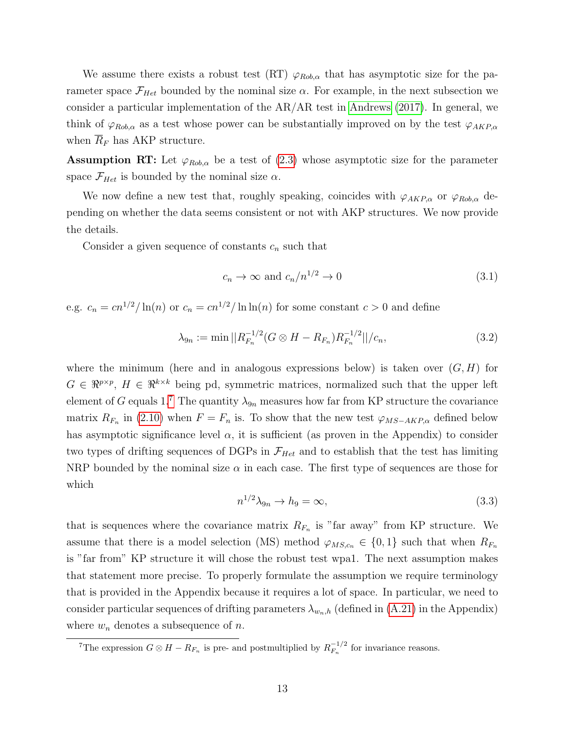We assume there exists a robust test (RT) $\varphi_{Rob,\alpha}$ that has asymptotic size for the parameter space $\mathcal{F}_{Het}$ bounded by the nominal size $\alpha$. For example, in the next subsection we consider a particular implementation of the AR/AR test in Andrews (2017). In general, we think of $\varphi_{Rob,\alpha}$ as a test whose power can be substantially improved on by the test $\varphi_{AKP,\alpha}$ when $\overline{R}_F$ has AKP structure.

**Assumption RT:** Let $\varphi_{Rob,\alpha}$ be a test of (2.3) whose asymptotic size for the parameter space $\mathcal{F}_{Het}$ is bounded by the nominal size $\alpha$.

We now define a new test that, roughly speaking, coincides with $\varphi_{AKP,\alpha}$ or $\varphi_{Rob,\alpha}$ depending on whether the data seems consistent or not with AKP structures. We now provide the details.

Consider a given sequence of constants $c_n$ such that

$$c_n \to \infty \text{ and } c_n/n^{1/2} \to 0 \tag{3.1}$$

e.g. $c_n = cn^{1/2}/\ln(n)$ or $c_n = cn^{1/2}/\ln\ln(n)$ for some constant $c > 0$ and define

$$\lambda_{9n} := \min ||R_{F_n}^{-1/2}(G \otimes H - R_{F_n})R_{F_n}^{-1/2}||/c_n, \tag{3.2}$$

where the minimum (here and in analogous expressions below) is taken over $(G, H)$ for $G \in \Re^{p\times p}$, $H \in \Re^{k\times k}$ being pd, symmetric matrices, normalized such that the upper left element of $G$ equals 1.[7] The quantity $\lambda_{9n}$ measures how far from KP structure the covariance matrix $R_{F_n}$ in (2.10) when $F = F_n$ is. To show that the new test $\varphi_{MS-AKP,\alpha}$ defined below has asymptotic significance level $\alpha$, it is sufficient (as proven in the Appendix) to consider two types of drifting sequences of DGPs in $\mathcal{F}_{Het}$ and to establish that the test has limiting NRP bounded by the nominal size $\alpha$ in each case. The first type of sequences are those for which

$$n^{1/2}\lambda_{9n} \to h_9 = \infty, \tag{3.3}$$

that is sequences where the covariance matrix $R_{F_n}$ is "far away" from KP structure. We assume that there is a model selection (MS) method $\varphi_{MS,c_n} \in \{0, 1\}$ such that when $R_{F_n}$ is "far from" KP structure it will chose the robust test wpa1. The next assumption makes that statement more precise. To properly formulate the assumption we require terminology that is provided in the Appendix because it requires a lot of space. In particular, we need to consider particular sequences of drifting parameters $\lambda_{w_n,h}$ (defined in (A.21) in the Appendix) where $w_n$ denotes a subsequence of $n$.

[7] The expression $G \otimes H - R_{F_n}$ is pre- and postmultiplied by $R_{F_n}^{-1/2}$ for invariance reasons.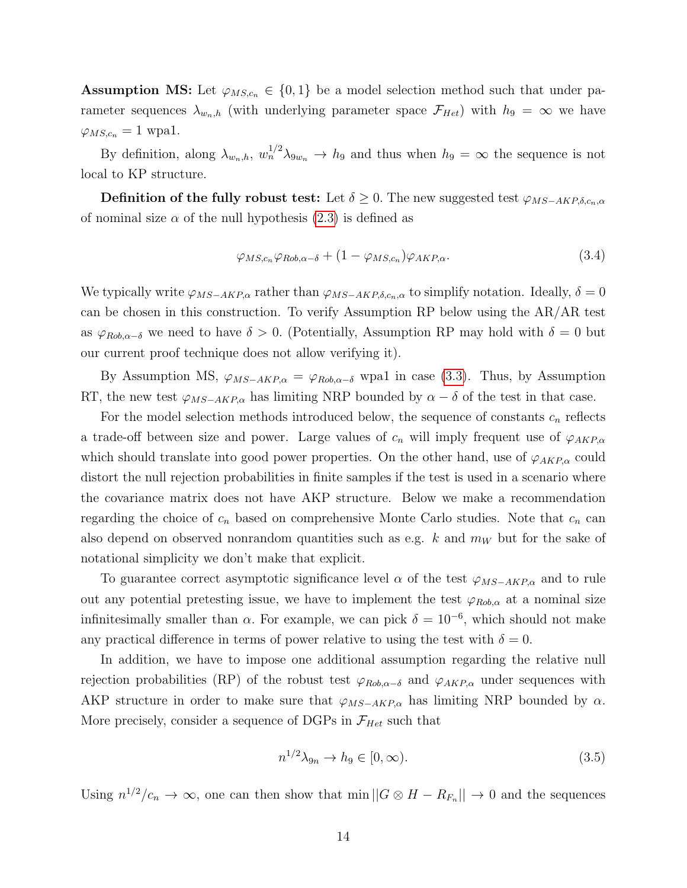**Assumption MS:** Let $\varphi_{MS,c_n} \in \{0,1\}$ be a model selection method such that under parameter sequences $\lambda_{w_n,h}$ (with underlying parameter space $\mathcal{F}_{Het}$) with $h_9 = \infty$ we have $\varphi_{MS,c_n} = 1$ wpa1.

By definition, along $\lambda_{w_n,h}$, $w_n^{1/2}\lambda_{9w_n} \to h_9$ and thus when $h_9 = \infty$ the sequence is not local to KP structure.

**Definition of the fully robust test:** Let $\delta \geq 0$. The new suggested test $\varphi_{MS-AKP,\delta,c_n,\alpha}$ of nominal size $\alpha$ of the null hypothesis (2.3) is defined as

$$\varphi_{MS,c_n}\varphi_{Rob,\alpha-\delta} + (1-\varphi_{MS,c_n})\varphi_{AKP,\alpha}. \tag{3.4}$$

We typically write $\varphi_{MS-AKP,\alpha}$ rather than $\varphi_{MS-AKP,\delta,c_n,\alpha}$ to simplify notation. Ideally, $\delta = 0$ can be chosen in this construction. To verify Assumption RP below using the AR/AR test as $\varphi_{Rob,\alpha-\delta}$ we need to have $\delta > 0$. (Potentially, Assumption RP may hold with $\delta = 0$ but our current proof technique does not allow verifying it).

By Assumption MS, $\varphi_{MS-AKP,\alpha} = \varphi_{Rob,\alpha-\delta}$ wpa1 in case (3.3). Thus, by Assumption RT, the new test $\varphi_{MS-AKP,\alpha}$ has limiting NRP bounded by $\alpha - \delta$ of the test in that case.

For the model selection methods introduced below, the sequence of constants $c_n$ reflects a trade-off between size and power. Large values of $c_n$ will imply frequent use of $\varphi_{AKP,\alpha}$ which should translate into good power properties. On the other hand, use of $\varphi_{AKP,\alpha}$ could distort the null rejection probabilities in finite samples if the test is used in a scenario where the covariance matrix does not have AKP structure. Below we make a recommendation regarding the choice of $c_n$ based on comprehensive Monte Carlo studies. Note that $c_n$ can also depend on observed nonrandom quantities such as e.g. $k$ and $m_W$ but for the sake of notational simplicity we don't make that explicit.

To guarantee correct asymptotic significance level $\alpha$ of the test $\varphi_{MS-AKP,\alpha}$ and to rule out any potential pretesting issue, we have to implement the test $\varphi_{Rob,\alpha}$ at a nominal size infinitesimally smaller than $\alpha$. For example, we can pick $\delta = 10^{-6}$, which should not make any practical difference in terms of power relative to using the test with $\delta = 0$.

In addition, we have to impose one additional assumption regarding the relative null rejection probabilities (RP) of the robust test $\varphi_{Rob,\alpha-\delta}$ and $\varphi_{AKP,\alpha}$ under sequences with AKP structure in order to make sure that $\varphi_{MS-AKP,\alpha}$ has limiting NRP bounded by $\alpha$. More precisely, consider a sequence of DGPs in $\mathcal{F}_{Het}$ such that

$$n^{1/2}\lambda_{9n} \to h_9 \in [0,\infty). \tag{3.5}$$

Using $n^{1/2}/c_n \to \infty$, one can then show that $\min ||G \otimes H - R_{F_n}|| \to 0$ and the sequences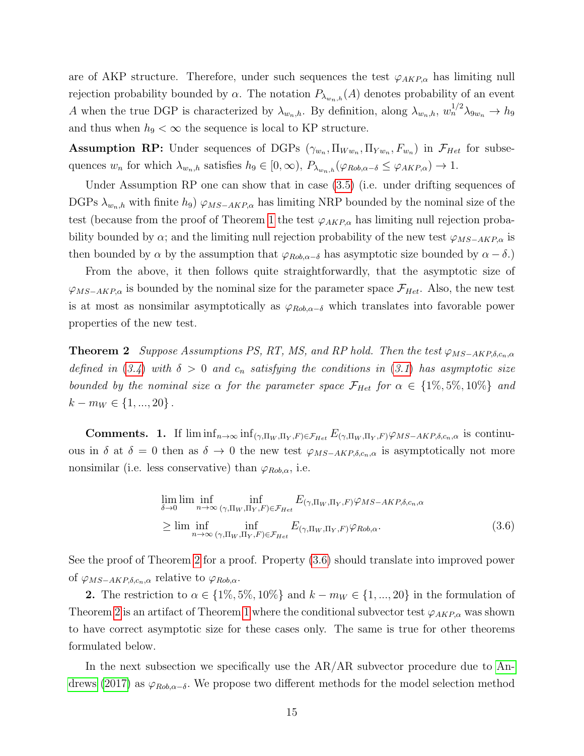are of AKP structure. Therefore, under such sequences the test $\varphi_{AKP,\alpha}$ has limiting null rejection probability bounded by $\alpha$. The notation $P_{\lambda_{w_n,h}}(A)$ denotes probability of an event $A$ when the true DGP is characterized by $\lambda_{w_n,h}$. By definition, along $\lambda_{w_n,h}$, $w_n^{1/2}\lambda_{9w_n} \to h_9$ and thus when $h_9 < \infty$ the sequence is local to KP structure.

**Assumption RP:** Under sequences of DGPs $(\gamma_{w_n}, \Pi_{Ww_n}, \Pi_{Yw_n}, F_{w_n})$ in $\mathcal{F}_{Het}$ for subsequences $w_n$ for which $\lambda_{w_n,h}$ satisfies $h_9 \in [0,\infty)$, $P_{\lambda_{w_n,h}}(\varphi_{Rob,\alpha-\delta} \leq \varphi_{AKP,\alpha}) \to 1$.

Under Assumption RP one can show that in case (3.5) (i.e. under drifting sequences of DGPs $\lambda_{w_n,h}$ with finite $h_9$) $\varphi_{MS-AKP,\alpha}$ has limiting NRP bounded by the nominal size of the test (because from the proof of Theorem 1 the test $\varphi_{AKP,\alpha}$ has limiting null rejection probability bounded by $\alpha$; and the limiting null rejection probability of the new test $\varphi_{MS-AKP,\alpha}$ is then bounded by $\alpha$ by the assumption that $\varphi_{Rob,\alpha-\delta}$ has asymptotic size bounded by $\alpha - \delta$.)

From the above, it then follows quite straightforwardly, that the asymptotic size of $\varphi_{MS-AKP,\alpha}$ is bounded by the nominal size for the parameter space $\mathcal{F}_{Het}$. Also, the new test is at most as nonsimilar asymptotically as $\varphi_{Rob,\alpha-\delta}$ which translates into favorable power properties of the new test.

**Theorem 2** *Suppose Assumptions PS, RT, MS, and RP hold. Then the test $\varphi_{MS-AKP,\delta,c_n,\alpha}$ defined in (3.4) with $\delta > 0$ and $c_n$ satisfying the conditions in (3.1) has asymptotic size bounded by the nominal size $\alpha$ for the parameter space $\mathcal{F}_{Het}$ for $\alpha \in \{1\%, 5\%, 10\%\}$ and $k - m_W \in \{1, ..., 20\}$.*

**Comments. 1.** If $\liminf_{n\to\infty} \inf_{(\gamma,\Pi_W,\Pi_Y,F)\in\mathcal{F}_{Het}} E_{(\gamma,\Pi_W,\Pi_Y,F)}\varphi_{MS-AKP,\delta,c_n,\alpha}$ is continuous in $\delta$ at $\delta = 0$ then as $\delta \to 0$ the new test $\varphi_{MS-AKP,\delta,c_n,\alpha}$ is asymptotically not more nonsimilar (i.e. less conservative) than $\varphi_{Rob,\alpha}$, i.e.

$$
\begin{aligned}
&\lim_{\delta\to 0}\liminf_{n\to\infty} \inf_{(\gamma,\Pi_W,\Pi_Y,F)\in\mathcal{F}_{Het}} E_{(\gamma,\Pi_W,\Pi_Y,F)}\varphi_{MS-AKP,\delta,c_n,\alpha} \\
&\geq \liminf_{n\to\infty} \inf_{(\gamma,\Pi_W,\Pi_Y,F)\in\mathcal{F}_{Het}} E_{(\gamma,\Pi_W,\Pi_Y,F)}\varphi_{Rob,\alpha}.
\end{aligned}
\tag{3.6}
$$

See the proof of Theorem 2 for a proof. Property (3.6) should translate into improved power of $\varphi_{MS-AKP,\delta,c_n,\alpha}$ relative to $\varphi_{Rob,\alpha}$.

**2.** The restriction to $\alpha \in \{1\%, 5\%, 10\%\}$ and $k - m_W \in \{1, ..., 20\}$ in the formulation of Theorem 2 is an artifact of Theorem 1 where the conditional subvector test $\varphi_{AKP,\alpha}$ was shown to have correct asymptotic size for these cases only. The same is true for other theorems formulated below.

In the next subsection we specifically use the AR/AR subvector procedure due to Andrews (2017) as $\varphi_{Rob,\alpha-\delta}$. We propose two different methods for the model selection method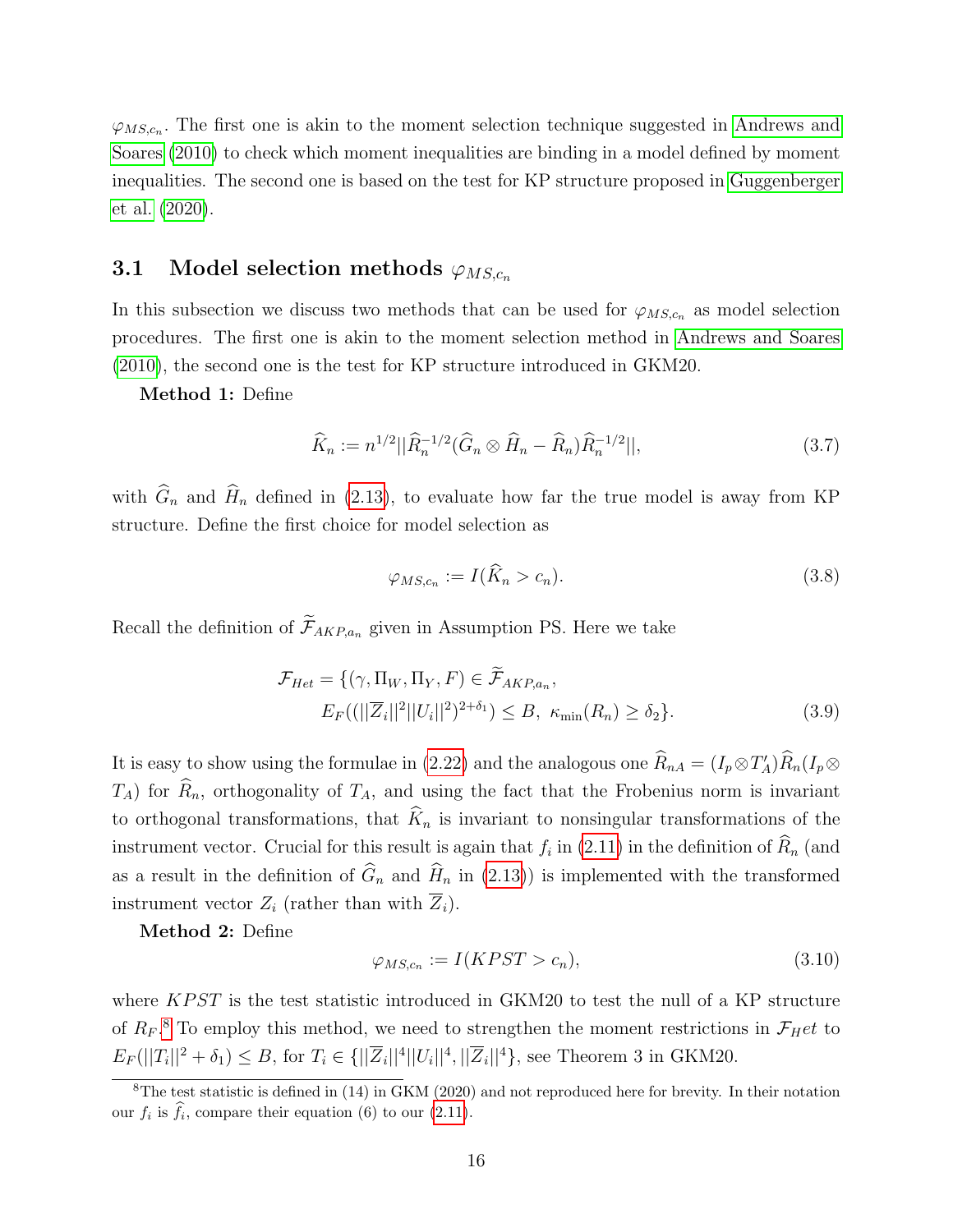$\varphi_{MS,c_n}$. The first one is akin to the moment selection technique suggested in Andrews and Soares (2010) to check which moment inequalities are binding in a model defined by moment inequalities. The second one is based on the test for KP structure proposed in Guggenberger et al. (2020).

### 3.1 Model selection methods $\varphi_{MS,c_n}$

In this subsection we discuss two methods that can be used for $\varphi_{MS,c_n}$ as model selection procedures. The first one is akin to the moment selection method in Andrews and Soares (2010), the second one is the test for KP structure introduced in GKM20.

**Method 1:** Define

$$\widehat{K}_n := n^{1/2}||\widehat{R}_n^{-1/2}(\widehat{G}_n \otimes \widehat{H}_n - \widehat{R}_n)\widehat{R}_n^{-1/2}||, \tag{3.7}$$

with $\widehat{G}_n$ and $\widehat{H}_n$ defined in (2.13), to evaluate how far the true model is away from KP structure. Define the first choice for model selection as

$$\varphi_{MS,c_n} := I(\widehat{K}_n > c_n). \tag{3.8}$$

Recall the definition of $\widetilde{\mathcal{F}}_{AKP,a_n}$ given in Assumption PS. Here we take

$$\begin{aligned} \mathcal{F}_{Het} = \{&(\gamma, \Pi_W, \Pi_Y, F) \in \widetilde{\mathcal{F}}_{AKP,a_n}, \\ &E_F((||\overline{Z}_i||^2||U_i||^2)^{2+\delta_1}) \leq B,\ \kappa_{\min}(R_n) \geq \delta_2\}. \end{aligned} \tag{3.9}$$

It is easy to show using the formulae in (2.22) and the analogous one $\widehat{R}_{nA} = (I_p \otimes T_A')\widehat{R}_n(I_p \otimes T_A)$ for $\widehat{R}_n$, orthogonality of $T_A$, and using the fact that the Frobenius norm is invariant to orthogonal transformations, that $\widehat{K}_n$ is invariant to nonsingular transformations of the instrument vector. Crucial for this result is again that $f_i$ in (2.11) in the definition of $\widehat{R}_n$ (and as a result in the definition of $\widehat{G}_n$ and $\widehat{H}_n$ in (2.13)) is implemented with the transformed instrument vector $Z_i$ (rather than with $\overline{Z}_i$).

**Method 2:** Define

$$\varphi_{MS,c_n} := I(KPST > c_n), \tag{3.10}$$

where $KPST$ is the test statistic introduced in GKM20 to test the null of a KP structure of $R_F$.[8] To employ this method, we need to strengthen the moment restrictions in $\mathcal{F}_Het$ to $E_F(||T_i||^2 + \delta_1) \leq B$, for $T_i \in \{||\overline{Z}_i||^4||U_i||^4, ||\overline{Z}_i||^4\}$, see Theorem 3 in GKM20.

[8] The test statistic is defined in (14) in GKM (2020) and not reproduced here for brevity. In their notation our $f_i$ is $\widehat{f}_i$, compare their equation (6) to our (2.11).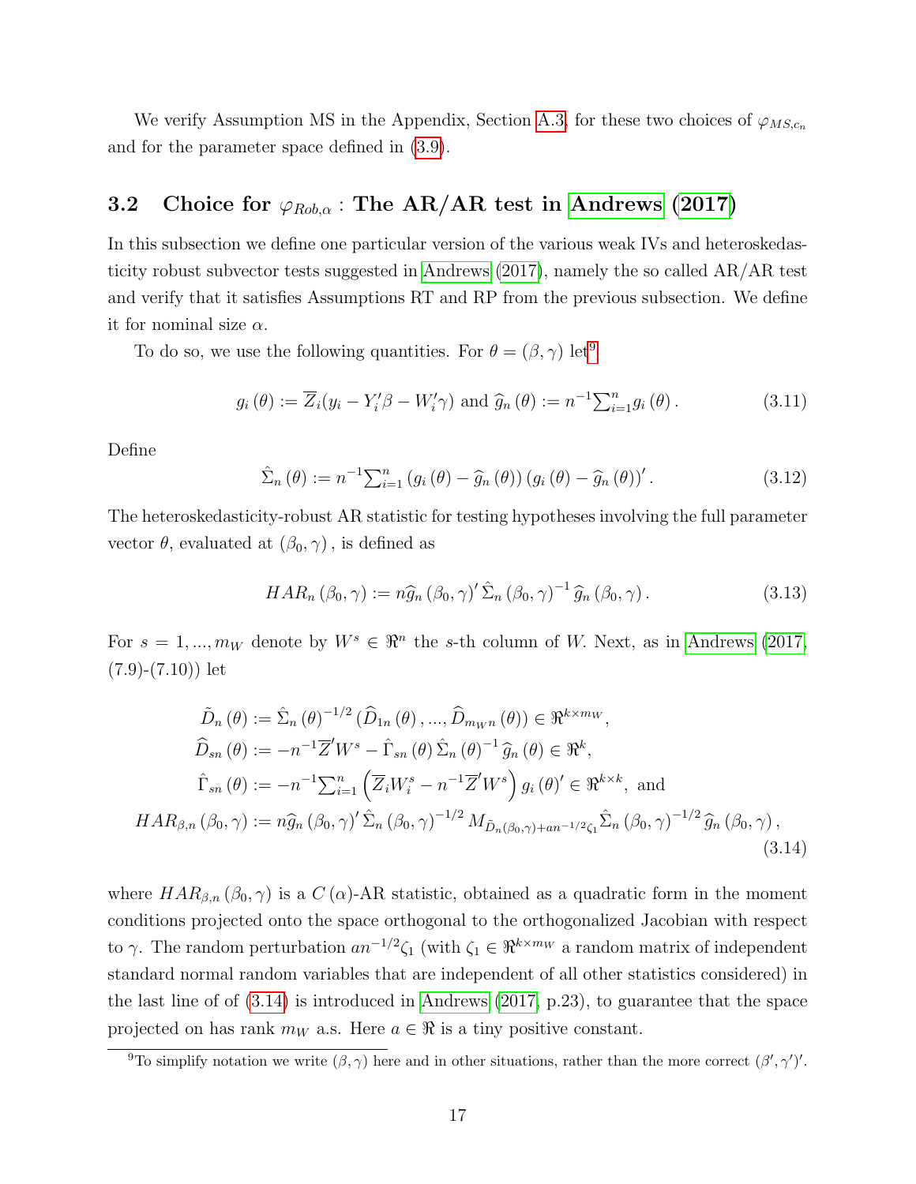We verify Assumption MS in the Appendix, Section A.3, for these two choices of $\varphi_{MS,c_n}$ and for the parameter space defined in (3.9).

## 3.2 Choice for $\varphi_{Rob,\alpha}$ : The AR/AR test in Andrews (2017)

In this subsection we define one particular version of the various weak IVs and heteroskedasticity robust subvector tests suggested in Andrews (2017), namely the so called AR/AR test and verify that it satisfies Assumptions RT and RP from the previous subsection. We define it for nominal size $\alpha$.

To do so, we use the following quantities. For $\theta = (\beta, \gamma)$ let[9]

$$g_i(\theta) := \overline{Z}_i(y_i - Y_i'\beta - W_i'\gamma) \text{ and } \widehat{g}_n(\theta) := n^{-1}\textstyle\sum_{i=1}^n g_i(\theta). \tag{3.11}$$

Define

$$\hat{\Sigma}_n(\theta) := n^{-1}\textstyle\sum_{i=1}^n \left(g_i(\theta) - \widehat{g}_n(\theta)\right)\left(g_i(\theta) - \widehat{g}_n(\theta)\right)'. \tag{3.12}$$

The heteroskedasticity-robust AR statistic for testing hypotheses involving the full parameter vector $\theta$, evaluated at $(\beta_0, \gamma)$, is defined as

$$HAR_n(\beta_0, \gamma) := n\widehat{g}_n(\beta_0, \gamma)' \hat{\Sigma}_n(\beta_0, \gamma)^{-1} \widehat{g}_n(\beta_0, \gamma). \tag{3.13}$$

For $s = 1, ..., m_W$ denote by $W^s \in \Re^n$ the $s$-th column of $W$. Next, as in Andrews (2017, (7.9)-(7.10)) let

$$\begin{aligned}
\tilde{D}_n(\theta) &:= \hat{\Sigma}_n(\theta)^{-1/2}\left(\widehat{D}_{1n}(\theta), ..., \widehat{D}_{m_W n}(\theta)\right) \in \Re^{k \times m_W}, \\
\widehat{D}_{sn}(\theta) &:= -n^{-1}\overline{Z}'W^s - \hat{\Gamma}_{sn}(\theta)\hat{\Sigma}_n(\theta)^{-1}\widehat{g}_n(\theta) \in \Re^k, \\
\hat{\Gamma}_{sn}(\theta) &:= -n^{-1}\textstyle\sum_{i=1}^n \left(\overline{Z}_i W_i^s - n^{-1}\overline{Z}'W^s\right) g_i(\theta)' \in \Re^{k \times k}, \text{ and} \\
HAR_{\beta,n}(\beta_0, \gamma) &:= n\widehat{g}_n(\beta_0, \gamma)' \hat{\Sigma}_n(\beta_0, \gamma)^{-1/2} M_{\tilde{D}_n(\beta_0,\gamma) + an^{-1/2}\zeta_1} \hat{\Sigma}_n(\beta_0, \gamma)^{-1/2} \widehat{g}_n(\beta_0, \gamma),
\end{aligned} \tag{3.14}$$

where $HAR_{\beta,n}(\beta_0, \gamma)$ is a $C(\alpha)$-AR statistic, obtained as a quadratic form in the moment conditions projected onto the space orthogonal to the orthogonalized Jacobian with respect to $\gamma$. The random perturbation $an^{-1/2}\zeta_1$ (with $\zeta_1 \in \Re^{k \times m_W}$ a random matrix of independent standard normal random variables that are independent of all other statistics considered) in the last line of of (3.14) is introduced in Andrews (2017, p.23), to guarantee that the space projected on has rank $m_W$ a.s. Here $a \in \Re$ is a tiny positive constant.

[9] To simplify notation we write $(\beta, \gamma)$ here and in other situations, rather than the more correct $(\beta', \gamma')'$.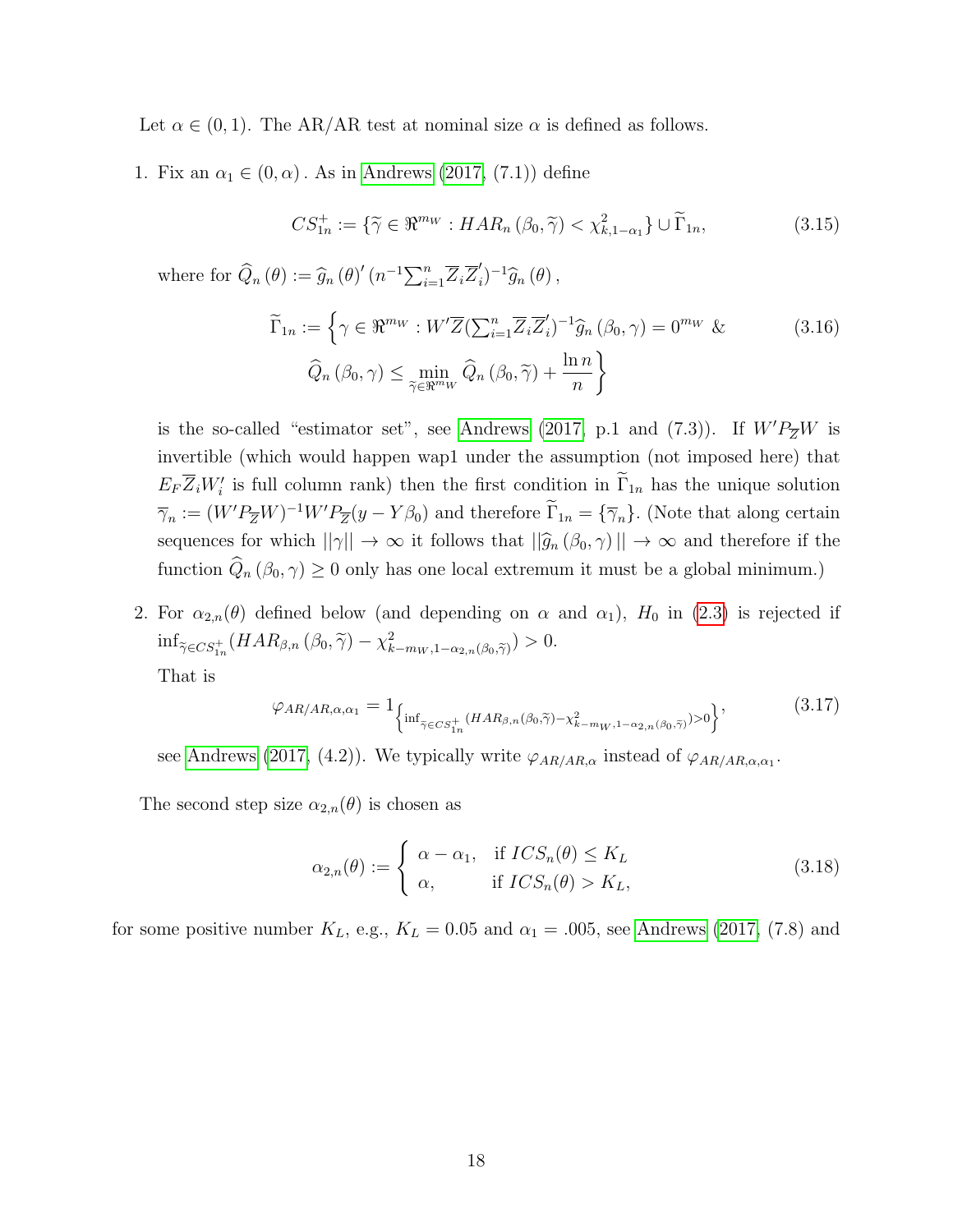Let $\alpha \in (0,1)$. The AR/AR test at nominal size $\alpha$ is defined as follows.

1. Fix an $\alpha_1 \in (0, \alpha)$. As in Andrews (2017, (7.1)) define

$$CS_{1n}^{+} := \{\widetilde{\gamma} \in \Re^{m_W} : HAR_n(\beta_0, \widetilde{\gamma}) < \chi^2_{k,1-\alpha_1}\} \cup \widetilde{\Gamma}_{1n}, \tag{3.15}$$

   where for $\widehat{Q}_n(\theta) := \widehat{g}_n(\theta)' (n^{-1}\sum_{i=1}^n \overline{Z}_i \overline{Z}_i')^{-1} \widehat{g}_n(\theta)$,

$$\widetilde{\Gamma}_{1n} := \Big\{ \gamma \in \Re^{m_W} : W'\overline{Z}(\textstyle\sum_{i=1}^n \overline{Z}_i \overline{Z}_i')^{-1} \widehat{g}_n(\beta_0, \gamma) = 0^{m_W} \ \& \\ \widehat{Q}_n(\beta_0, \gamma) \leq \min_{\widetilde{\gamma} \in \Re^{m_W}} \widehat{Q}_n(\beta_0, \widetilde{\gamma}) + \frac{\ln n}{n} \Big\} \tag{3.16}$$

   is the so-called "estimator set", see Andrews (2017, p.1 and (7.3)). If $W'P_{\overline{Z}}W$ is invertible (which would happen wap1 under the assumption (not imposed here) that $E_F \overline{Z}_i W_i'$ is full column rank) then the first condition in $\widetilde{\Gamma}_{1n}$ has the unique solution $\overline{\gamma}_n := (W'P_{\overline{Z}}W)^{-1} W' P_{\overline{Z}}(y - Y\beta_0)$ and therefore $\widetilde{\Gamma}_{1n} = \{\overline{\gamma}_n\}$. (Note that along certain sequences for which $||\gamma|| \to \infty$ it follows that $||\widehat{g}_n(\beta_0, \gamma)|| \to \infty$ and therefore if the function $\widehat{Q}_n(\beta_0, \gamma) \geq 0$ only has one local extremum it must be a global minimum.)

2. For $\alpha_{2,n}(\theta)$ defined below (and depending on $\alpha$ and $\alpha_1$), $H_0$ in (2.3) is rejected if $\inf_{\widetilde{\gamma} \in CS_{1n}^{+}} (HAR_{\beta,n}(\beta_0, \widetilde{\gamma}) - \chi^2_{k-m_W, 1-\alpha_{2,n}(\beta_0,\widetilde{\gamma})}) > 0$.

   That is

$$\varphi_{AR/AR,\alpha,\alpha_1} = 1_{\left\{\inf_{\widetilde{\gamma} \in CS_{1n}^{+}} (HAR_{\beta,n}(\beta_0,\widetilde{\gamma}) - \chi^2_{k-m_W,1-\alpha_{2,n}(\beta_0,\widetilde{\gamma})}) > 0\right\}}, \tag{3.17}$$

   see Andrews (2017, (4.2)). We typically write $\varphi_{AR/AR,\alpha}$ instead of $\varphi_{AR/AR,\alpha,\alpha_1}$.

The second step size $\alpha_{2,n}(\theta)$ is chosen as

$$\alpha_{2,n}(\theta) := \begin{cases} \alpha - \alpha_1, & \text{if } ICS_n(\theta) \leq K_L \\ \alpha, & \text{if } ICS_n(\theta) > K_L, \end{cases} \tag{3.18}$$

for some positive number $K_L$, e.g., $K_L = 0.05$ and $\alpha_1 = .005$, see Andrews (2017, (7.8) and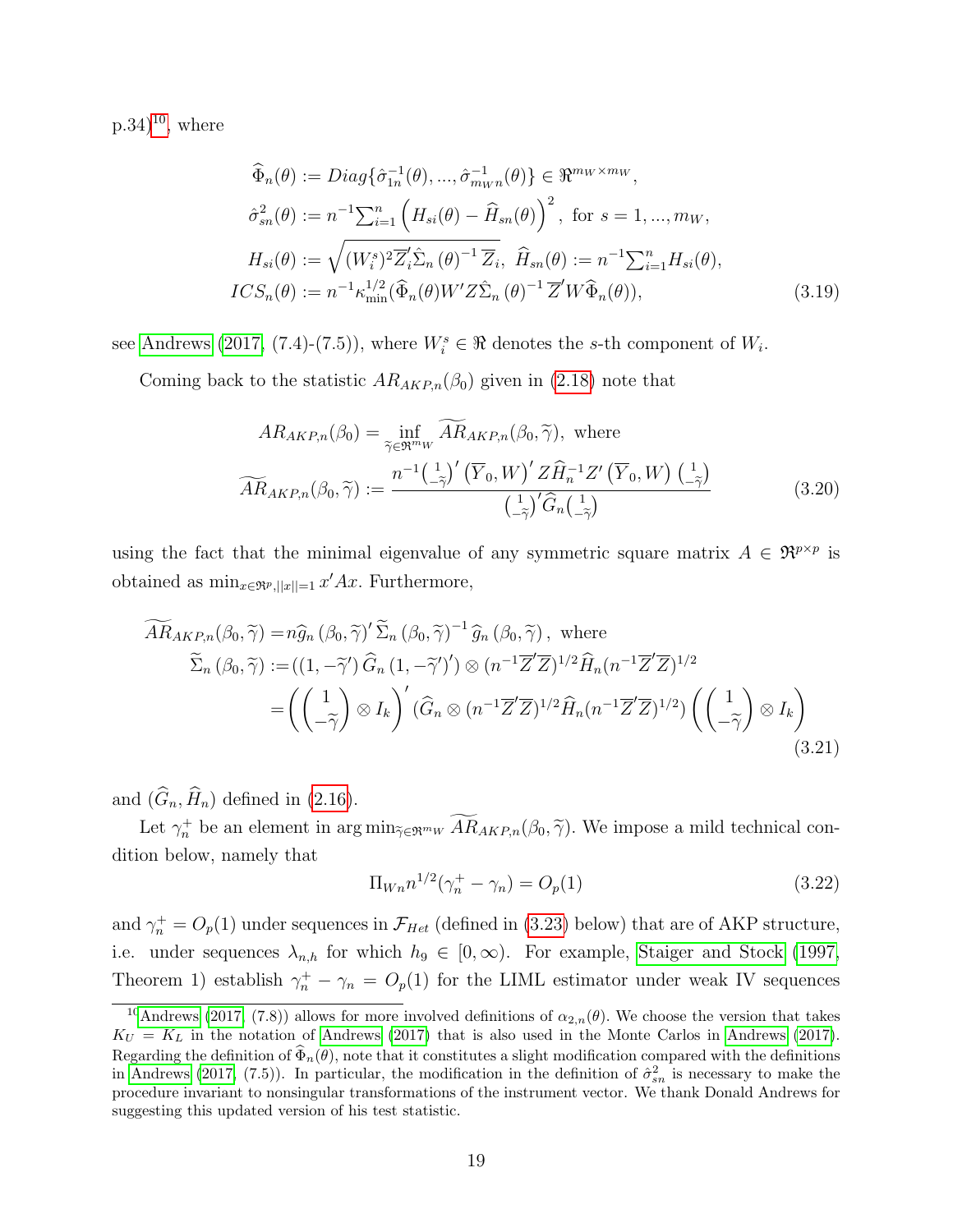p.34)[10], where

$$
\begin{aligned}
\widehat{\Phi}_n(\theta) &:= Diag\{\hat{\sigma}_{1n}^{-1}(\theta), ..., \hat{\sigma}_{m_W n}^{-1}(\theta)\} \in \Re^{m_W \times m_W}, \\
\hat{\sigma}_{sn}^2(\theta) &:= n^{-1}\textstyle\sum_{i=1}^n \left(H_{si}(\theta) - \widehat{H}_{sn}(\theta)\right)^2, \text{ for } s = 1, ..., m_W, \\
H_{si}(\theta) &:= \sqrt{(W_i^s)^2 \overline{Z}_i' \hat{\Sigma}_n(\theta)^{-1} \overline{Z}_i}, \ \widehat{H}_{sn}(\theta) := n^{-1}\textstyle\sum_{i=1}^n H_{si}(\theta), \\
ICS_n(\theta) &:= n^{-1}\kappa_{\min}^{1/2}(\widehat{\Phi}_n(\theta) W' Z \hat{\Sigma}_n(\theta)^{-1} \overline{Z}' W \widehat{\Phi}_n(\theta)),
\end{aligned}
\tag{3.19}
$$

see Andrews (2017, (7.4)-(7.5)), where $W_i^s \in \Re$ denotes the $s$-th component of $W_i$.

Coming back to the statistic $AR_{AKP,n}(\beta_0)$ given in (2.18) note that

$$
\begin{aligned}
AR_{AKP,n}(\beta_0) &= \inf_{\widetilde{\gamma} \in \Re^{m_W}} \widetilde{AR}_{AKP,n}(\beta_0, \widetilde{\gamma}), \text{ where} \\
\widetilde{AR}_{AKP,n}(\beta_0, \widetilde{\gamma}) &:= \frac{n^{-1}\binom{1}{-\widetilde{\gamma}}' \left(\overline{Y}_0, W\right)' Z \widehat{H}_n^{-1} Z' \left(\overline{Y}_0, W\right) \binom{1}{-\widetilde{\gamma}}}{\binom{1}{-\widetilde{\gamma}}' \widehat{G}_n \binom{1}{-\widetilde{\gamma}}}
\end{aligned}
\tag{3.20}
$$

using the fact that the minimal eigenvalue of any symmetric square matrix $A \in \Re^{p \times p}$ is obtained as $\min_{x \in \Re^p, ||x||=1} x'Ax$. Furthermore,

$$
\begin{aligned}
\widetilde{AR}_{AKP,n}(\beta_0, \widetilde{\gamma}) =& n \widehat{g}_n(\beta_0, \widetilde{\gamma})' \widetilde{\Sigma}_n(\beta_0, \widetilde{\gamma})^{-1} \widehat{g}_n(\beta_0, \widetilde{\gamma}), \text{ where} \\
\widetilde{\Sigma}_n(\beta_0, \widetilde{\gamma}) :=& ((1, -\widetilde{\gamma}') \widehat{G}_n (1, -\widetilde{\gamma}')') \otimes (n^{-1}\overline{Z}'\overline{Z})^{1/2} \widehat{H}_n (n^{-1}\overline{Z}'\overline{Z})^{1/2} \\
=& \left(\binom{1}{-\widetilde{\gamma}} \otimes I_k\right)' (\widehat{G}_n \otimes (n^{-1}\overline{Z}'\overline{Z})^{1/2} \widehat{H}_n (n^{-1}\overline{Z}'\overline{Z})^{1/2}) \left(\binom{1}{-\widetilde{\gamma}} \otimes I_k\right)
\end{aligned}
\tag{3.21}
$$

and $(\widehat{G}_n, \widehat{H}_n)$ defined in (2.16).

Let $\gamma_n^+$ be an element in $\arg\min_{\widetilde{\gamma} \in \Re^{m_W}} \widetilde{AR}_{AKP,n}(\beta_0, \widetilde{\gamma})$. We impose a mild technical condition below, namely that

$$
\Pi_{Wn} n^{1/2}(\gamma_n^+ - \gamma_n) = O_p(1) \tag{3.22}
$$

and $\gamma_n^+ = O_p(1)$ under sequences in $\mathcal{F}_{Het}$ (defined in (3.23) below) that are of AKP structure, i.e. under sequences $\lambda_{n,h}$ for which $h_9 \in [0, \infty)$. For example, Staiger and Stock (1997, Theorem 1) establish $\gamma_n^+ - \gamma_n = O_p(1)$ for the LIML estimator under weak IV sequences

[10] Andrews (2017, (7.8)) allows for more involved definitions of $\alpha_{2,n}(\theta)$. We choose the version that takes $K_U = K_L$ in the notation of Andrews (2017) that is also used in the Monte Carlos in Andrews (2017). Regarding the definition of $\widehat{\Phi}_n(\theta)$, note that it constitutes a slight modification compared with the definitions in Andrews (2017, (7.5)). In particular, the modification in the definition of $\hat{\sigma}_{sn}^2$ is necessary to make the procedure invariant to nonsingular transformations of the instrument vector. We thank Donald Andrews for suggesting this updated version of his test statistic.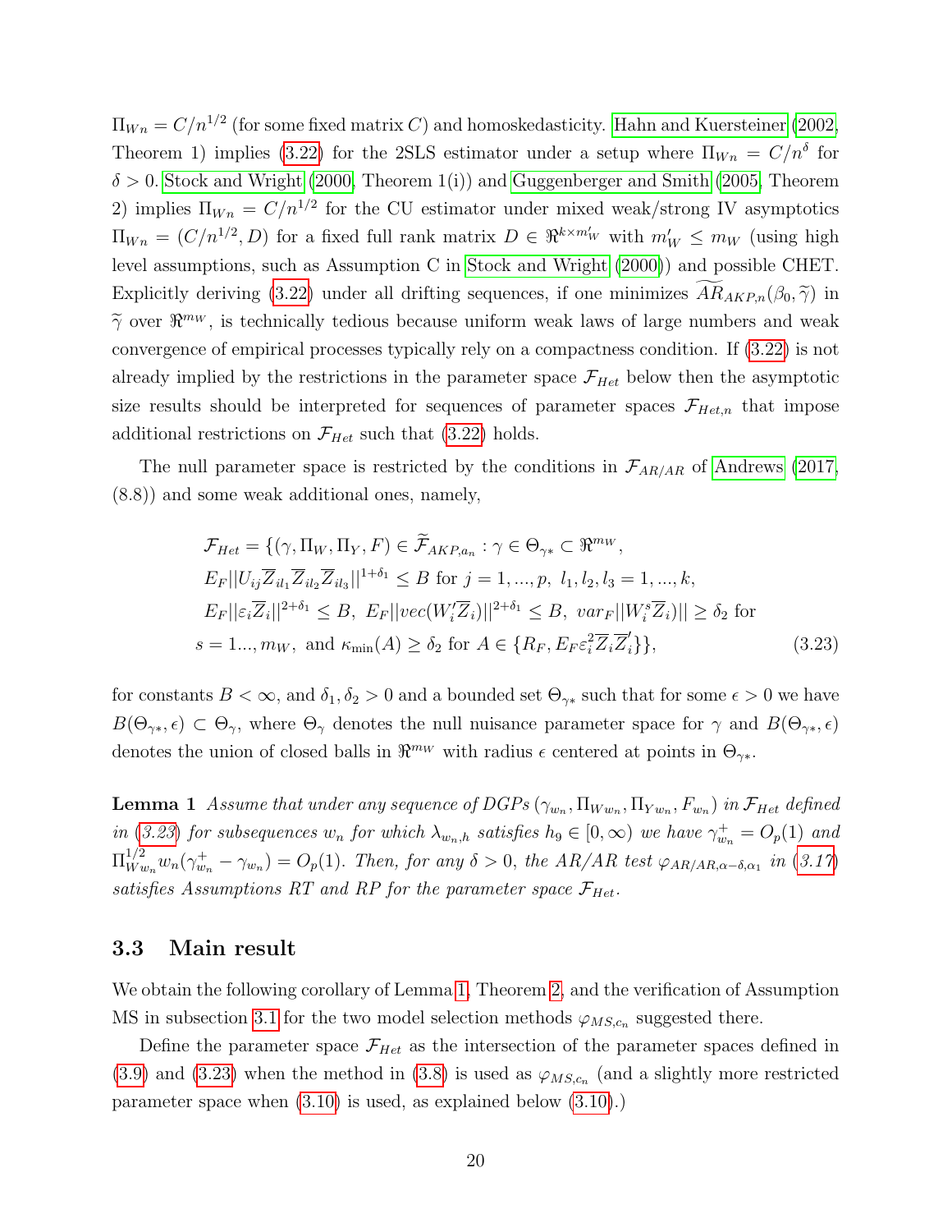$\Pi_{Wn} = C/n^{1/2}$ (for some fixed matrix $C$) and homoskedasticity. Hahn and Kuersteiner (2002, Theorem 1) implies (3.22) for the 2SLS estimator under a setup where $\Pi_{Wn} = C/n^{\delta}$ for $\delta > 0$. Stock and Wright (2000, Theorem 1(i)) and Guggenberger and Smith (2005, Theorem 2) implies $\Pi_{Wn} = C/n^{1/2}$ for the CU estimator under mixed weak/strong IV asymptotics $\Pi_{Wn} = (C/n^{1/2}, D)$ for a fixed full rank matrix $D \in \Re^{k \times m'_W}$ with $m'_W \leq m_W$ (using high level assumptions, such as Assumption C in Stock and Wright (2000)) and possible CHET. Explicitly deriving (3.22) under all drifting sequences, if one minimizes $\widetilde{AR}_{AKP,n}(\beta_0, \widetilde{\gamma})$ in $\widetilde{\gamma}$ over $\Re^{m_W}$, is technically tedious because uniform weak laws of large numbers and weak convergence of empirical processes typically rely on a compactness condition. If (3.22) is not already implied by the restrictions in the parameter space $\mathcal{F}_{Het}$ below then the asymptotic size results should be interpreted for sequences of parameter spaces $\mathcal{F}_{Het,n}$ that impose additional restrictions on $\mathcal{F}_{Het}$ such that (3.22) holds.

The null parameter space is restricted by the conditions in $\mathcal{F}_{AR/AR}$ of Andrews (2017, (8.8)) and some weak additional ones, namely,

$$
\begin{aligned}
\mathcal{F}_{Het} = \{&(\gamma, \Pi_W, \Pi_Y, F) \in \widetilde{\mathcal{F}}_{AKP,a_n} : \gamma \in \Theta_{\gamma *} \subset \Re^{m_W}, \\
&E_F||U_{ij}\overline{Z}_{il_1}\overline{Z}_{il_2}\overline{Z}_{il_3}||^{1+\delta_1} \leq B \text{ for } j = 1, ..., p, \ l_1, l_2, l_3 = 1, ..., k, \\
&E_F||\varepsilon_i \overline{Z}_i||^{2+\delta_1} \leq B, \ E_F||vec(W_i'\overline{Z}_i)||^{2+\delta_1} \leq B, \ var_F||W_i^s \overline{Z}_i)|| \geq \delta_2 \text{ for} \\
&s = 1..., m_W, \text{ and } \kappa_{\min}(A) \geq \delta_2 \text{ for } A \in \{R_F, E_F \varepsilon_i^2 \overline{Z}_i \overline{Z}_i'\}\},
\end{aligned} \tag{3.23}
$$

for constants $B < \infty$, and $\delta_1, \delta_2 > 0$ and a bounded set $\Theta_{\gamma *}$ such that for some $\epsilon > 0$ we have $B(\Theta_{\gamma *}, \epsilon) \subset \Theta_{\gamma}$, where $\Theta_{\gamma}$ denotes the null nuisance parameter space for $\gamma$ and $B(\Theta_{\gamma *}, \epsilon)$ denotes the union of closed balls in $\Re^{m_W}$ with radius $\epsilon$ centered at points in $\Theta_{\gamma *}$.

**Lemma 1** *Assume that under any sequence of DGPs $(\gamma_{w_n}, \Pi_{Ww_n}, \Pi_{Yw_n}, F_{w_n})$ in $\mathcal{F}_{Het}$ defined in (3.23) for subsequences $w_n$ for which $\lambda_{w_n,h}$ satisfies $h_9 \in [0, \infty)$ we have $\gamma^+_{w_n} = O_p(1)$ and $\Pi^{1/2}_{Ww_n} w_n(\gamma^+_{w_n} - \gamma_{w_n}) = O_p(1)$. Then, for any $\delta > 0$, the AR/AR test $\varphi_{AR/AR, \alpha - \delta, \alpha_1}$ in (3.17) satisfies Assumptions RT and RP for the parameter space $\mathcal{F}_{Het}$.*

## 3.3 Main result

We obtain the following corollary of Lemma 1, Theorem 2, and the verification of Assumption MS in subsection 3.1 for the two model selection methods $\varphi_{MS,c_n}$ suggested there.

Define the parameter space $\mathcal{F}_{Het}$ as the intersection of the parameter spaces defined in (3.9) and (3.23) when the method in (3.8) is used as $\varphi_{MS,c_n}$ (and a slightly more restricted parameter space when (3.10) is used, as explained below (3.10).)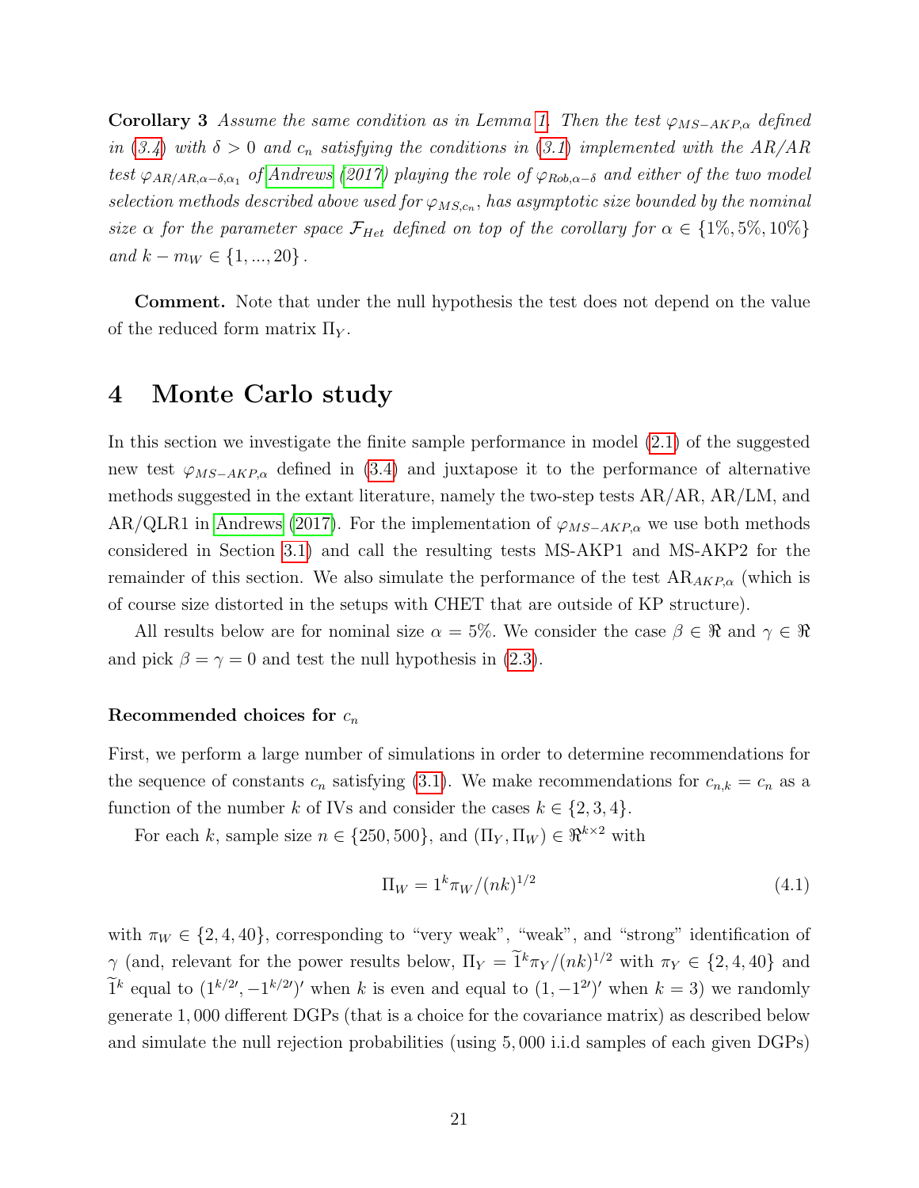**Corollary 3** *Assume the same condition as in Lemma 1. Then the test $\varphi_{MS-AKP,\alpha}$ defined in (3.4) with $\delta > 0$ and $c_n$ satisfying the conditions in (3.1) implemented with the AR/AR test $\varphi_{AR/AR,\alpha-\delta,\alpha_1}$ of Andrews (2017) playing the role of $\varphi_{Rob,\alpha-\delta}$ and either of the two model selection methods described above used for $\varphi_{MS,c_n}$, has asymptotic size bounded by the nominal size $\alpha$ for the parameter space $\mathcal{F}_{Het}$ defined on top of the corollary for $\alpha \in \{1\%, 5\%, 10\%\}$ and $k - m_W \in \{1, ..., 20\}$.*

**Comment.** Note that under the null hypothesis the test does not depend on the value of the reduced form matrix $\Pi_Y$.

# 4 Monte Carlo study

In this section we investigate the finite sample performance in model (2.1) of the suggested new test $\varphi_{MS-AKP,\alpha}$ defined in (3.4) and juxtapose it to the performance of alternative methods suggested in the extant literature, namely the two-step tests AR/AR, AR/LM, and AR/QLR1 in Andrews (2017). For the implementation of $\varphi_{MS-AKP,\alpha}$ we use both methods considered in Section 3.1) and call the resulting tests MS-AKP1 and MS-AKP2 for the remainder of this section. We also simulate the performance of the test $\mathrm{AR}_{AKP,\alpha}$ (which is of course size distorted in the setups with CHET that are outside of KP structure).

All results below are for nominal size $\alpha = 5\%$. We consider the case $\beta \in \Re$ and $\gamma \in \Re$ and pick $\beta = \gamma = 0$ and test the null hypothesis in (2.3).

### Recommended choices for $c_n$

First, we perform a large number of simulations in order to determine recommendations for the sequence of constants $c_n$ satisfying (3.1). We make recommendations for $c_{n,k} = c_n$ as a function of the number $k$ of IVs and consider the cases $k \in \{2, 3, 4\}$.

For each $k$, sample size $n \in \{250, 500\}$, and $(\Pi_Y, \Pi_W) \in \Re^{k\times 2}$ with

$$\Pi_W = 1^k \pi_W/(nk)^{1/2} \tag{4.1}$$

with $\pi_W \in \{2, 4, 40\}$, corresponding to "very weak", "weak", and "strong" identification of $\gamma$ (and, relevant for the power results below, $\Pi_Y = \widetilde{1}^k \pi_Y/(nk)^{1/2}$ with $\pi_Y \in \{2, 4, 40\}$ and $\widetilde{1}^k$ equal to $(1^{k/2\prime}, -1^{k/2\prime})'$ when $k$ is even and equal to $(1, -1^{2\prime})'$ when $k = 3$) we randomly generate 1,000 different DGPs (that is a choice for the covariance matrix) as described below and simulate the null rejection probabilities (using 5,000 i.i.d samples of each given DGPs)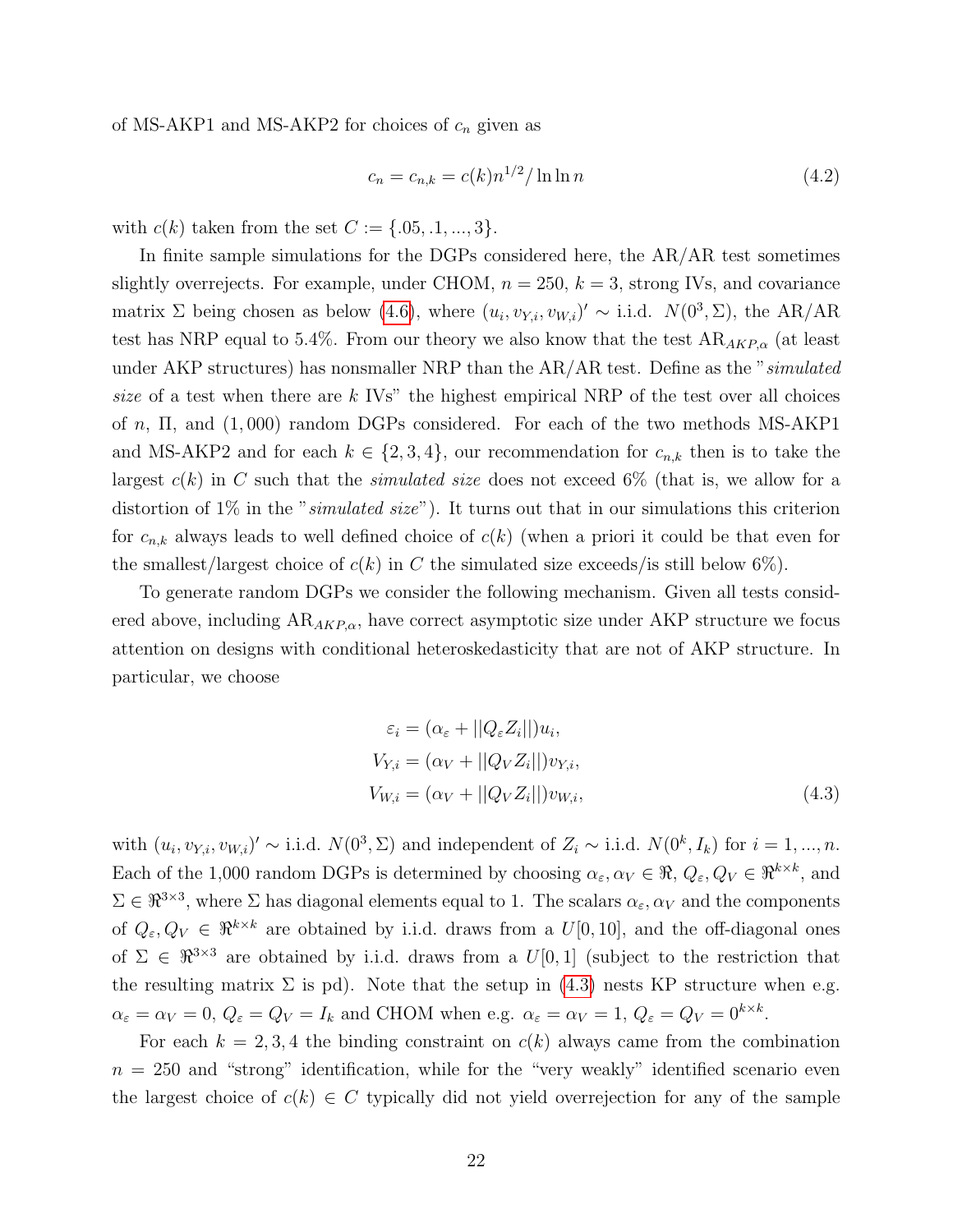of MS-AKP1 and MS-AKP2 for choices of $c_n$ given as

$$c_n = c_{n,k} = c(k)n^{1/2}/\ln\ln n \tag{4.2}$$

with $c(k)$ taken from the set $C := \{.05, .1, ..., 3\}$.

In finite sample simulations for the DGPs considered here, the AR/AR test sometimes slightly overrejects. For example, under CHOM, $n = 250$, $k = 3$, strong IVs, and covariance matrix $\Sigma$ being chosen as below (4.6), where $(u_i, v_{Y,i}, v_{W,i})' \sim$ i.i.d. $N(0^3, \Sigma)$, the AR/AR test has NRP equal to 5.4%. From our theory we also know that the test $\text{AR}_{AKP,\alpha}$ (at least under AKP structures) has nonsmaller NRP than the AR/AR test. Define as the "*simulated size* of a test when there are $k$ IVs" the highest empirical NRP of the test over all choices of $n$, $\Pi$, and (1,000) random DGPs considered. For each of the two methods MS-AKP1 and MS-AKP2 and for each $k \in \{2, 3, 4\}$, our recommendation for $c_{n,k}$ then is to take the largest $c(k)$ in $C$ such that the *simulated size* does not exceed 6% (that is, we allow for a distortion of 1% in the "*simulated size*"). It turns out that in our simulations this criterion for $c_{n,k}$ always leads to well defined choice of $c(k)$ (when a priori it could be that even for the smallest/largest choice of $c(k)$ in $C$ the simulated size exceeds/is still below 6%).

To generate random DGPs we consider the following mechanism. Given all tests considered above, including $\text{AR}_{AKP,\alpha}$, have correct asymptotic size under AKP structure we focus attention on designs with conditional heteroskedasticity that are not of AKP structure. In particular, we choose

$$\begin{aligned}
\varepsilon_i &= (\alpha_\varepsilon + ||Q_\varepsilon Z_i||)u_i, \\
V_{Y,i} &= (\alpha_V + ||Q_V Z_i||)v_{Y,i}, \\
V_{W,i} &= (\alpha_V + ||Q_V Z_i||)v_{W,i},
\end{aligned} \tag{4.3}$$

with $(u_i, v_{Y,i}, v_{W,i})' \sim$ i.i.d. $N(0^3, \Sigma)$ and independent of $Z_i \sim$ i.i.d. $N(0^k, I_k)$ for $i = 1, ..., n$. Each of the 1,000 random DGPs is determined by choosing $\alpha_\varepsilon, \alpha_V \in \Re$, $Q_\varepsilon, Q_V \in \Re^{k\times k}$, and $\Sigma \in \Re^{3\times 3}$, where $\Sigma$ has diagonal elements equal to 1. The scalars $\alpha_\varepsilon, \alpha_V$ and the components of $Q_\varepsilon, Q_V \in \Re^{k\times k}$ are obtained by i.i.d. draws from a $U[0, 10]$, and the off-diagonal ones of $\Sigma \in \Re^{3\times 3}$ are obtained by i.i.d. draws from a $U[0, 1]$ (subject to the restriction that the resulting matrix $\Sigma$ is pd). Note that the setup in (4.3) nests KP structure when e.g. $\alpha_\varepsilon = \alpha_V = 0$, $Q_\varepsilon = Q_V = I_k$ and CHOM when e.g. $\alpha_\varepsilon = \alpha_V = 1$, $Q_\varepsilon = Q_V = 0^{k\times k}$.

For each $k = 2, 3, 4$ the binding constraint on $c(k)$ always came from the combination $n = 250$ and "strong" identification, while for the "very weakly" identified scenario even the largest choice of $c(k) \in C$ typically did not yield overrejection for any of the sample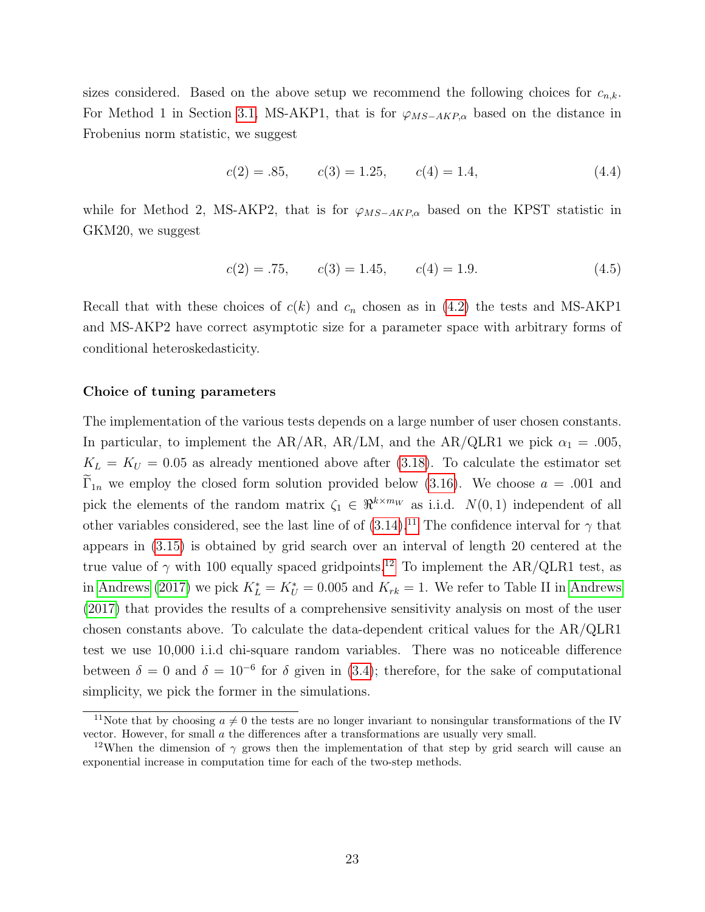sizes considered. Based on the above setup we recommend the following choices for $c_{n,k}$. For Method 1 in Section 3.1, MS-AKP1, that is for $\varphi_{MS-AKP,\alpha}$ based on the distance in Frobenius norm statistic, we suggest

$$c(2) = .85, \qquad c(3) = 1.25, \qquad c(4) = 1.4, \tag{4.4}$$

while for Method 2, MS-AKP2, that is for $\varphi_{MS-AKP,\alpha}$ based on the KPST statistic in GKM20, we suggest

$$c(2) = .75, \qquad c(3) = 1.45, \qquad c(4) = 1.9. \tag{4.5}$$

Recall that with these choices of $c(k)$ and $c_n$ chosen as in (4.2) the tests and MS-AKP1 and MS-AKP2 have correct asymptotic size for a parameter space with arbitrary forms of conditional heteroskedasticity.

**Choice of tuning parameters**

The implementation of the various tests depends on a large number of user chosen constants. In particular, to implement the AR/AR, AR/LM, and the AR/QLR1 we pick $\alpha_1 = .005$, $K_L = K_U = 0.05$ as already mentioned above after (3.18). To calculate the estimator set $\widetilde{\Gamma}_{1n}$ we employ the closed form solution provided below (3.16). We choose $a = .001$ and pick the elements of the random matrix $\zeta_1 \in \Re^{k \times m_W}$ as i.i.d. $N(0,1)$ independent of all other variables considered, see the last line of of (3.14).[11] The confidence interval for $\gamma$ that appears in (3.15) is obtained by grid search over an interval of length 20 centered at the true value of $\gamma$ with 100 equally spaced gridpoints.[12] To implement the AR/QLR1 test, as in Andrews (2017) we pick $K_L^* = K_U^* = 0.005$ and $K_{rk} = 1$. We refer to Table II in Andrews (2017) that provides the results of a comprehensive sensitivity analysis on most of the user chosen constants above. To calculate the data-dependent critical values for the AR/QLR1 test we use 10,000 i.i.d chi-square random variables. There was no noticeable difference between $\delta = 0$ and $\delta = 10^{-6}$ for $\delta$ given in (3.4); therefore, for the sake of computational simplicity, we pick the former in the simulations.

[11]Note that by choosing $a \neq 0$ the tests are no longer invariant to nonsingular transformations of the IV vector. However, for small $a$ the differences after a transformations are usually very small.

[12]When the dimension of $\gamma$ grows then the implementation of that step by grid search will cause an exponential increase in computation time for each of the two-step methods.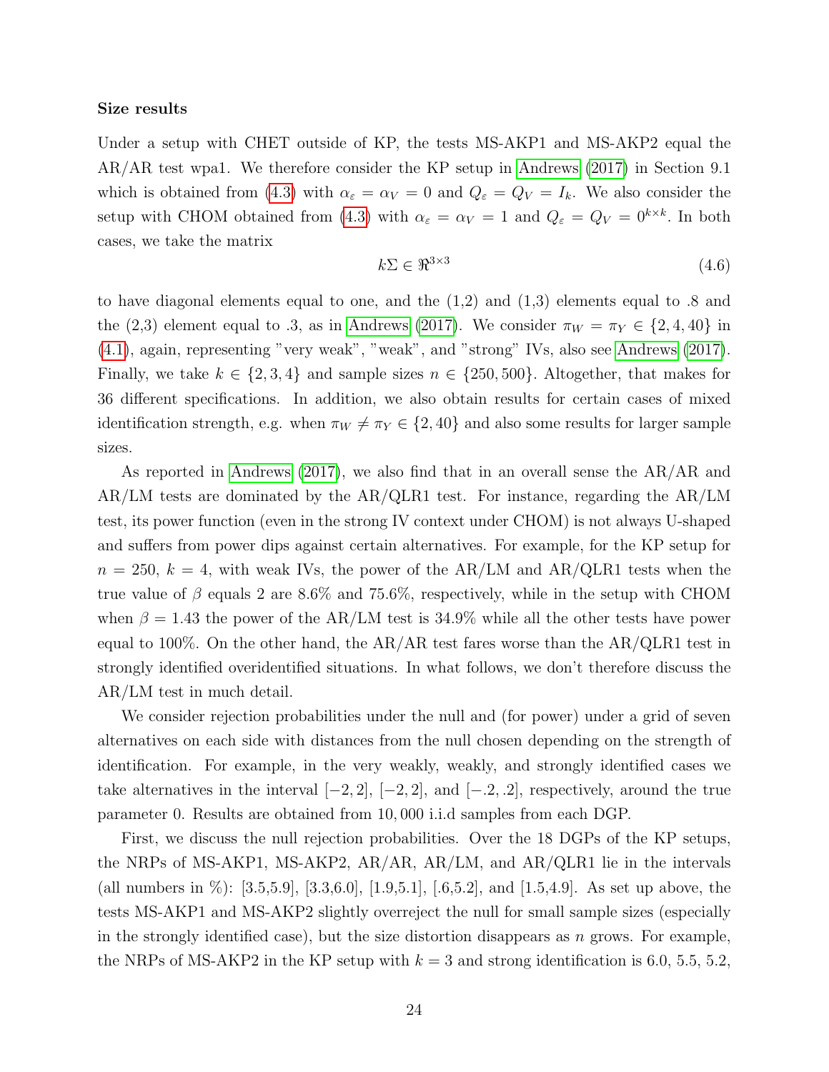**Size results**

Under a setup with CHET outside of KP, the tests MS-AKP1 and MS-AKP2 equal the AR/AR test wpa1. We therefore consider the KP setup in Andrews (2017) in Section 9.1 which is obtained from (4.3) with $\alpha_\varepsilon = \alpha_V = 0$ and $Q_\varepsilon = Q_V = I_k$. We also consider the setup with CHOM obtained from (4.3) with $\alpha_\varepsilon = \alpha_V = 1$ and $Q_\varepsilon = Q_V = 0^{k\times k}$. In both cases, we take the matrix

$$k\Sigma \in \Re^{3\times 3} \tag{4.6}$$

to have diagonal elements equal to one, and the (1,2) and (1,3) elements equal to .8 and the (2,3) element equal to .3, as in Andrews (2017). We consider $\pi_W = \pi_Y \in \{2, 4, 40\}$ in (4.1), again, representing "very weak", "weak", and "strong" IVs, also see Andrews (2017). Finally, we take $k \in \{2, 3, 4\}$ and sample sizes $n \in \{250, 500\}$. Altogether, that makes for 36 different specifications. In addition, we also obtain results for certain cases of mixed identification strength, e.g. when $\pi_W \neq \pi_Y \in \{2, 40\}$ and also some results for larger sample sizes.

As reported in Andrews (2017), we also find that in an overall sense the AR/AR and AR/LM tests are dominated by the AR/QLR1 test. For instance, regarding the AR/LM test, its power function (even in the strong IV context under CHOM) is not always U-shaped and suffers from power dips against certain alternatives. For example, for the KP setup for $n = 250$, $k = 4$, with weak IVs, the power of the AR/LM and AR/QLR1 tests when the true value of $\beta$ equals 2 are 8.6% and 75.6%, respectively, while in the setup with CHOM when $\beta = 1.43$ the power of the AR/LM test is 34.9% while all the other tests have power equal to 100%. On the other hand, the AR/AR test fares worse than the AR/QLR1 test in strongly identified overidentified situations. In what follows, we don't therefore discuss the AR/LM test in much detail.

We consider rejection probabilities under the null and (for power) under a grid of seven alternatives on each side with distances from the null chosen depending on the strength of identification. For example, in the very weakly, weakly, and strongly identified cases we take alternatives in the interval $[-2, 2]$, $[-2, 2]$, and $[-.2, .2]$, respectively, around the true parameter 0. Results are obtained from 10,000 i.i.d samples from each DGP.

First, we discuss the null rejection probabilities. Over the 18 DGPs of the KP setups, the NRPs of MS-AKP1, MS-AKP2, AR/AR, AR/LM, and AR/QLR1 lie in the intervals (all numbers in %): [3.5,5.9], [3.3,6.0], [1.9,5.1], [.6,5.2], and [1.5,4.9]. As set up above, the tests MS-AKP1 and MS-AKP2 slightly overreject the null for small sample sizes (especially in the strongly identified case), but the size distortion disappears as $n$ grows. For example, the NRPs of MS-AKP2 in the KP setup with $k = 3$ and strong identification is 6.0, 5.5, 5.2,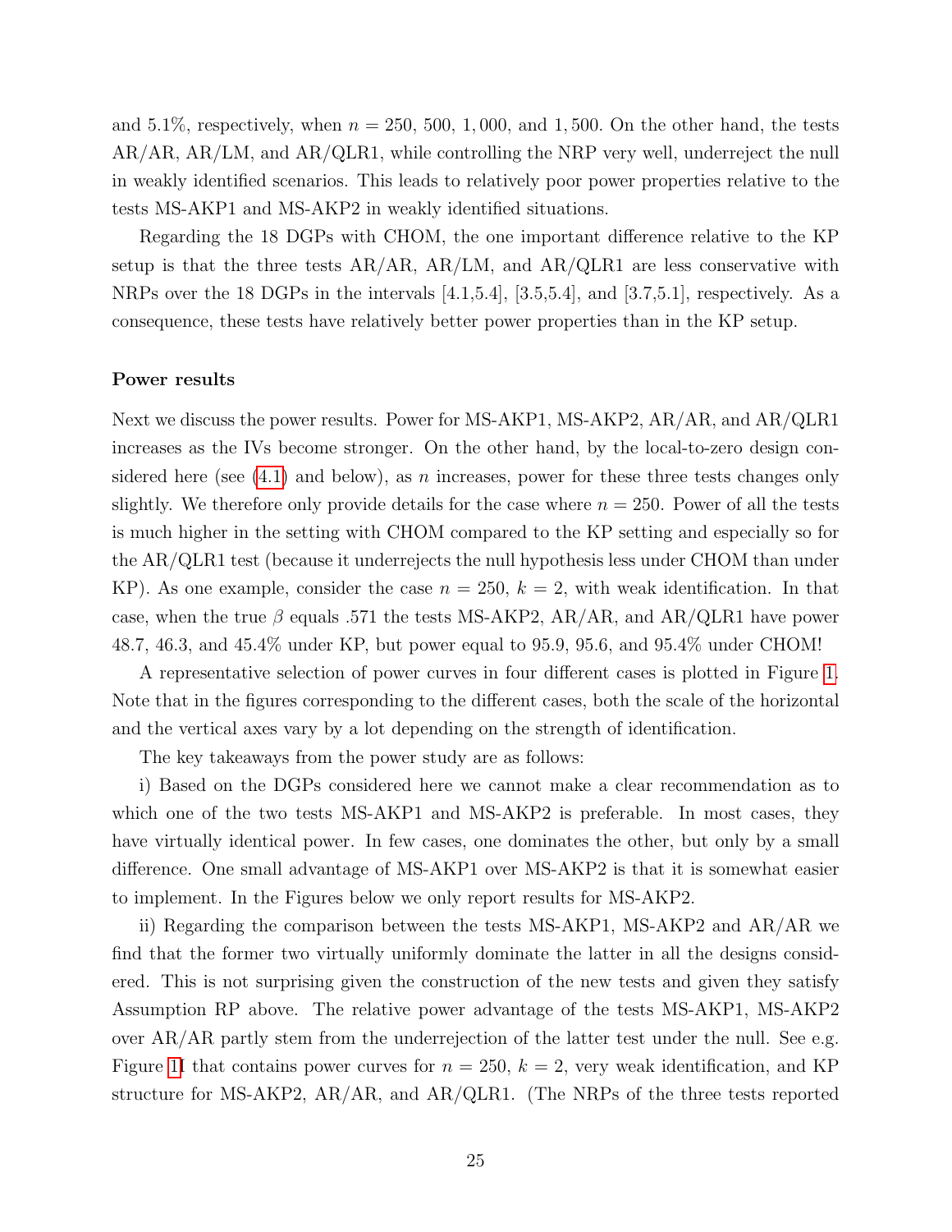and 5.1%, respectively, when $n = 250$, 500, 1,000, and 1,500. On the other hand, the tests AR/AR, AR/LM, and AR/QLR1, while controlling the NRP very well, underreject the null in weakly identified scenarios. This leads to relatively poor power properties relative to the tests MS-AKP1 and MS-AKP2 in weakly identified situations.

Regarding the 18 DGPs with CHOM, the one important difference relative to the KP setup is that the three tests AR/AR, AR/LM, and AR/QLR1 are less conservative with NRPs over the 18 DGPs in the intervals [4.1,5.4], [3.5,5.4], and [3.7,5.1], respectively. As a consequence, these tests have relatively better power properties than in the KP setup.

**Power results**

Next we discuss the power results. Power for MS-AKP1, MS-AKP2, AR/AR, and AR/QLR1 increases as the IVs become stronger. On the other hand, by the local-to-zero design considered here (see (4.1) and below), as $n$ increases, power for these three tests changes only slightly. We therefore only provide details for the case where $n = 250$. Power of all the tests is much higher in the setting with CHOM compared to the KP setting and especially so for the AR/QLR1 test (because it underrejects the null hypothesis less under CHOM than under KP). As one example, consider the case $n = 250$, $k = 2$, with weak identification. In that case, when the true $\beta$ equals .571 the tests MS-AKP2, AR/AR, and AR/QLR1 have power 48.7, 46.3, and 45.4% under KP, but power equal to 95.9, 95.6, and 95.4% under CHOM!

A representative selection of power curves in four different cases is plotted in Figure 1. Note that in the figures corresponding to the different cases, both the scale of the horizontal and the vertical axes vary by a lot depending on the strength of identification.

The key takeaways from the power study are as follows:

i) Based on the DGPs considered here we cannot make a clear recommendation as to which one of the two tests MS-AKP1 and MS-AKP2 is preferable. In most cases, they have virtually identical power. In few cases, one dominates the other, but only by a small difference. One small advantage of MS-AKP1 over MS-AKP2 is that it is somewhat easier to implement. In the Figures below we only report results for MS-AKP2.

ii) Regarding the comparison between the tests MS-AKP1, MS-AKP2 and AR/AR we find that the former two virtually uniformly dominate the latter in all the designs considered. This is not surprising given the construction of the new tests and given they satisfy Assumption RP above. The relative power advantage of the tests MS-AKP1, MS-AKP2 over AR/AR partly stem from the underrejection of the latter test under the null. See e.g. Figure 1I that contains power curves for $n = 250$, $k = 2$, very weak identification, and KP structure for MS-AKP2, AR/AR, and AR/QLR1. (The NRPs of the three tests reported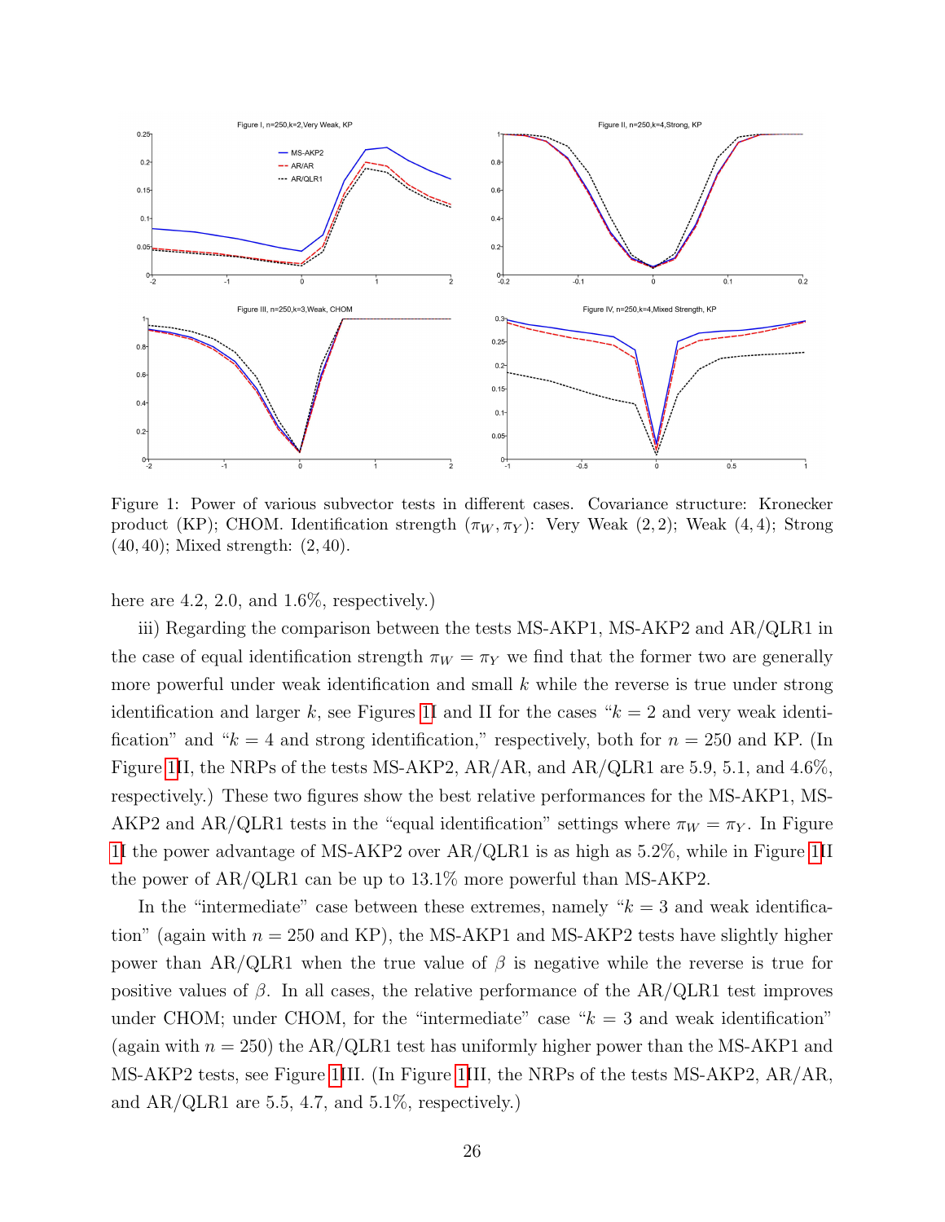Figure 1: Power of various subvector tests in different cases. Covariance structure: Kronecker product (KP); CHOM. Identification strength $(\pi_W, \pi_Y)$: Very Weak (2, 2); Weak (4, 4); Strong (40, 40); Mixed strength: (2, 40).

here are 4.2, 2.0, and 1.6%, respectively.)

iii) Regarding the comparison between the tests MS-AKP1, MS-AKP2 and AR/QLR1 in the case of equal identification strength $\pi_W = \pi_Y$ we find that the former two are generally more powerful under weak identification and small $k$ while the reverse is true under strong identification and larger $k$, see Figures 1I and II for the cases "$k = 2$ and very weak identification" and "$k = 4$ and strong identification," respectively, both for $n = 250$ and KP. (In Figure 1II, the NRPs of the tests MS-AKP2, AR/AR, and AR/QLR1 are 5.9, 5.1, and 4.6%, respectively.) These two figures show the best relative performances for the MS-AKP1, MS-AKP2 and AR/QLR1 tests in the "equal identification" settings where $\pi_W = \pi_Y$. In Figure 1I the power advantage of MS-AKP2 over AR/QLR1 is as high as 5.2%, while in Figure 1II the power of AR/QLR1 can be up to 13.1% more powerful than MS-AKP2.

In the "intermediate" case between these extremes, namely "$k = 3$ and weak identification" (again with $n = 250$ and KP), the MS-AKP1 and MS-AKP2 tests have slightly higher power than AR/QLR1 when the true value of $\beta$ is negative while the reverse is true for positive values of $\beta$. In all cases, the relative performance of the AR/QLR1 test improves under CHOM; under CHOM, for the "intermediate" case "$k = 3$ and weak identification" (again with $n = 250$) the AR/QLR1 test has uniformly higher power than the MS-AKP1 and MS-AKP2 tests, see Figure 1III. (In Figure 1III, the NRPs of the tests MS-AKP2, AR/AR, and AR/QLR1 are 5.5, 4.7, and 5.1%, respectively.)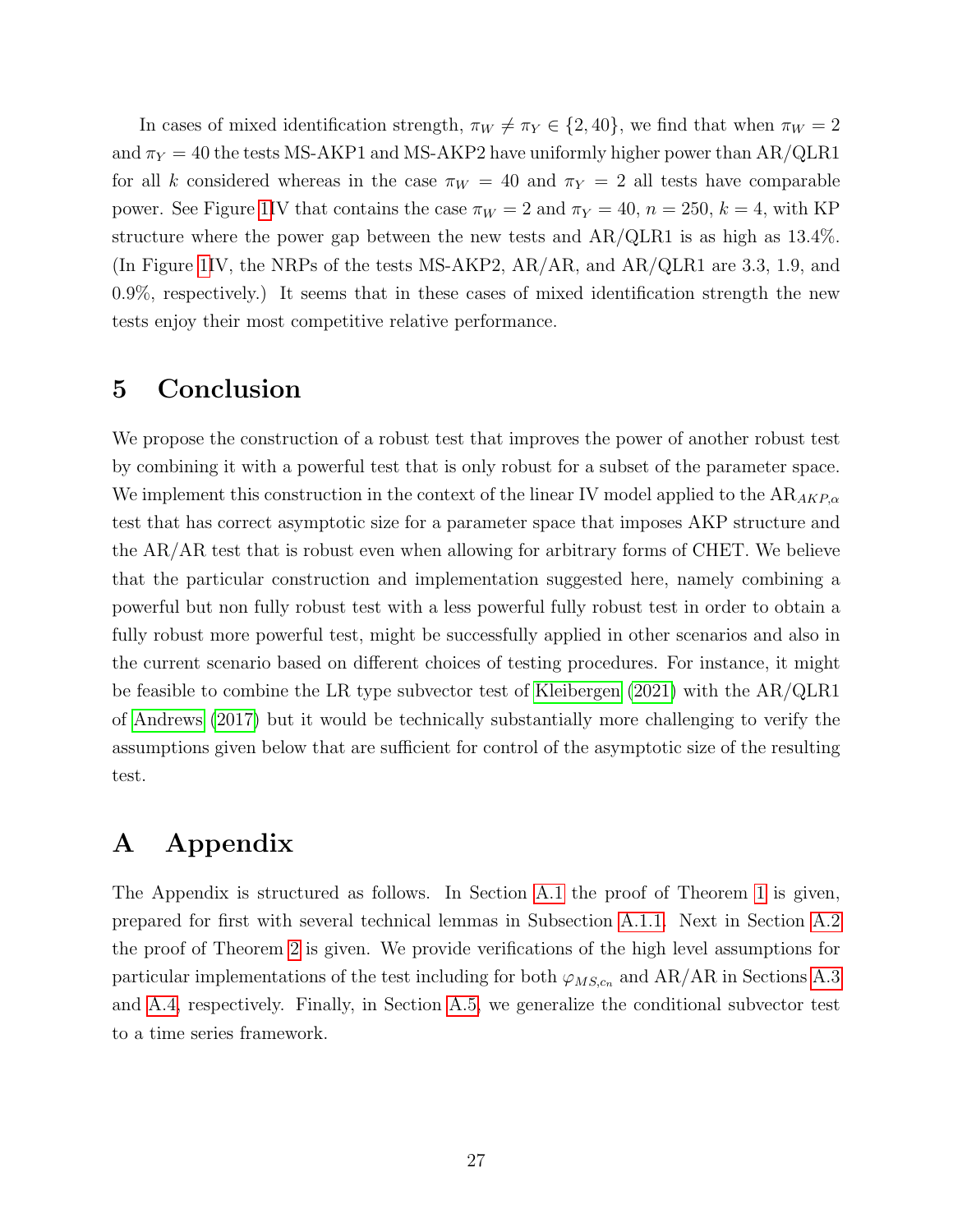In cases of mixed identification strength, $\pi_W \neq \pi_Y \in \{2, 40\}$, we find that when $\pi_W = 2$ and $\pi_Y = 40$ the tests MS-AKP1 and MS-AKP2 have uniformly higher power than AR/QLR1 for all $k$ considered whereas in the case $\pi_W = 40$ and $\pi_Y = 2$ all tests have comparable power. See Figure 1IV that contains the case $\pi_W = 2$ and $\pi_Y = 40$, $n = 250$, $k = 4$, with KP structure where the power gap between the new tests and AR/QLR1 is as high as 13.4%. (In Figure 1IV, the NRPs of the tests MS-AKP2, AR/AR, and AR/QLR1 are 3.3, 1.9, and 0.9%, respectively.) It seems that in these cases of mixed identification strength the new tests enjoy their most competitive relative performance.

# 5 Conclusion

We propose the construction of a robust test that improves the power of another robust test by combining it with a powerful test that is only robust for a subset of the parameter space. We implement this construction in the context of the linear IV model applied to the $\text{AR}_{AKP,\alpha}$ test that has correct asymptotic size for a parameter space that imposes AKP structure and the AR/AR test that is robust even when allowing for arbitrary forms of CHET. We believe that the particular construction and implementation suggested here, namely combining a powerful but non fully robust test with a less powerful fully robust test in order to obtain a fully robust more powerful test, might be successfully applied in other scenarios and also in the current scenario based on different choices of testing procedures. For instance, it might be feasible to combine the LR type subvector test of Kleibergen (2021) with the AR/QLR1 of Andrews (2017) but it would be technically substantially more challenging to verify the assumptions given below that are sufficient for control of the asymptotic size of the resulting test.

# A Appendix

The Appendix is structured as follows. In Section A.1 the proof of Theorem 1 is given, prepared for first with several technical lemmas in Subsection A.1.1. Next in Section A.2 the proof of Theorem 2 is given. We provide verifications of the high level assumptions for particular implementations of the test including for both $\varphi_{MS,c_n}$ and AR/AR in Sections A.3 and A.4, respectively. Finally, in Section A.5, we generalize the conditional subvector test to a time series framework.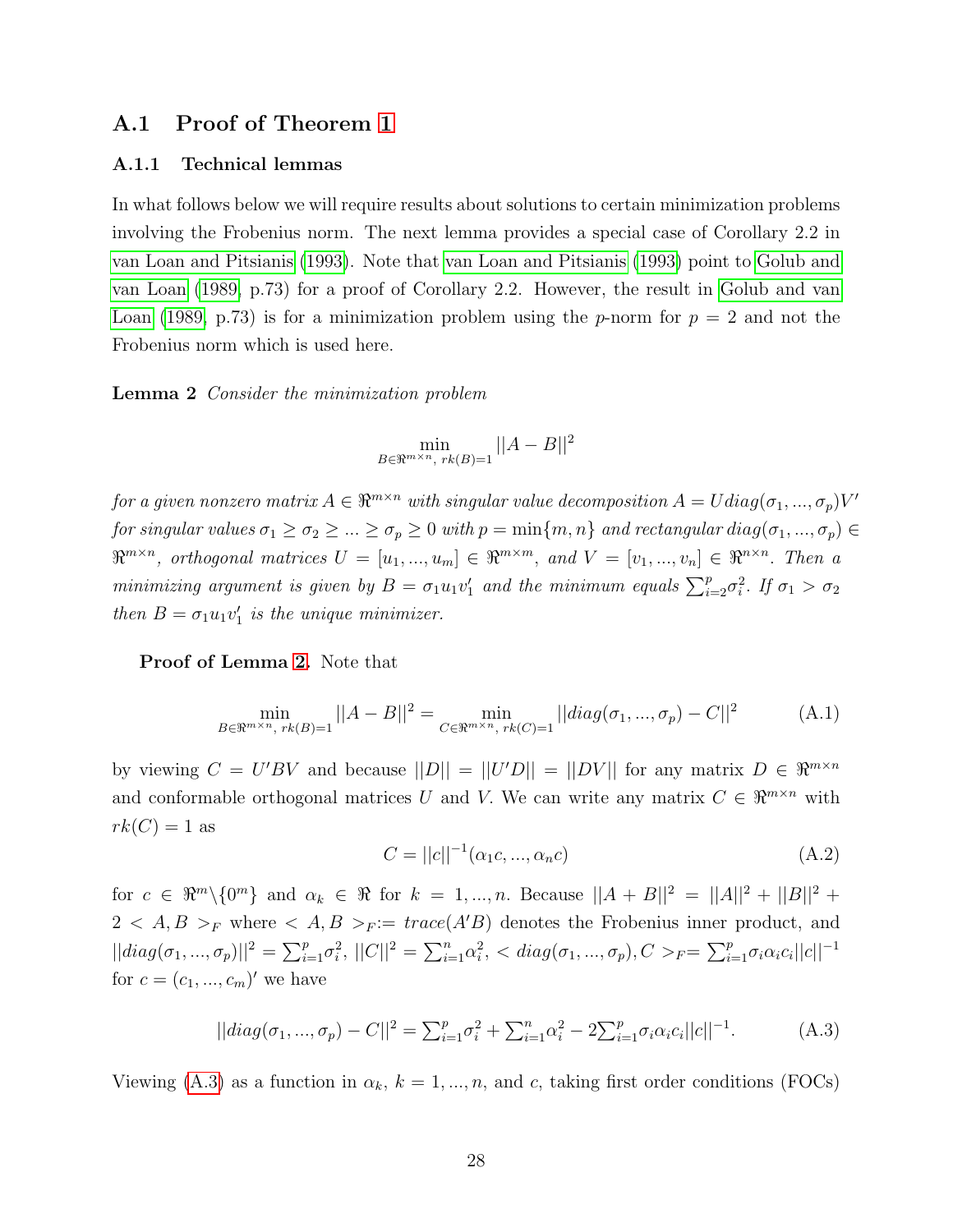## A.1 Proof of Theorem 1

### A.1.1 Technical lemmas

In what follows below we will require results about solutions to certain minimization problems involving the Frobenius norm. The next lemma provides a special case of Corollary 2.2 in van Loan and Pitsianis (1993). Note that van Loan and Pitsianis (1993) point to Golub and van Loan (1989, p.73) for a proof of Corollary 2.2. However, the result in Golub and van Loan (1989, p.73) is for a minimization problem using the $p$-norm for $p = 2$ and not the Frobenius norm which is used here.

**Lemma 2** *Consider the minimization problem*

$$\min_{B \in \Re^{m \times n},\ rk(B)=1} ||A - B||^2$$

*for a given nonzero matrix $A \in \Re^{m \times n}$ with singular value decomposition $A = U diag(\sigma_1, ..., \sigma_p)V'$ for singular values $\sigma_1 \geq \sigma_2 \geq ... \geq \sigma_p \geq 0$ with $p = \min\{m, n\}$ and rectangular $diag(\sigma_1, ..., \sigma_p) \in \Re^{m \times n}$, orthogonal matrices $U = [u_1, ..., u_m] \in \Re^{m \times m}$, and $V = [v_1, ..., v_n] \in \Re^{n \times n}$. Then a minimizing argument is given by $B = \sigma_1 u_1 v_1'$ and the minimum equals $\sum_{i=2}^p \sigma_i^2$. If $\sigma_1 > \sigma_2$ then $B = \sigma_1 u_1 v_1'$ is the unique minimizer.*

**Proof of Lemma 2.** Note that

$$\min_{B \in \Re^{m \times n},\ rk(B)=1} ||A - B||^2 = \min_{C \in \Re^{m \times n},\ rk(C)=1} ||diag(\sigma_1, ..., \sigma_p) - C||^2 \tag{A.1}$$

by viewing $C = U'BV$ and because $||D|| = ||U'D|| = ||DV||$ for any matrix $D \in \Re^{m \times n}$ and conformable orthogonal matrices $U$ and $V$. We can write any matrix $C \in \Re^{m \times n}$ with $rk(C) = 1$ as

$$C = ||c||^{-1}(\alpha_1 c, ..., \alpha_n c) \tag{A.2}$$

for $c \in \Re^m \backslash \{0^m\}$ and $\alpha_k \in \Re$ for $k = 1, ..., n$. Because $||A + B||^2 = ||A||^2 + ||B||^2 + 2 < A, B >_F$ where $< A, B >_F := trace(A'B)$ denotes the Frobenius inner product, and $||diag(\sigma_1, ..., \sigma_p)||^2 = \sum_{i=1}^p \sigma_i^2$, $||C||^2 = \sum_{i=1}^n \alpha_i^2$, $< diag(\sigma_1, ..., \sigma_p), C >_F = \sum_{i=1}^p \sigma_i \alpha_i c_i ||c||^{-1}$ for $c = (c_1, ..., c_m)'$ we have

$$||diag(\sigma_1, ..., \sigma_p) - C||^2 = \sum_{i=1}^p \sigma_i^2 + \sum_{i=1}^n \alpha_i^2 - 2\sum_{i=1}^p \sigma_i \alpha_i c_i ||c||^{-1}. \tag{A.3}$$

Viewing (A.3) as a function in $\alpha_k$, $k = 1, ..., n$, and $c$, taking first order conditions (FOCs)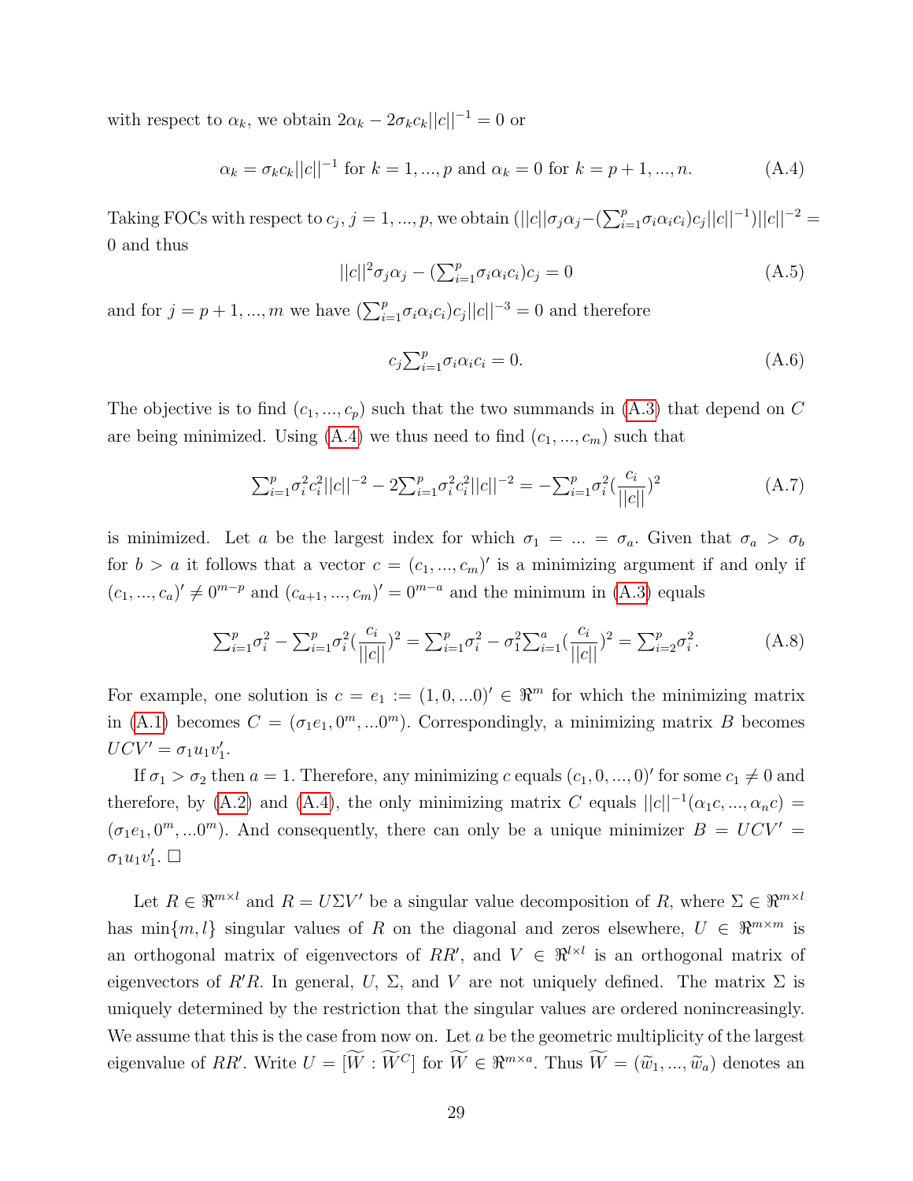with respect to $\alpha_k$, we obtain $2\alpha_k - 2\sigma_k c_k ||c||^{-1} = 0$ or

$$\alpha_k = \sigma_k c_k ||c||^{-1} \text{ for } k = 1, ..., p \text{ and } \alpha_k = 0 \text{ for } k = p+1, ..., n. \tag{A.4}$$

Taking FOCs with respect to $c_j$, $j = 1, ..., p$, we obtain $(||c||\sigma_j \alpha_j - (\sum_{i=1}^{p} \sigma_i \alpha_i c_i) c_j ||c||^{-1}) ||c||^{-2} = 0$ and thus

$$||c||^2 \sigma_j \alpha_j - (\sum_{i=1}^{p} \sigma_i \alpha_i c_i) c_j = 0 \tag{A.5}$$

and for $j = p+1, ..., m$ we have $(\sum_{i=1}^{p} \sigma_i \alpha_i c_i) c_j ||c||^{-3} = 0$ and therefore

$$c_j \sum_{i=1}^{p} \sigma_i \alpha_i c_i = 0. \tag{A.6}$$

The objective is to find $(c_1, ..., c_p)$ such that the two summands in (A.3) that depend on $C$ are being minimized. Using (A.4) we thus need to find $(c_1, ..., c_m)$ such that

$$\sum_{i=1}^{p} \sigma_i^2 c_i^2 ||c||^{-2} - 2\sum_{i=1}^{p} \sigma_i^2 c_i^2 ||c||^{-2} = -\sum_{i=1}^{p} \sigma_i^2 (\frac{c_i}{||c||})^2 \tag{A.7}$$

is minimized. Let $a$ be the largest index for which $\sigma_1 = ... = \sigma_a$. Given that $\sigma_a > \sigma_b$ for $b > a$ it follows that a vector $c = (c_1, ..., c_m)'$ is a minimizing argument if and only if $(c_1, ..., c_a)' \neq 0^{m-p}$ and $(c_{a+1}, ..., c_m)' = 0^{m-a}$ and the minimum in (A.3) equals

$$\sum_{i=1}^{p} \sigma_i^2 - \sum_{i=1}^{p} \sigma_i^2 (\frac{c_i}{||c||})^2 = \sum_{i=1}^{p} \sigma_i^2 - \sigma_1^2 \sum_{i=1}^{a} (\frac{c_i}{||c||})^2 = \sum_{i=2}^{p} \sigma_i^2. \tag{A.8}$$

For example, one solution is $c = e_1 := (1, 0, ...0)' \in \Re^m$ for which the minimizing matrix in (A.1) becomes $C = (\sigma_1 e_1, 0^m, ...0^m)$. Correspondingly, a minimizing matrix $B$ becomes $UCV' = \sigma_1 u_1 v_1'$.

If $\sigma_1 > \sigma_2$ then $a = 1$. Therefore, any minimizing $c$ equals $(c_1, 0, ..., 0)'$ for some $c_1 \neq 0$ and therefore, by (A.2) and (A.4), the only minimizing matrix $C$ equals $||c||^{-1}(\alpha_1 c, ..., \alpha_n c) = (\sigma_1 e_1, 0^m, ...0^m)$. And consequently, there can only be a unique minimizer $B = UCV' = \sigma_1 u_1 v_1'$. $\square$

Let $R \in \Re^{m \times l}$ and $R = U\Sigma V'$ be a singular value decomposition of $R$, where $\Sigma \in \Re^{m \times l}$ has $\min\{m, l\}$ singular values of $R$ on the diagonal and zeros elsewhere, $U \in \Re^{m \times m}$ is an orthogonal matrix of eigenvectors of $RR'$, and $V \in \Re^{l \times l}$ is an orthogonal matrix of eigenvectors of $R'R$. In general, $U$, $\Sigma$, and $V$ are not uniquely defined. The matrix $\Sigma$ is uniquely determined by the restriction that the singular values are ordered nonincreasingly. We assume that this is the case from now on. Let $a$ be the geometric multiplicity of the largest eigenvalue of $RR'$. Write $U = [\widetilde{W} : \widetilde{W}^C]$ for $\widetilde{W} \in \Re^{m \times a}$. Thus $\widetilde{W} = (\widetilde{w}_1, ..., \widetilde{w}_a)$ denotes an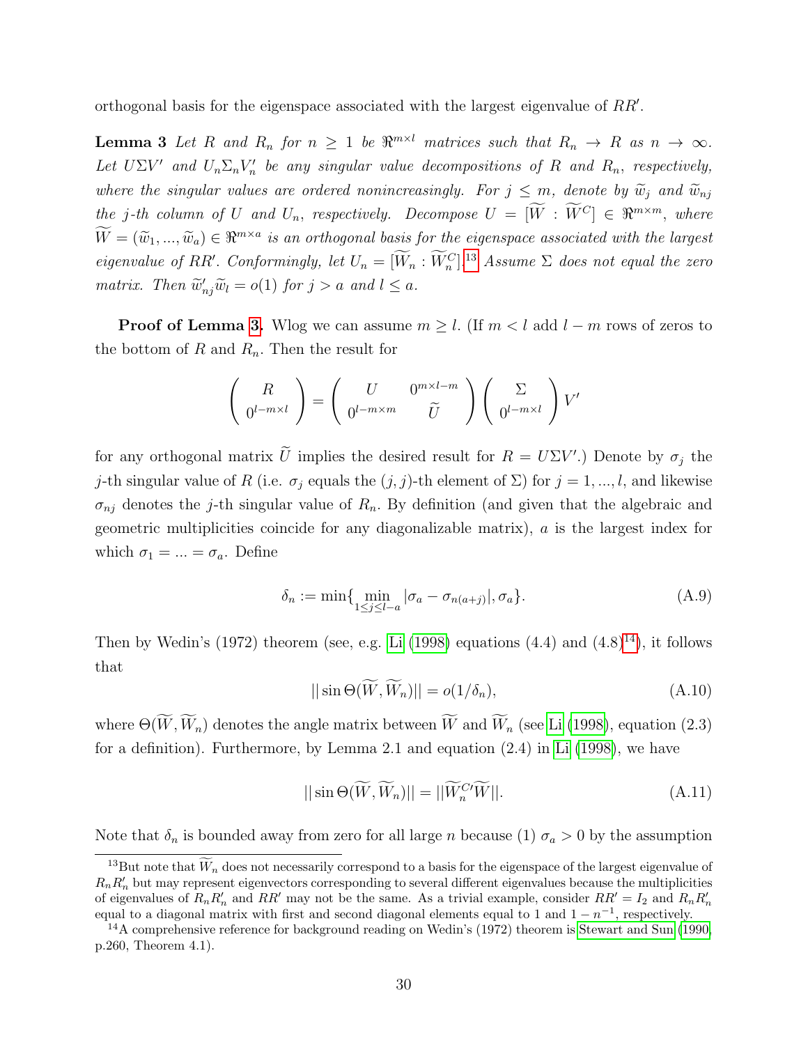orthogonal basis for the eigenspace associated with the largest eigenvalue of $RR'$.

**Lemma 3** *Let $R$ and $R_n$ for $n \geq 1$ be $\Re^{m\times l}$ matrices such that $R_n \to R$ as $n \to \infty$. Let $U\Sigma V'$ and $U_n\Sigma_n V_n'$ be any singular value decompositions of $R$ and $R_n$, respectively, where the singular values are ordered nonincreasingly. For $j \leq m$, denote by $\widetilde{w}_j$ and $\widetilde{w}_{nj}$ the $j$-th column of $U$ and $U_n$, respectively. Decompose $U = [\widetilde{W} : \widetilde{W}^C] \in \Re^{m\times m}$, where $\widetilde{W} = (\widetilde{w}_1, ..., \widetilde{w}_a) \in \Re^{m\times a}$ is an orthogonal basis for the eigenspace associated with the largest eigenvalue of $RR'$. Conformingly, let $U_n = [\widetilde{W}_n : \widetilde{W}_n^C]$.*[13] *Assume $\Sigma$ does not equal the zero matrix. Then $\widetilde{w}_{nj}'\widetilde{w}_l = o(1)$ for $j > a$ and $l \leq a$.*

**Proof of Lemma 3.** Wlog we can assume $m \geq l$. (If $m < l$ add $l - m$ rows of zeros to the bottom of $R$ and $R_n$. Then the result for

$$\begin{pmatrix} R \\ 0^{l-m\times l} \end{pmatrix} = \begin{pmatrix} U & 0^{m\times l-m} \\ 0^{l-m\times m} & \widetilde{U} \end{pmatrix} \begin{pmatrix} \Sigma \\ 0^{l-m\times l} \end{pmatrix} V'$$

for any orthogonal matrix $\widetilde{U}$ implies the desired result for $R = U\Sigma V'$.) Denote by $\sigma_j$ the $j$-th singular value of $R$ (i.e. $\sigma_j$ equals the $(j,j)$-th element of $\Sigma$) for $j = 1, ..., l$, and likewise $\sigma_{nj}$ denotes the $j$-th singular value of $R_n$. By definition (and given that the algebraic and geometric multiplicities coincide for any diagonalizable matrix), $a$ is the largest index for which $\sigma_1 = ... = \sigma_a$. Define

$$\delta_n := \min\{\min_{1\leq j\leq l-a} |\sigma_a - \sigma_{n(a+j)}|, \sigma_a\}. \tag{A.9}$$

Then by Wedin's (1972) theorem (see, e.g. Li (1998) equations (4.4) and (4.8)[14]), it follows that

$$||\sin\Theta(\widetilde{W}, \widetilde{W}_n)|| = o(1/\delta_n), \tag{A.10}$$

where $\Theta(\widetilde{W}, \widetilde{W}_n)$ denotes the angle matrix between $\widetilde{W}$ and $\widetilde{W}_n$ (see Li (1998), equation (2.3) for a definition). Furthermore, by Lemma 2.1 and equation (2.4) in Li (1998), we have

$$||\sin\Theta(\widetilde{W}, \widetilde{W}_n)|| = ||\widetilde{W}_n^{C\prime}\widetilde{W}||. \tag{A.11}$$

Note that $\delta_n$ is bounded away from zero for all large $n$ because (1) $\sigma_a > 0$ by the assumption

---

[13] But note that $\widetilde{W}_n$ does not necessarily correspond to a basis for the eigenspace of the largest eigenvalue of $R_nR_n'$ but may represent eigenvectors corresponding to several different eigenvalues because the multiplicities of eigenvalues of $R_nR_n'$ and $RR'$ may not be the same. As a trivial example, consider $RR' = I_2$ and $R_nR_n'$ equal to a diagonal matrix with first and second diagonal elements equal to 1 and $1 - n^{-1}$, respectively.

[14] A comprehensive reference for background reading on Wedin's (1972) theorem is Stewart and Sun (1990, p.260, Theorem 4.1).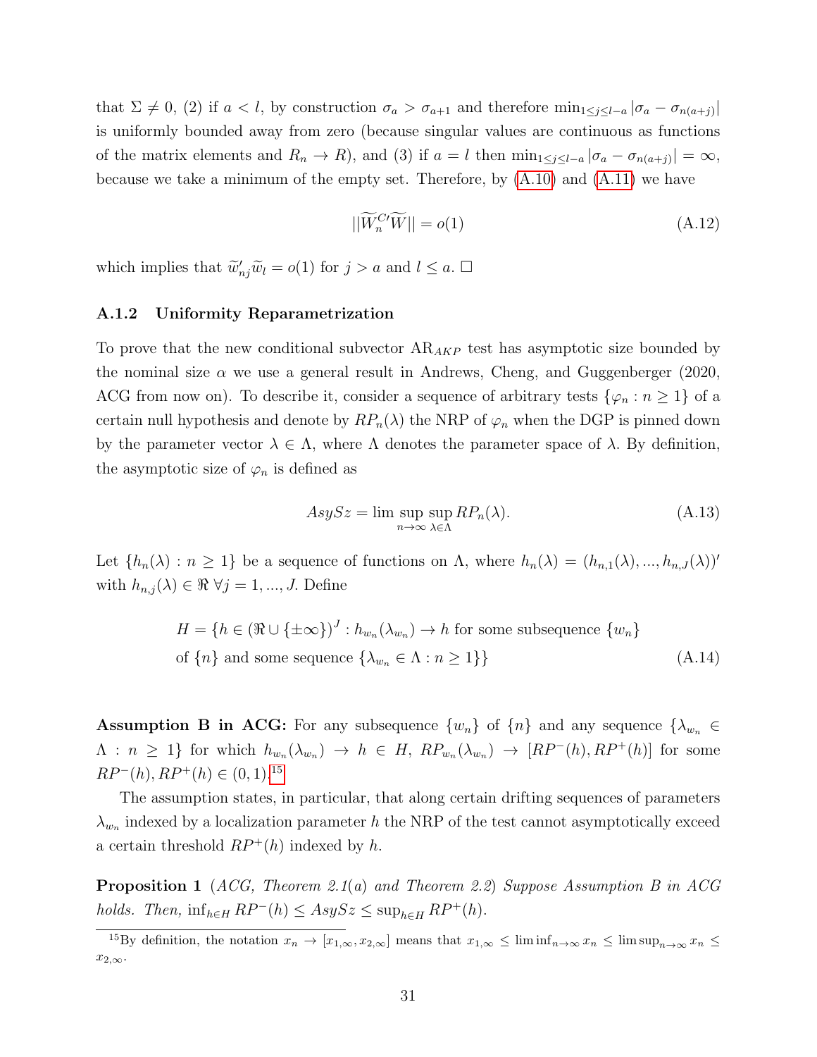that $\Sigma \neq 0$, (2) if $a < l$, by construction $\sigma_a > \sigma_{a+1}$ and therefore $\min_{1 \leq j \leq l-a} |\sigma_a - \sigma_{n(a+j)}|$ is uniformly bounded away from zero (because singular values are continuous as functions of the matrix elements and $R_n \to R$), and (3) if $a = l$ then $\min_{1 \leq j \leq l-a} |\sigma_a - \sigma_{n(a+j)}| = \infty$, because we take a minimum of the empty set. Therefore, by (A.10) and (A.11) we have

$$||\widetilde{W}_n^{C\prime}\widetilde{W}|| = o(1) \tag{A.12}$$

which implies that $\widetilde{w}_{nj}'\widetilde{w}_l = o(1)$ for $j > a$ and $l \leq a$. $\square$

### A.1.2 Uniformity Reparametrization

To prove that the new conditional subvector $\text{AR}_{AKP}$ test has asymptotic size bounded by the nominal size $\alpha$ we use a general result in Andrews, Cheng, and Guggenberger (2020, ACG from now on). To describe it, consider a sequence of arbitrary tests $\{\varphi_n : n \geq 1\}$ of a certain null hypothesis and denote by $RP_n(\lambda)$ the NRP of $\varphi_n$ when the DGP is pinned down by the parameter vector $\lambda \in \Lambda$, where $\Lambda$ denotes the parameter space of $\lambda$. By definition, the asymptotic size of $\varphi_n$ is defined as

$$AsySz = \limsup_{n\to\infty} \sup_{\lambda \in \Lambda} RP_n(\lambda). \tag{A.13}$$

Let $\{h_n(\lambda) : n \geq 1\}$ be a sequence of functions on $\Lambda$, where $h_n(\lambda) = (h_{n,1}(\lambda), ..., h_{n,J}(\lambda))'$ with $h_{n,j}(\lambda) \in \Re \ \forall j = 1, ..., J$. Define

$$\begin{aligned} H = \{h \in (\Re \cup \{\pm\infty\})^J : \ & h_{w_n}(\lambda_{w_n}) \to h \text{ for some subsequence } \{w_n\} \\ & \text{of } \{n\} \text{ and some sequence } \{\lambda_{w_n} \in \Lambda : n \geq 1\}\} \end{aligned} \tag{A.14}$$

**Assumption B in ACG:** For any subsequence $\{w_n\}$ of $\{n\}$ and any sequence $\{\lambda_{w_n} \in \Lambda : n \geq 1\}$ for which $h_{w_n}(\lambda_{w_n}) \to h \in H$, $RP_{w_n}(\lambda_{w_n}) \to [RP^-(h), RP^+(h)]$ for some $RP^-(h), RP^+(h) \in (0, 1)$.[15]

The assumption states, in particular, that along certain drifting sequences of parameters $\lambda_{w_n}$ indexed by a localization parameter $h$ the NRP of the test cannot asymptotically exceed a certain threshold $RP^+(h)$ indexed by $h$.

**Proposition 1** *(ACG, Theorem 2.1(a) and Theorem 2.2) Suppose Assumption B in ACG holds. Then,* $\inf_{h\in H} RP^-(h) \leq AsySz \leq \sup_{h \in H} RP^+(h)$.

[15] By definition, the notation $x_n \to [x_{1,\infty}, x_{2,\infty}]$ means that $x_{1,\infty} \leq \liminf_{n\to\infty} x_n \leq \limsup_{n\to\infty} x_n \leq x_{2,\infty}$.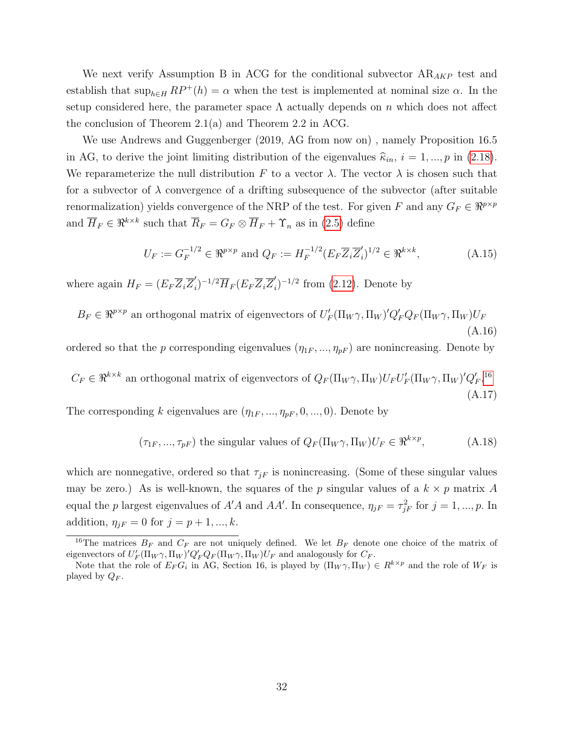We next verify Assumption B in ACG for the conditional subvector $\text{AR}_{AKP}$ test and establish that $\sup_{h\in H} RP^+(h) = \alpha$ when the test is implemented at nominal size $\alpha$. In the setup considered here, the parameter space $\Lambda$ actually depends on $n$ which does not affect the conclusion of Theorem 2.1(a) and Theorem 2.2 in ACG.

We use Andrews and Guggenberger (2019, AG from now on) , namely Proposition 16.5 in AG, to derive the joint limiting distribution of the eigenvalues $\widehat{\kappa}_{in}$, $i = 1, ..., p$ in (2.18). We reparameterize the null distribution $F$ to a vector $\lambda$. The vector $\lambda$ is chosen such that for a subvector of $\lambda$ convergence of a drifting subsequence of the subvector (after suitable renormalization) yields convergence of the NRP of the test. For given $F$ and any $G_F \in \Re^{p\times p}$ and $\overline{H}_F \in \Re^{k\times k}$ such that $\overline{R}_F = G_F \otimes \overline{H}_F + \Upsilon_n$ as in (2.5) define

$$U_F := G_F^{-1/2} \in \Re^{p\times p} \text{ and } Q_F := H_F^{-1/2}(E_F\overline{Z}_i\overline{Z}_i')^{1/2} \in \Re^{k\times k}, \tag{A.15}$$

where again $H_F = (E_F\overline{Z}_i\overline{Z}_i')^{-1/2}\overline{H}_F(E_F\overline{Z}_i\overline{Z}_i')^{-1/2}$ from (2.12). Denote by

$$B_F \in \Re^{p\times p} \text{ an orthogonal matrix of eigenvectors of } U_F'(\Pi_W\gamma, \Pi_W)'Q_F'Q_F(\Pi_W\gamma, \Pi_W)U_F \tag{A.16}$$

ordered so that the $p$ corresponding eigenvalues $(\eta_{1F}, ..., \eta_{pF})$ are nonincreasing. Denote by

$$C_F \in \Re^{k\times k} \text{ an orthogonal matrix of eigenvectors of } Q_F(\Pi_W\gamma, \Pi_W)U_FU_F'(\Pi_W\gamma, \Pi_W)'Q_F'.\text{[16]} \tag{A.17}$$

The corresponding $k$ eigenvalues are $(\eta_{1F}, ..., \eta_{pF}, 0, ..., 0)$. Denote by

$$(\tau_{1F}, ..., \tau_{pF}) \text{ the singular values of } Q_F(\Pi_W\gamma, \Pi_W)U_F \in \Re^{k\times p}, \tag{A.18}$$

which are nonnegative, ordered so that $\tau_{jF}$ is nonincreasing. (Some of these singular values may be zero.) As is well-known, the squares of the $p$ singular values of a $k \times p$ matrix $A$ equal the $p$ largest eigenvalues of $A'A$ and $AA'$. In consequence, $\eta_{jF} = \tau_{jF}^2$ for $j = 1, ..., p$. In addition, $\eta_{jF} = 0$ for $j = p + 1, ..., k$.

---

[16] The matrices $B_F$ and $C_F$ are not uniquely defined. We let $B_F$ denote one choice of the matrix of eigenvectors of $U_F'(\Pi_W\gamma, \Pi_W)'Q_F'Q_F(\Pi_W\gamma, \Pi_W)U_F$ and analogously for $C_F$.

Note that the role of $E_FG_i$ in AG, Section 16, is played by $(\Pi_W\gamma, \Pi_W) \in R^{k\times p}$ and the role of $W_F$ is played by $Q_F$.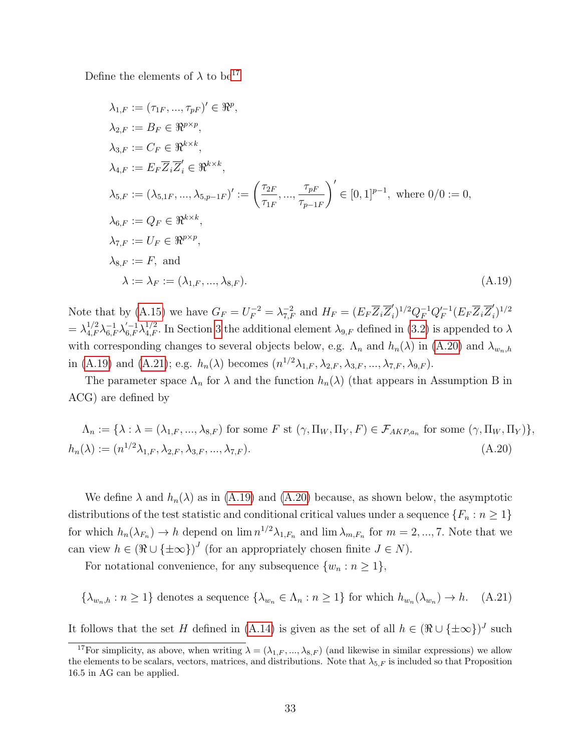Define the elements of $\lambda$ to be[17]

$$
\begin{aligned}
\lambda_{1,F} &:= (\tau_{1F}, ..., \tau_{pF})' \in \Re^p, \\
\lambda_{2,F} &:= B_F \in \Re^{p\times p}, \\
\lambda_{3,F} &:= C_F \in \Re^{k\times k}, \\
\lambda_{4,F} &:= E_F \overline{Z}_i \overline{Z}_i' \in \Re^{k\times k}, \\
\lambda_{5,F} &:= (\lambda_{5,1F}, ..., \lambda_{5,p-1F})' := \left(\frac{\tau_{2F}}{\tau_{1F}}, ..., \frac{\tau_{pF}}{\tau_{p-1F}}\right)' \in [0,1]^{p-1}, \text{ where } 0/0 := 0, \\
\lambda_{6,F} &:= Q_F \in \Re^{k\times k}, \\
\lambda_{7,F} &:= U_F \in \Re^{p\times p}, \\
\lambda_{8,F} &:= F, \text{ and} \\
\lambda &:= \lambda_F := (\lambda_{1,F}, ..., \lambda_{8,F}).
\end{aligned} \tag{A.19}
$$

Note that by (A.15) we have $G_F = U_F^{-2} = \lambda_{7,F}^{-2}$ and $H_F = (E_F \overline{Z}_i \overline{Z}_i')^{1/2} Q_F^{-1} Q_F'^{-1} (E_F \overline{Z}_i \overline{Z}_i')^{1/2}$ $= \lambda_{4,F}^{1/2} \lambda_{6,F}^{-1} \lambda_{6,F}'^{-1} \lambda_{4,F}^{1/2}$. In Section 3 the additional element $\lambda_{9,F}$ defined in (3.2) is appended to $\lambda$ with corresponding changes to several objects below, e.g. $\Lambda_n$ and $h_n(\lambda)$ in (A.20) and $\lambda_{w_n,h}$ in (A.19) and (A.21); e.g. $h_n(\lambda)$ becomes $(n^{1/2}\lambda_{1,F}, \lambda_{2,F}, \lambda_{3,F}, ..., \lambda_{7,F}, \lambda_{9,F})$.

The parameter space $\Lambda_n$ for $\lambda$ and the function $h_n(\lambda)$ (that appears in Assumption B in ACG) are defined by

$$
\begin{aligned}
\Lambda_n &:= \{\lambda : \lambda = (\lambda_{1,F}, ..., \lambda_{8,F}) \text{ for some } F \text{ st } (\gamma, \Pi_W, \Pi_Y, F) \in \mathcal{F}_{AKP,a_n} \text{ for some } (\gamma, \Pi_W, \Pi_Y)\}, \\
h_n(\lambda) &:= (n^{1/2}\lambda_{1,F}, \lambda_{2,F}, \lambda_{3,F}, ..., \lambda_{7,F}).
\end{aligned} \tag{A.20}
$$

We define $\lambda$ and $h_n(\lambda)$ as in (A.19) and (A.20) because, as shown below, the asymptotic distributions of the test statistic and conditional critical values under a sequence $\{F_n : n \geq 1\}$ for which $h_n(\lambda_{F_n}) \to h$ depend on $\lim n^{1/2}\lambda_{1,F_n}$ and $\lim \lambda_{m,F_n}$ for $m = 2, ..., 7$. Note that we can view $h \in (\Re \cup \{\pm\infty\})^J$ (for an appropriately chosen finite $J \in N$).

For notational convenience, for any subsequence $\{w_n : n \geq 1\}$,

$$
\{\lambda_{w_n,h} : n \geq 1\} \text{ denotes a sequence } \{\lambda_{w_n} \in \Lambda_n : n \geq 1\} \text{ for which } h_{w_n}(\lambda_{w_n}) \to h. \tag{A.21}
$$

It follows that the set $H$ defined in (A.14) is given as the set of all $h \in (\Re \cup \{\pm\infty\})^J$ such

[17] For simplicity, as above, when writing $\lambda = (\lambda_{1,F}, ..., \lambda_{8,F})$ (and likewise in similar expressions) we allow the elements to be scalars, vectors, matrices, and distributions. Note that $\lambda_{5,F}$ is included so that Proposition 16.5 in AG can be applied.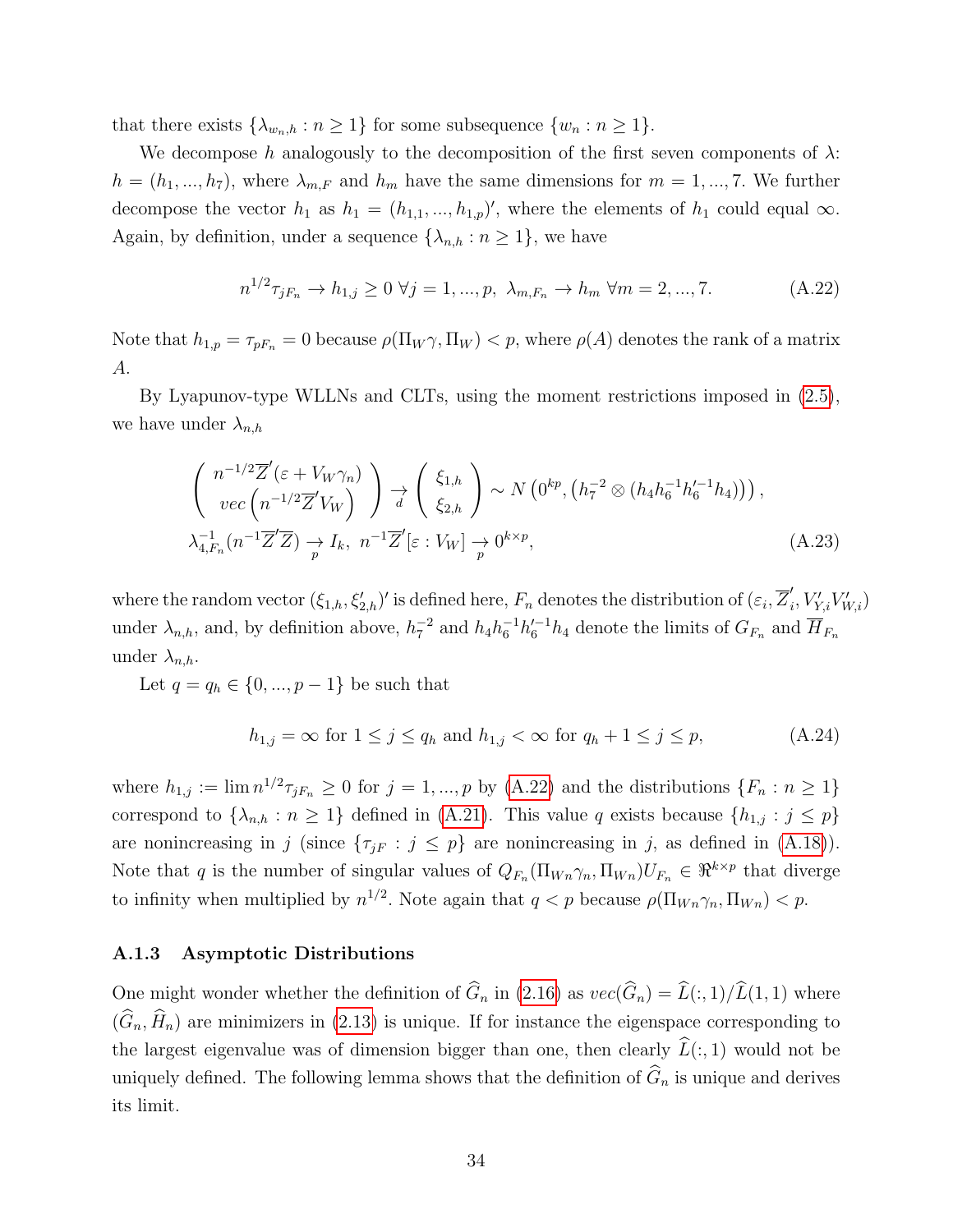that there exists $\{\lambda_{w_n,h} : n \geq 1\}$ for some subsequence $\{w_n : n \geq 1\}$.

We decompose $h$ analogously to the decomposition of the first seven components of $\lambda$: $h = (h_1, ..., h_7)$, where $\lambda_{m,F}$ and $h_m$ have the same dimensions for $m = 1, ..., 7$. We further decompose the vector $h_1$ as $h_1 = (h_{1,1}, ..., h_{1,p})'$, where the elements of $h_1$ could equal $\infty$. Again, by definition, under a sequence $\{\lambda_{n,h} : n \geq 1\}$, we have

$$n^{1/2}\tau_{jF_n} \to h_{1,j} \geq 0 \;\forall j = 1, ..., p, \;\; \lambda_{m,F_n} \to h_m \;\forall m = 2, ..., 7. \tag{A.22}$$

Note that $h_{1,p} = \tau_{pF_n} = 0$ because $\rho(\Pi_W\gamma, \Pi_W) < p$, where $\rho(A)$ denotes the rank of a matrix $A$.

By Lyapunov-type WLLNs and CLTs, using the moment restrictions imposed in (2.5), we have under $\lambda_{n,h}$

$$\begin{aligned}
&\left( \begin{array}{c} n^{-1/2}\overline{Z}'(\varepsilon + V_W\gamma_n) \\ vec\left(n^{-1/2}\overline{Z}'V_W\right) \end{array} \right) \underset{d}{\to} \left( \begin{array}{c} \xi_{1,h} \\ \xi_{2,h} \end{array} \right) \sim N\left(0^{kp}, \left(h_7^{-2} \otimes (h_4 h_6^{-1} h_6'^{-1} h_4)\right)\right), \\
&\lambda_{4,F_n}^{-1}(n^{-1}\overline{Z}'\overline{Z}) \underset{p}{\to} I_k, \;\; n^{-1}\overline{Z}'[\varepsilon : V_W] \underset{p}{\to} 0^{k\times p},
\end{aligned} \tag{A.23}$$

where the random vector $(\xi_{1,h}, \xi_{2,h}')'$ is defined here, $F_n$ denotes the distribution of $(\varepsilon_i, \overline{Z}_i', V_{Y,i}'V_{W,i}')$ under $\lambda_{n,h}$, and, by definition above, $h_7^{-2}$ and $h_4 h_6^{-1} h_6'^{-1} h_4$ denote the limits of $G_{F_n}$ and $\overline{H}_{F_n}$ under $\lambda_{n,h}$.

Let $q = q_h \in \{0, ..., p-1\}$ be such that

$$h_{1,j} = \infty \text{ for } 1 \leq j \leq q_h \text{ and } h_{1,j} < \infty \text{ for } q_h + 1 \leq j \leq p, \tag{A.24}$$

where $h_{1,j} := \lim n^{1/2}\tau_{jF_n} \geq 0$ for $j = 1, ..., p$ by (A.22) and the distributions $\{F_n : n \geq 1\}$ correspond to $\{\lambda_{n,h} : n \geq 1\}$ defined in (A.21). This value $q$ exists because $\{h_{1,j} : j \leq p\}$ are nonincreasing in $j$ (since $\{\tau_{jF} : j \leq p\}$ are nonincreasing in $j$, as defined in (A.18)). Note that $q$ is the number of singular values of $Q_{F_n}(\Pi_{Wn}\gamma_n, \Pi_{Wn})U_{F_n} \in \Re^{k\times p}$ that diverge to infinity when multiplied by $n^{1/2}$. Note again that $q < p$ because $\rho(\Pi_{Wn}\gamma_n, \Pi_{Wn}) < p$.

### A.1.3 Asymptotic Distributions

One might wonder whether the definition of $\widehat{G}_n$ in (2.16) as $vec(\widehat{G}_n) = \widehat{L}(:,1)/\widehat{L}(1,1)$ where $(\widehat{G}_n, \widehat{H}_n)$ are minimizers in (2.13) is unique. If for instance the eigenspace corresponding to the largest eigenvalue was of dimension bigger than one, then clearly $\widehat{L}(:,1)$ would not be uniquely defined. The following lemma shows that the definition of $\widehat{G}_n$ is unique and derives its limit.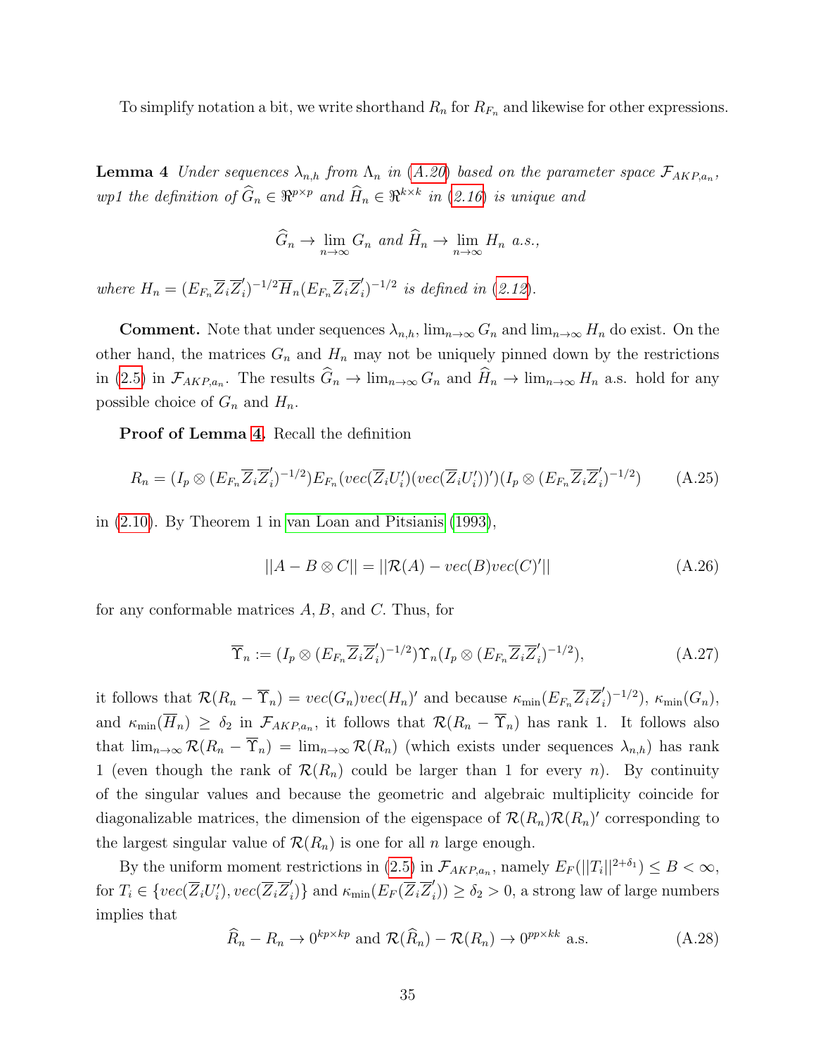To simplify notation a bit, we write shorthand $R_n$ for $R_{F_n}$ and likewise for other expressions.

**Lemma 4** *Under sequences $\lambda_{n,h}$ from $\Lambda_n$ in (A.20) based on the parameter space $\mathcal{F}_{AKP,a_n}$, wp1 the definition of $\widehat{G}_n \in \Re^{p\times p}$ and $\widehat{H}_n \in \Re^{k\times k}$ in (2.16) is unique and*

$$\widehat{G}_n \to \lim_{n\to\infty} G_n \text{ and } \widehat{H}_n \to \lim_{n\to\infty} H_n \text{ a.s.},$$

*where $H_n = (E_{F_n}\overline{Z}_i\overline{Z}_i')^{-1/2}\overline{H}_n(E_{F_n}\overline{Z}_i\overline{Z}_i')^{-1/2}$ is defined in (2.12).*

**Comment.** Note that under sequences $\lambda_{n,h}$, $\lim_{n\to\infty} G_n$ and $\lim_{n\to\infty} H_n$ do exist. On the other hand, the matrices $G_n$ and $H_n$ may not be uniquely pinned down by the restrictions in (2.5) in $\mathcal{F}_{AKP,a_n}$. The results $\widehat{G}_n \to \lim_{n\to\infty} G_n$ and $\widehat{H}_n \to \lim_{n\to\infty} H_n$ a.s. hold for any possible choice of $G_n$ and $H_n$.

**Proof of Lemma 4.** Recall the definition

$$R_n = (I_p \otimes (E_{F_n}\overline{Z}_i\overline{Z}_i')^{-1/2})E_{F_n}(vec(\overline{Z}_iU_i')(vec(\overline{Z}_iU_i'))')(I_p \otimes (E_{F_n}\overline{Z}_i\overline{Z}_i')^{-1/2}) \tag{A.25}$$

in (2.10). By Theorem 1 in van Loan and Pitsianis (1993),

$$||A - B \otimes C|| = ||\mathcal{R}(A) - vec(B)vec(C)'|| \tag{A.26}$$

for any conformable matrices $A, B$, and $C$. Thus, for

$$\overline{\Upsilon}_n := (I_p \otimes (E_{F_n}\overline{Z}_i\overline{Z}_i')^{-1/2})\Upsilon_n(I_p \otimes (E_{F_n}\overline{Z}_i\overline{Z}_i')^{-1/2}), \tag{A.27}$$

it follows that $\mathcal{R}(R_n - \overline{\Upsilon}_n) = vec(G_n)vec(H_n)'$ and because $\kappa_{\min}(E_{F_n}\overline{Z}_i\overline{Z}_i')^{-1/2})$, $\kappa_{\min}(G_n)$, and $\kappa_{\min}(\overline{H}_n) \geq \delta_2$ in $\mathcal{F}_{AKP,a_n}$, it follows that $\mathcal{R}(R_n - \overline{\Upsilon}_n)$ has rank 1. It follows also that $\lim_{n\to\infty}\mathcal{R}(R_n - \overline{\Upsilon}_n) = \lim_{n\to\infty}\mathcal{R}(R_n)$ (which exists under sequences $\lambda_{n,h}$) has rank 1 (even though the rank of $\mathcal{R}(R_n)$ could be larger than 1 for every $n$). By continuity of the singular values and because the geometric and algebraic multiplicity coincide for diagonalizable matrices, the dimension of the eigenspace of $\mathcal{R}(R_n)\mathcal{R}(R_n)'$ corresponding to the largest singular value of $\mathcal{R}(R_n)$ is one for all $n$ large enough.

By the uniform moment restrictions in (2.5) in $\mathcal{F}_{AKP,a_n}$, namely $E_F(||T_i||^{2+\delta_1}) \leq B < \infty$, for $T_i \in \{vec(\overline{Z}_iU_i'), vec(\overline{Z}_i\overline{Z}_i')\}$ and $\kappa_{\min}(E_F(\overline{Z}_i\overline{Z}_i')) \geq \delta_2 > 0$, a strong law of large numbers implies that

$$\widehat{R}_n - R_n \to 0^{kp\times kp} \text{ and } \mathcal{R}(\widehat{R}_n) - \mathcal{R}(R_n) \to 0^{pp\times kk} \text{ a.s.} \tag{A.28}$$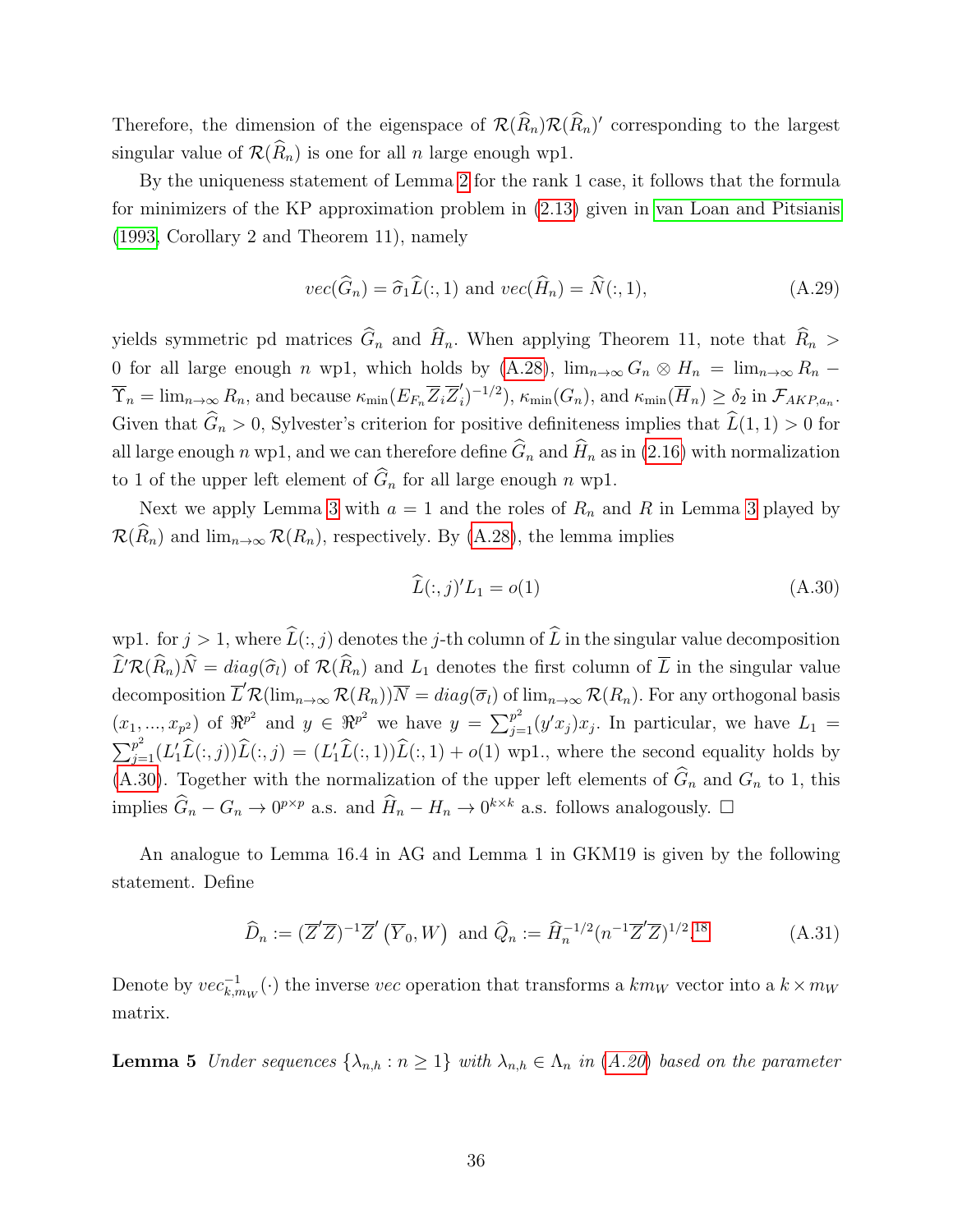Therefore, the dimension of the eigenspace of $\mathcal{R}(\widehat{R}_n)\mathcal{R}(\widehat{R}_n)'$ corresponding to the largest singular value of $\mathcal{R}(\widehat{R}_n)$ is one for all $n$ large enough wp1.

By the uniqueness statement of Lemma 2 for the rank 1 case, it follows that the formula for minimizers of the KP approximation problem in (2.13) given in van Loan and Pitsianis (1993, Corollary 2 and Theorem 11), namely

$$vec(\widehat{G}_n) = \widehat{\sigma}_1 \widehat{L}(:,1) \text{ and } vec(\widehat{H}_n) = \widehat{N}(:,1), \tag{A.29}$$

yields symmetric pd matrices $\widehat{G}_n$ and $\widehat{H}_n$. When applying Theorem 11, note that $\widehat{R}_n > 0$ for all large enough $n$ wp1, which holds by (A.28), $\lim_{n\to\infty} G_n \otimes H_n = \lim_{n\to\infty} R_n - \overline{\Upsilon}_n = \lim_{n\to\infty} R_n$, and because $\kappa_{\min}(E_{F_n}\overline{Z}_i\overline{Z}_i')^{-1/2})$, $\kappa_{\min}(G_n)$, and $\kappa_{\min}(\overline{H}_n) \geq \delta_2$ in $\mathcal{F}_{AKP,a_n}$. Given that $\widehat{G}_n > 0$, Sylvester's criterion for positive definiteness implies that $\widehat{L}(1,1) > 0$ for all large enough $n$ wp1, and we can therefore define $\widehat{G}_n$ and $\widehat{H}_n$ as in (2.16) with normalization to 1 of the upper left element of $\widehat{G}_n$ for all large enough $n$ wp1.

Next we apply Lemma 3 with $a = 1$ and the roles of $R_n$ and $R$ in Lemma 3 played by $\mathcal{R}(\widehat{R}_n)$ and $\lim_{n\to\infty} \mathcal{R}(R_n)$, respectively. By (A.28), the lemma implies

$$\widehat{L}(:,j)'L_1 = o(1) \tag{A.30}$$

wp1. for $j > 1$, where $\widehat{L}(:,j)$ denotes the $j$-th column of $\widehat{L}$ in the singular value decomposition $\widehat{L}'\mathcal{R}(\widehat{R}_n)\widehat{N} = diag(\widehat{\sigma}_l)$ of $\mathcal{R}(\widehat{R}_n)$ and $L_1$ denotes the first column of $\overline{L}$ in the singular value decomposition $\overline{L}'\mathcal{R}(\lim_{n\to\infty} \mathcal{R}(R_n))\overline{N} = diag(\overline{\sigma}_l)$ of $\lim_{n\to\infty} \mathcal{R}(R_n)$. For any orthogonal basis $(x_1, ..., x_{p^2})$ of $\Re^{p^2}$ and $y \in \Re^{p^2}$ we have $y = \sum_{j=1}^{p^2}(y'x_j)x_j$. In particular, we have $L_1 = \sum_{j=1}^{p^2}(L_1'\widehat{L}(:,j))\widehat{L}(:,j) = (L_1'\widehat{L}(:,1))\widehat{L}(:,1) + o(1)$ wp1., where the second equality holds by (A.30). Together with the normalization of the upper left elements of $\widehat{G}_n$ and $G_n$ to 1, this implies $\widehat{G}_n - G_n \to 0^{p\times p}$ a.s. and $\widehat{H}_n - H_n \to 0^{k\times k}$ a.s. follows analogously. $\square$

An analogue to Lemma 16.4 in AG and Lemma 1 in GKM19 is given by the following statement. Define

$$\widehat{D}_n := (\overline{Z}'\overline{Z})^{-1}\overline{Z}'\left(\overline{Y}_0, W\right) \text{ and } \widehat{Q}_n := \widehat{H}_n^{-1/2}(n^{-1}\overline{Z}'\overline{Z})^{1/2}.[18] \tag{A.31}$$

Denote by $vec_{k,m_W}^{-1}(\cdot)$ the inverse $vec$ operation that transforms a $km_W$ vector into a $k \times m_W$ matrix.

**Lemma 5** *Under sequences $\{\lambda_{n,h} : n \geq 1\}$ with $\lambda_{n,h} \in \Lambda_n$ in (A.20) based on the parameter*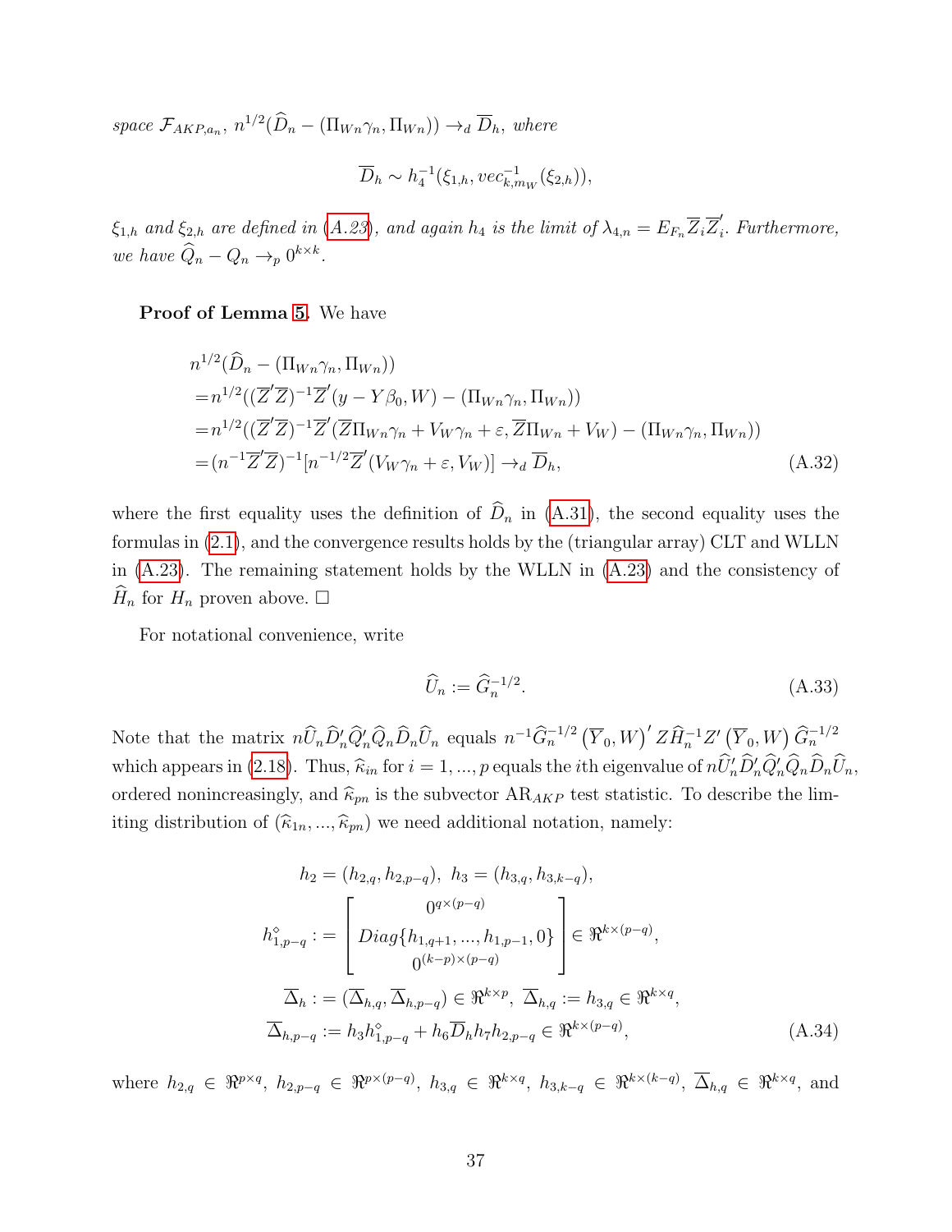*space* $\mathcal{F}_{AKP,a_n}$, $n^{1/2}(\widehat{D}_n - (\Pi_{Wn}\gamma_n, \Pi_{Wn})) \to_d \overline{D}_h$, *where*

$$\overline{D}_h \sim h_4^{-1}(\xi_{1,h}, vec_{k,m_W}^{-1}(\xi_{2,h})),$$

$\xi_{1,h}$ *and* $\xi_{2,h}$ *are defined in* (A.23)*, and again* $h_4$ *is the limit of* $\lambda_{4,n} = E_{F_n}\overline{Z}_i\overline{Z}_i^{\prime}$*. Furthermore, we have* $\widehat{Q}_n - Q_n \to_p 0^{k\times k}$*.*

**Proof of Lemma 5.** We have

$$\begin{aligned}
&n^{1/2}(\widehat{D}_n - (\Pi_{Wn}\gamma_n, \Pi_{Wn})) \\
=&n^{1/2}((\overline{Z}^{\prime}\overline{Z})^{-1}\overline{Z}^{\prime}(y - Y\beta_0, W) - (\Pi_{Wn}\gamma_n, \Pi_{Wn})) \\
=&n^{1/2}((\overline{Z}^{\prime}\overline{Z})^{-1}\overline{Z}^{\prime}(\overline{Z}\Pi_{Wn}\gamma_n + V_W\gamma_n + \varepsilon, \overline{Z}\Pi_{Wn} + V_W) - (\Pi_{Wn}\gamma_n, \Pi_{Wn})) \\
=&(n^{-1}\overline{Z}^{\prime}\overline{Z})^{-1}[n^{-1/2}\overline{Z}^{\prime}(V_W\gamma_n + \varepsilon, V_W)] \to_d \overline{D}_h,
\end{aligned} \tag{A.32}$$

where the first equality uses the definition of $\widehat{D}_n$ in (A.31), the second equality uses the formulas in (2.1), and the convergence results holds by the (triangular array) CLT and WLLN in (A.23). The remaining statement holds by the WLLN in (A.23) and the consistency of $\widehat{H}_n$ for $H_n$ proven above. $\square$

For notational convenience, write

$$\widehat{U}_n := \widehat{G}_n^{-1/2}. \tag{A.33}$$

Note that the matrix $n\widehat{U}_n\widehat{D}_n^{\prime}\widehat{Q}_n^{\prime}\widehat{Q}_n\widehat{D}_n\widehat{U}_n$ equals $n^{-1}\widehat{G}_n^{-1/2}\left(\overline{Y}_0, W\right)^{\prime} Z\widehat{H}_n^{-1}Z^{\prime}\left(\overline{Y}_0, W\right)\widehat{G}_n^{-1/2}$ which appears in (2.18). Thus, $\widehat{\kappa}_{in}$ for $i = 1, ..., p$ equals the $i$th eigenvalue of $n\widehat{U}_n^{\prime}\widehat{D}_n^{\prime}\widehat{Q}_n^{\prime}\widehat{Q}_n\widehat{D}_n\widehat{U}_n$, ordered nonincreasingly, and $\widehat{\kappa}_{pn}$ is the subvector $\text{AR}_{AKP}$ test statistic. To describe the limiting distribution of $(\widehat{\kappa}_{1n}, ..., \widehat{\kappa}_{pn})$ we need additional notation, namely:

$$\begin{aligned}
h_2 &= (h_{2,q}, h_{2,p-q}),\ h_3 = (h_{3,q}, h_{3,k-q}), \\
h_{1,p-q}^{\diamond} &:= \begin{bmatrix} 0^{q\times(p-q)} \\ Diag\{h_{1,q+1}, ..., h_{1,p-1}, 0\} \\ 0^{(k-p)\times(p-q)} \end{bmatrix} \in \Re^{k\times(p-q)}, \\
\overline{\Delta}_h &:= (\overline{\Delta}_{h,q}, \overline{\Delta}_{h,p-q}) \in \Re^{k\times p},\ \overline{\Delta}_{h,q} := h_{3,q} \in \Re^{k\times q}, \\
\overline{\Delta}_{h,p-q} &:= h_3 h_{1,p-q}^{\diamond} + h_6\overline{D}_h h_7 h_{2,p-q} \in \Re^{k\times(p-q)},
\end{aligned} \tag{A.34}$$

where $h_{2,q} \in \Re^{p\times q}$, $h_{2,p-q} \in \Re^{p\times(p-q)}$, $h_{3,q} \in \Re^{k\times q}$, $h_{3,k-q} \in \Re^{k\times(k-q)}$, $\overline{\Delta}_{h,q} \in \Re^{k\times q}$, and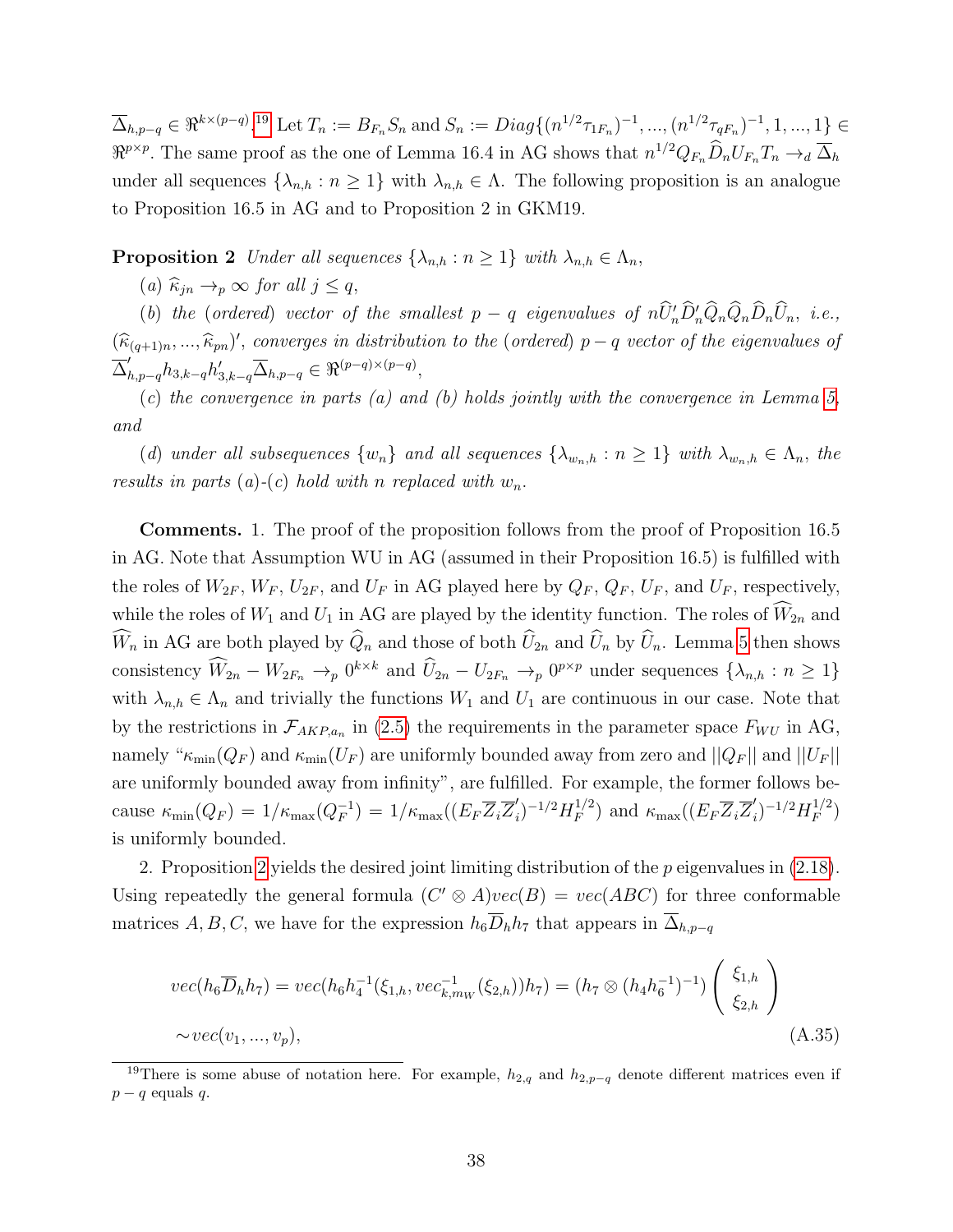$\overline{\Delta}_{h,p-q} \in \Re^{k\times(p-q)}$.[19] Let $T_n := B_{F_n} S_n$ and $S_n := Diag\{(n^{1/2}\tau_{1F_n})^{-1}, ..., (n^{1/2}\tau_{qF_n})^{-1}, 1, ..., 1\} \in \Re^{p\times p}$. The same proof as the one of Lemma 16.4 in AG shows that $n^{1/2} Q_{F_n} \widehat{D}_n U_{F_n} T_n \to_d \overline{\Delta}_h$ under all sequences $\{\lambda_{n,h} : n \geq 1\}$ with $\lambda_{n,h} \in \Lambda$. The following proposition is an analogue to Proposition 16.5 in AG and to Proposition 2 in GKM19.

**Proposition 2** *Under all sequences $\{\lambda_{n,h} : n \geq 1\}$ with $\lambda_{n,h} \in \Lambda_n$,*

*(a) $\widehat{\kappa}_{jn} \to_p \infty$ for all $j \leq q$,*

*(b) the (ordered) vector of the smallest $p-q$ eigenvalues of $n\widehat{U}_n'\widehat{D}_n'\widehat{Q}_n\widehat{Q}_n\widehat{D}_n\widehat{U}_n$, i.e., $(\widehat{\kappa}_{(q+1)n}, ..., \widehat{\kappa}_{pn})'$, converges in distribution to the (ordered) $p-q$ vector of the eigenvalues of $\overline{\Delta}_{h,p-q}' h_{3,k-q} h_{3,k-q}' \overline{\Delta}_{h,p-q} \in \Re^{(p-q)\times(p-q)}$,*

*(c) the convergence in parts (a) and (b) holds jointly with the convergence in Lemma 5, and*

*(d) under all subsequences $\{w_n\}$ and all sequences $\{\lambda_{w_n,h} : n \geq 1\}$ with $\lambda_{w_n,h} \in \Lambda_n$, the results in parts (a)-(c) hold with $n$ replaced with $w_n$.*

**Comments.** 1. The proof of the proposition follows from the proof of Proposition 16.5 in AG. Note that Assumption WU in AG (assumed in their Proposition 16.5) is fulfilled with the roles of $W_{2F}$, $W_F$, $U_{2F}$, and $U_F$ in AG played here by $Q_F$, $Q_F$, $U_F$, and $U_F$, respectively, while the roles of $W_1$ and $U_1$ in AG are played by the identity function. The roles of $\widehat{W}_{2n}$ and $\widehat{W}_n$ in AG are both played by $\widehat{Q}_n$ and those of both $\widehat{U}_{2n}$ and $\widehat{U}_n$ by $\widehat{U}_n$. Lemma 5 then shows consistency $\widehat{W}_{2n} - W_{2F_n} \to_p 0^{k\times k}$ and $\widehat{U}_{2n} - U_{2F_n} \to_p 0^{p\times p}$ under sequences $\{\lambda_{n,h} : n \geq 1\}$ with $\lambda_{n,h} \in \Lambda_n$ and trivially the functions $W_1$ and $U_1$ are continuous in our case. Note that by the restrictions in $\mathcal{F}_{AKP,a_n}$ in (2.5) the requirements in the parameter space $F_{WU}$ in AG, namely "$\kappa_{\min}(Q_F)$ and $\kappa_{\min}(U_F)$ are uniformly bounded away from zero and $||Q_F||$ and $||U_F||$ are uniformly bounded away from infinity", are fulfilled. For example, the former follows because $\kappa_{\min}(Q_F) = 1/\kappa_{\max}(Q_F^{-1}) = 1/\kappa_{\max}((E_F\overline{Z}_i\overline{Z}_i')^{-1/2}H_F^{1/2})$ and $\kappa_{\max}((E_F\overline{Z}_i\overline{Z}_i')^{-1/2}H_F^{1/2})$ is uniformly bounded.

2. Proposition 2 yields the desired joint limiting distribution of the $p$ eigenvalues in (2.18). Using repeatedly the general formula $(C' \otimes A)vec(B) = vec(ABC)$ for three conformable matrices $A, B, C$, we have for the expression $h_6\overline{D}_h h_7$ that appears in $\overline{\Delta}_{h,p-q}$

$$
\begin{aligned}
vec(h_6\overline{D}_h h_7) &= vec(h_6 h_4^{-1}(\xi_{1,h}, vec_{k,m_W}^{-1}(\xi_{2,h}))h_7) = (h_7 \otimes (h_4 h_6^{-1})^{-1}) \begin{pmatrix} \xi_{1,h} \\ \xi_{2,h} \end{pmatrix} \\
&\sim vec(v_1, ..., v_p),
\end{aligned} \tag{A.35}
$$

[19] There is some abuse of notation here. For example, $h_{2,q}$ and $h_{2,p-q}$ denote different matrices even if $p-q$ equals $q$.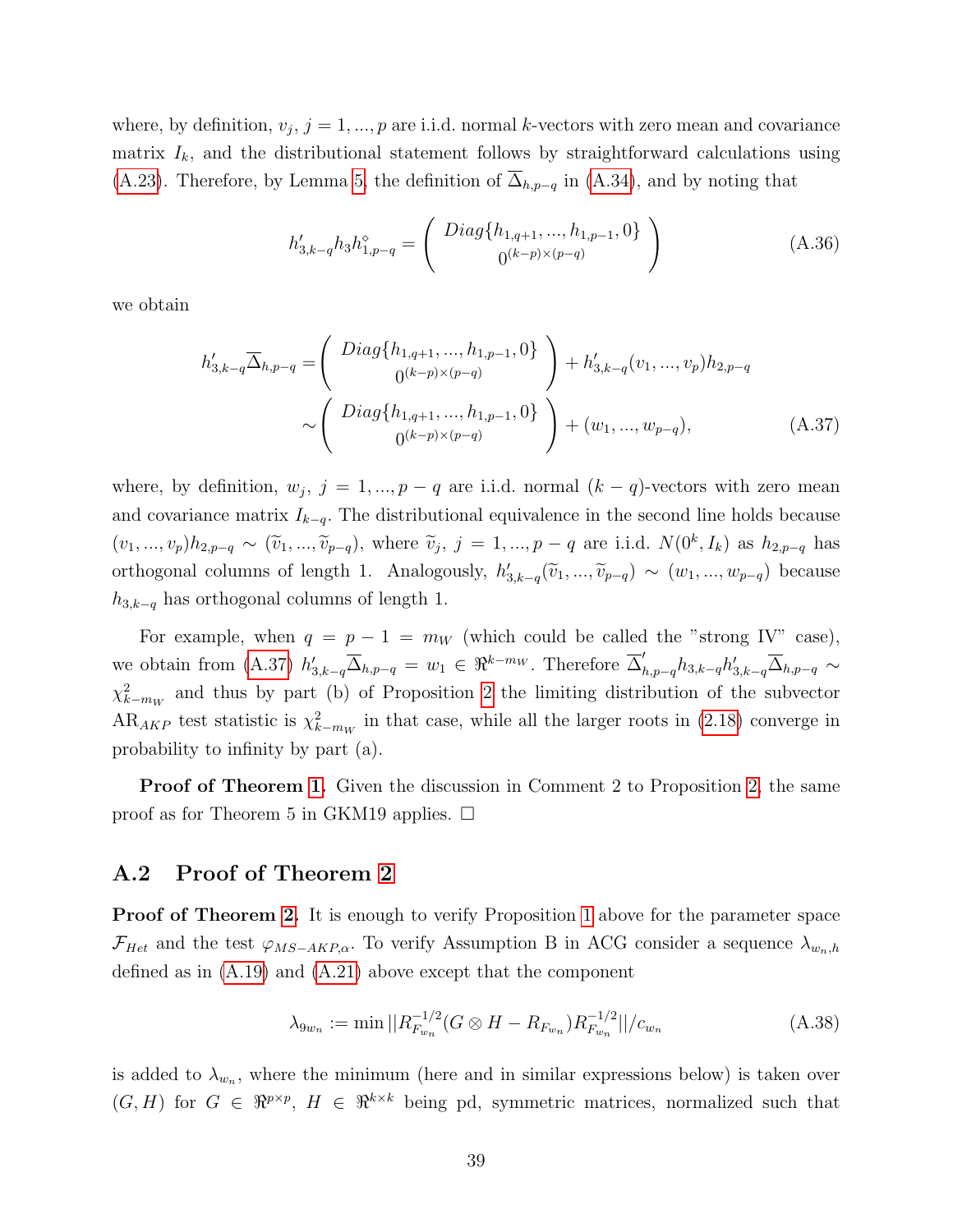where, by definition, $v_j$, $j = 1, ..., p$ are i.i.d. normal $k$-vectors with zero mean and covariance matrix $I_k$, and the distributional statement follows by straightforward calculations using (A.23). Therefore, by Lemma 5, the definition of $\overline{\Delta}_{h,p-q}$ in (A.34), and by noting that

$$h'_{3,k-q} h_3 h^{\diamond}_{1,p-q} = \begin{pmatrix} Diag\{h_{1,q+1}, ..., h_{1,p-1}, 0\} \\ 0^{(k-p)\times(p-q)} \end{pmatrix} \tag{A.36}$$

we obtain

$$\begin{aligned} h'_{3,k-q}\overline{\Delta}_{h,p-q} &= \begin{pmatrix} Diag\{h_{1,q+1}, ..., h_{1,p-1}, 0\} \\ 0^{(k-p)\times(p-q)} \end{pmatrix} + h'_{3,k-q}(v_1, ..., v_p) h_{2,p-q} \\ &\sim \begin{pmatrix} Diag\{h_{1,q+1}, ..., h_{1,p-1}, 0\} \\ 0^{(k-p)\times(p-q)} \end{pmatrix} + (w_1, ..., w_{p-q}), \end{aligned} \tag{A.37}$$

where, by definition, $w_j$, $j = 1, ..., p-q$ are i.i.d. normal $(k-q)$-vectors with zero mean and covariance matrix $I_{k-q}$. The distributional equivalence in the second line holds because $(v_1, ..., v_p) h_{2,p-q} \sim (\widetilde{v}_1, ..., \widetilde{v}_{p-q})$, where $\widetilde{v}_j$, $j = 1, ..., p-q$ are i.i.d. $N(0^k, I_k)$ as $h_{2,p-q}$ has orthogonal columns of length 1. Analogously, $h'_{3,k-q}(\widetilde{v}_1, ..., \widetilde{v}_{p-q}) \sim (w_1, ..., w_{p-q})$ because $h_{3,k-q}$ has orthogonal columns of length 1.

For example, when $q = p-1 = m_W$ (which could be called the "strong IV" case), we obtain from (A.37) $h'_{3,k-q}\overline{\Delta}_{h,p-q} = w_1 \in \Re^{k-m_W}$. Therefore $\overline{\Delta}'_{h,p-q} h_{3,k-q} h'_{3,k-q} \overline{\Delta}_{h,p-q} \sim \chi^2_{k-m_W}$ and thus by part (b) of Proposition 2 the limiting distribution of the subvector $\text{AR}_{AKP}$ test statistic is $\chi^2_{k-m_W}$ in that case, while all the larger roots in (2.18) converge in probability to infinity by part (a).

**Proof of Theorem 1.** Given the discussion in Comment 2 to Proposition 2, the same proof as for Theorem 5 in GKM19 applies. $\square$

## A.2 Proof of Theorem 2

**Proof of Theorem 2.** It is enough to verify Proposition 1 above for the parameter space $\mathcal{F}_{Het}$ and the test $\varphi_{MS-AKP,\alpha}$. To verify Assumption B in ACG consider a sequence $\lambda_{w_n,h}$ defined as in (A.19) and (A.21) above except that the component

$$\lambda_{9w_n} := \min ||R^{-1/2}_{F_{w_n}}(G \otimes H - R_{F_{w_n}})R^{-1/2}_{F_{w_n}}||/c_{w_n} \tag{A.38}$$

is added to $\lambda_{w_n}$, where the minimum (here and in similar expressions below) is taken over $(G, H)$ for $G \in \Re^{p\times p}$, $H \in \Re^{k\times k}$ being pd, symmetric matrices, normalized such that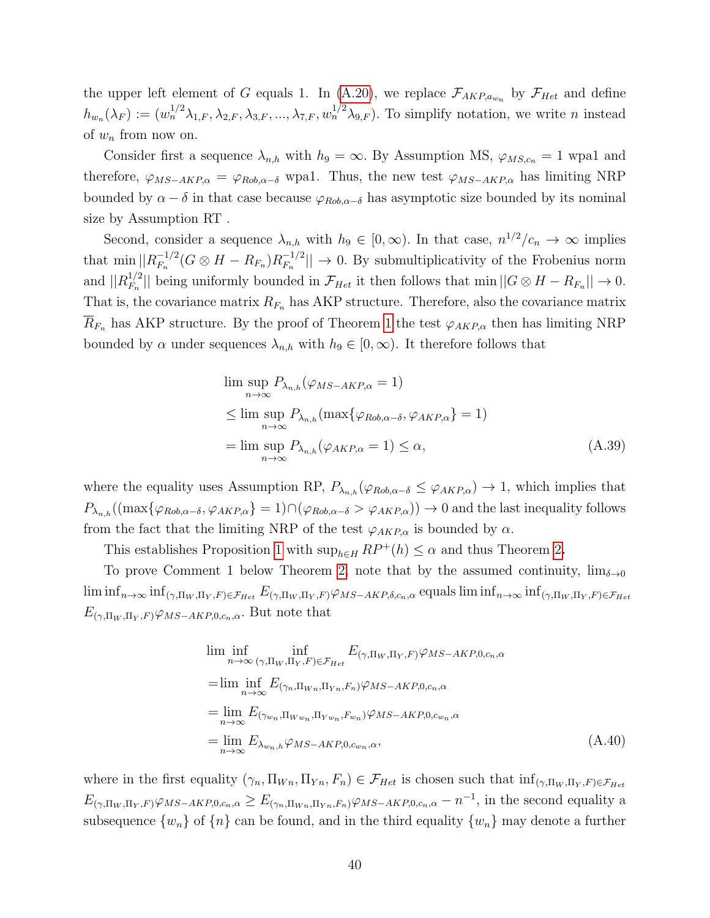the upper left element of $G$ equals 1. In (A.20), we replace $\mathcal{F}_{AKP,a_{w_n}}$ by $\mathcal{F}_{Het}$ and define $h_{w_n}(\lambda_F) := (w_n^{1/2}\lambda_{1,F}, \lambda_{2,F}, \lambda_{3,F}, ..., \lambda_{7,F}, w_n^{1/2}\lambda_{9,F})$. To simplify notation, we write $n$ instead of $w_n$ from now on.

Consider first a sequence $\lambda_{n,h}$ with $h_9 = \infty$. By Assumption MS, $\varphi_{MS,c_n} = 1$ wpa1 and therefore, $\varphi_{MS-AKP,\alpha} = \varphi_{Rob,\alpha-\delta}$ wpa1. Thus, the new test $\varphi_{MS-AKP,\alpha}$ has limiting NRP bounded by $\alpha - \delta$ in that case because $\varphi_{Rob,\alpha-\delta}$ has asymptotic size bounded by its nominal size by Assumption RT .

Second, consider a sequence $\lambda_{n,h}$ with $h_9 \in [0, \infty)$. In that case, $n^{1/2}/c_n \to \infty$ implies that $\min ||R_{F_n}^{-1/2}(G \otimes H - R_{F_n})R_{F_n}^{-1/2}|| \to 0$. By submultiplicativity of the Frobenius norm and $||R_{F_n}^{1/2}||$ being uniformly bounded in $\mathcal{F}_{Het}$ it then follows that $\min ||G \otimes H - R_{F_n}|| \to 0$. That is, the covariance matrix $R_{F_n}$ has AKP structure. Therefore, also the covariance matrix $\overline{R}_{F_n}$ has AKP structure. By the proof of Theorem 1 the test $\varphi_{AKP,\alpha}$ then has limiting NRP bounded by $\alpha$ under sequences $\lambda_{n,h}$ with $h_9 \in [0, \infty)$. It therefore follows that

$$
\begin{aligned}
&\limsup_{n\to\infty} P_{\lambda_{n,h}}(\varphi_{MS-AKP,\alpha} = 1) \\
&\leq \limsup_{n\to\infty} P_{\lambda_{n,h}}(\max\{\varphi_{Rob,\alpha-\delta}, \varphi_{AKP,\alpha}\} = 1) \\
&= \limsup_{n\to\infty} P_{\lambda_{n,h}}(\varphi_{AKP,\alpha} = 1) \leq \alpha,
\end{aligned}
\tag{A.39}
$$

where the equality uses Assumption RP, $P_{\lambda_{n,h}}(\varphi_{Rob,\alpha-\delta} \leq \varphi_{AKP,\alpha}) \to 1$, which implies that $P_{\lambda_{n,h}}((\max\{\varphi_{Rob,\alpha-\delta}, \varphi_{AKP,\alpha}\} = 1) \cap (\varphi_{Rob,\alpha-\delta} > \varphi_{AKP,\alpha})) \to 0$ and the last inequality follows from the fact that the limiting NRP of the test $\varphi_{AKP,\alpha}$ is bounded by $\alpha$.

This establishes Proposition 1 with $\sup_{h\in H} RP^+(h) \leq \alpha$ and thus Theorem 2.

To prove Comment 1 below Theorem 2, note that by the assumed continuity, $\lim_{\delta\to 0} \liminf_{n\to\infty} \inf_{(\gamma,\Pi_W,\Pi_Y,F)\in\mathcal{F}_{Het}} E_{(\gamma,\Pi_W,\Pi_Y,F)}\varphi_{MS-AKP,\delta,c_n,\alpha}$ equals $\liminf_{n\to\infty} \inf_{(\gamma,\Pi_W,\Pi_Y,F)\in\mathcal{F}_{Het}} E_{(\gamma,\Pi_W,\Pi_Y,F)}\varphi_{MS-AKP,0,c_n,\alpha}$. But note that

$$
\begin{aligned}
&\liminf_{n\to\infty} \inf_{(\gamma,\Pi_W,\Pi_Y,F)\in\mathcal{F}_{Het}} E_{(\gamma,\Pi_W,\Pi_Y,F)}\varphi_{MS-AKP,0,c_n,\alpha} \\
=&\liminf_{n\to\infty} E_{(\gamma_n,\Pi_{Wn},\Pi_{Yn},F_n)}\varphi_{MS-AKP,0,c_n,\alpha} \\
=& \lim_{n\to\infty} E_{(\gamma_{w_n},\Pi_{Ww_n},\Pi_{Yw_n},F_{w_n})}\varphi_{MS-AKP,0,c_{w_n},\alpha} \\
=& \lim_{n\to\infty} E_{\lambda_{w_n,h}}\varphi_{MS-AKP,0,c_{w_n},\alpha},
\end{aligned}
\tag{A.40}
$$

where in the first equality $(\gamma_n, \Pi_{Wn}, \Pi_{Yn}, F_n) \in \mathcal{F}_{Het}$ is chosen such that $\inf_{(\gamma,\Pi_W,\Pi_Y,F)\in\mathcal{F}_{Het}} E_{(\gamma,\Pi_W,\Pi_Y,F)}\varphi_{MS-AKP,0,c_n,\alpha} \geq E_{(\gamma_n,\Pi_{Wn},\Pi_{Yn},F_n)}\varphi_{MS-AKP,0,c_n,\alpha} - n^{-1}$, in the second equality a subsequence $\{w_n\}$ of $\{n\}$ can be found, and in the third equality $\{w_n\}$ may denote a further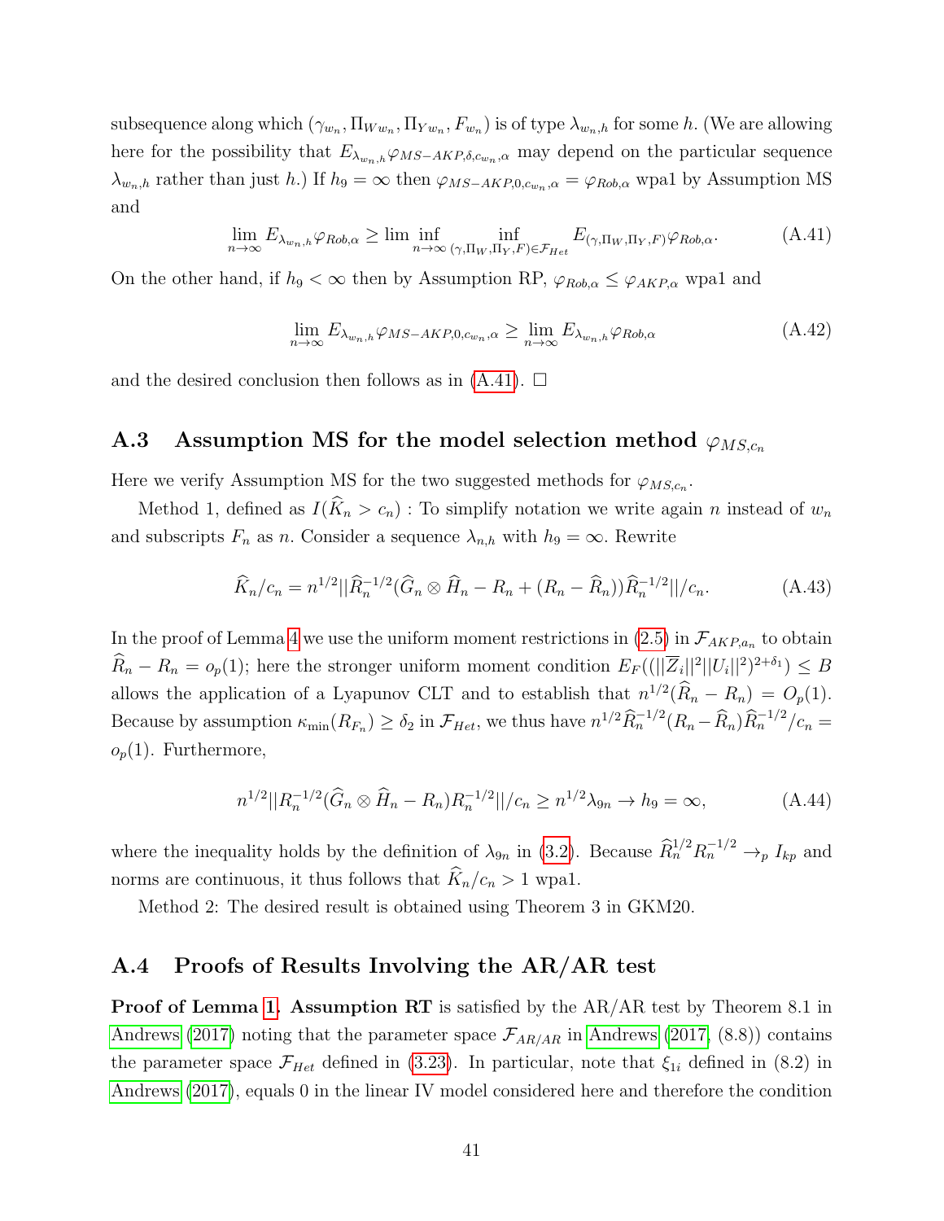subsequence along which $(\gamma_{w_n}, \Pi_{Ww_n}, \Pi_{Yw_n}, F_{w_n})$ is of type $\lambda_{w_n,h}$ for some $h$. (We are allowing here for the possibility that $E_{\lambda_{w_n,h}} \varphi_{MS-AKP,\delta,c_{w_n},\alpha}$ may depend on the particular sequence $\lambda_{w_n,h}$ rather than just $h$.) If $h_9 = \infty$ then $\varphi_{MS-AKP,0,c_{w_n},\alpha} = \varphi_{Rob,\alpha}$ wpa1 by Assumption MS and

$$\lim_{n\to\infty} E_{\lambda_{w_n,h}} \varphi_{Rob,\alpha} \geq \lim \inf_{n\to\infty} \inf_{(\gamma,\Pi_W,\Pi_Y,F)\in\mathcal{F}_{Het}} E_{(\gamma,\Pi_W,\Pi_Y,F)} \varphi_{Rob,\alpha}. \tag{A.41}$$

On the other hand, if $h_9 < \infty$ then by Assumption RP, $\varphi_{Rob,\alpha} \leq \varphi_{AKP,\alpha}$ wpa1 and

$$\lim_{n\to\infty} E_{\lambda_{w_n,h}} \varphi_{MS-AKP,0,c_{w_n},\alpha} \geq \lim_{n\to\infty} E_{\lambda_{w_n,h}} \varphi_{Rob,\alpha} \tag{A.42}$$

and the desired conclusion then follows as in (A.41). $\square$

## A.3 Assumption MS for the model selection method $\varphi_{MS,c_n}$

Here we verify Assumption MS for the two suggested methods for $\varphi_{MS,c_n}$.

Method 1, defined as $I(\widehat{K}_n > c_n)$ : To simplify notation we write again $n$ instead of $w_n$ and subscripts $F_n$ as $n$. Consider a sequence $\lambda_{n,h}$ with $h_9 = \infty$. Rewrite

$$\widehat{K}_n/c_n = n^{1/2}||\widehat{R}_n^{-1/2}(\widehat{G}_n \otimes \widehat{H}_n - R_n + (R_n - \widehat{R}_n))\widehat{R}_n^{-1/2}||/c_n. \tag{A.43}$$

In the proof of Lemma 4 we use the uniform moment restrictions in (2.5) in $\mathcal{F}_{AKP,a_n}$ to obtain $\widehat{R}_n - R_n = o_p(1)$; here the stronger uniform moment condition $E_F((||\overline{Z}_i||^2||U_i||^2)^{2+\delta_1}) \leq B$ allows the application of a Lyapunov CLT and to establish that $n^{1/2}(\widehat{R}_n - R_n) = O_p(1)$. Because by assumption $\kappa_{\min}(R_{F_n}) \geq \delta_2$ in $\mathcal{F}_{Het}$, we thus have $n^{1/2}\widehat{R}_n^{-1/2}(R_n - \widehat{R}_n)\widehat{R}_n^{-1/2}/c_n = o_p(1)$. Furthermore,

$$n^{1/2}||R_n^{-1/2}(\widehat{G}_n \otimes \widehat{H}_n - R_n)R_n^{-1/2}||/c_n \geq n^{1/2}\lambda_{9n} \to h_9 = \infty, \tag{A.44}$$

where the inequality holds by the definition of $\lambda_{9n}$ in (3.2). Because $\widehat{R}_n^{1/2}R_n^{-1/2} \to_p I_{kp}$ and norms are continuous, it thus follows that $\widehat{K}_n/c_n > 1$ wpa1.

Method 2: The desired result is obtained using Theorem 3 in GKM20.

## A.4 Proofs of Results Involving the AR/AR test

**Proof of Lemma 1.** **Assumption RT** is satisfied by the AR/AR test by Theorem 8.1 in Andrews (2017) noting that the parameter space $\mathcal{F}_{AR/AR}$ in Andrews (2017, (8.8)) contains the parameter space $\mathcal{F}_{Het}$ defined in (3.23). In particular, note that $\xi_{1i}$ defined in (8.2) in Andrews (2017), equals 0 in the linear IV model considered here and therefore the condition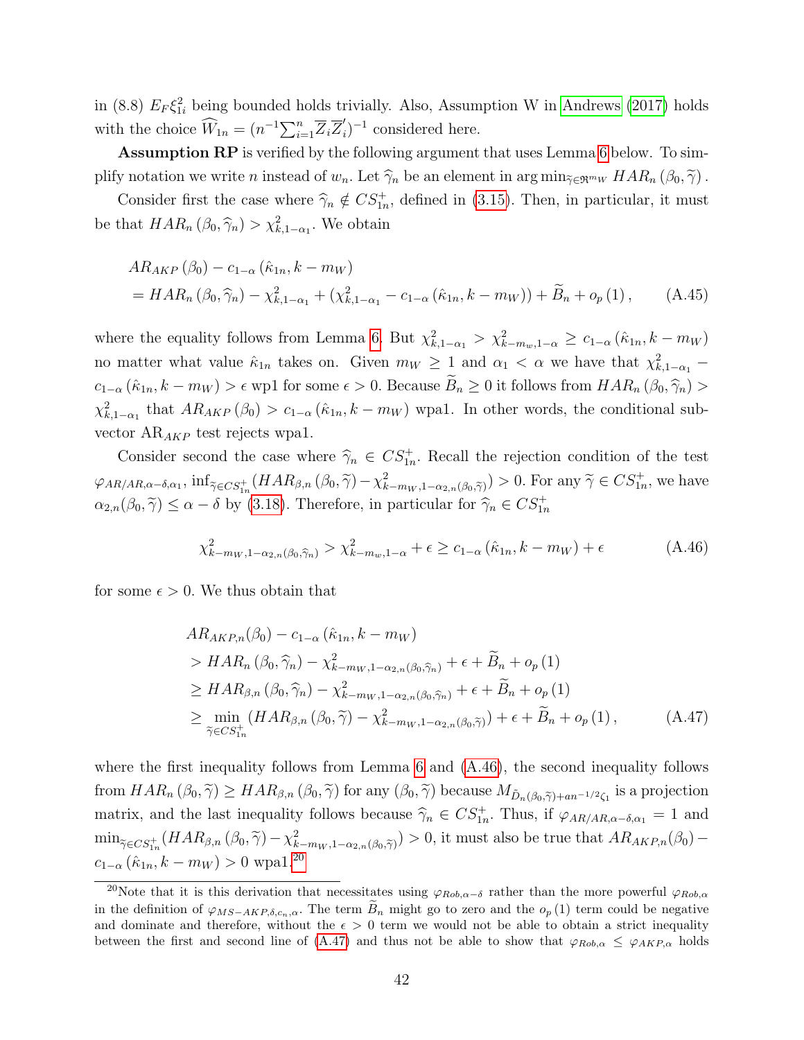in (8.8) $E_F \xi_{1i}^2$ being bounded holds trivially. Also, Assumption W in Andrews (2017) holds with the choice $\widehat{W}_{1n} = (n^{-1}\sum_{i=1}^n \overline{Z}_i \overline{Z}_i')^{-1}$ considered here.

**Assumption RP** is verified by the following argument that uses Lemma 6 below. To simplify notation we write $n$ instead of $w_n$. Let $\widehat{\gamma}_n$ be an element in $\arg\min_{\widetilde{\gamma}\in\Re^{m_W}} HAR_n(\beta_0, \widetilde{\gamma})$.

Consider first the case where $\widehat{\gamma}_n \notin CS_{1n}^+$, defined in (3.15). Then, in particular, it must be that $HAR_n(\beta_0, \widehat{\gamma}_n) > \chi^2_{k,1-\alpha_1}$. We obtain

$$
\begin{aligned}
&AR_{AKP}(\beta_0) - c_{1-\alpha}(\hat{\kappa}_{1n}, k - m_W) \\
&= HAR_n(\beta_0, \widehat{\gamma}_n) - \chi^2_{k,1-\alpha_1} + (\chi^2_{k,1-\alpha_1} - c_{1-\alpha}(\hat{\kappa}_{1n}, k - m_W)) + \widetilde{B}_n + o_p(1), \qquad \text{(A.45)}
\end{aligned}
$$

where the equality follows from Lemma 6. But $\chi^2_{k,1-\alpha_1} > \chi^2_{k-m_w,1-\alpha} \geq c_{1-\alpha}(\hat{\kappa}_{1n}, k - m_W)$ no matter what value $\hat{\kappa}_{1n}$ takes on. Given $m_W \geq 1$ and $\alpha_1 < \alpha$ we have that $\chi^2_{k,1-\alpha_1} - c_{1-\alpha}(\hat{\kappa}_{1n}, k - m_W) > \epsilon$ wp1 for some $\epsilon > 0$. Because $\widetilde{B}_n \geq 0$ it follows from $HAR_n(\beta_0, \widehat{\gamma}_n) > \chi^2_{k,1-\alpha_1}$ that $AR_{AKP}(\beta_0) > c_{1-\alpha}(\hat{\kappa}_{1n}, k - m_W)$ wpa1. In other words, the conditional subvector AR$_{AKP}$ test rejects wpa1.

Consider second the case where $\widehat{\gamma}_n \in CS_{1n}^+$. Recall the rejection condition of the test $\varphi_{AR/AR,\alpha-\delta,\alpha_1}$, $\inf_{\widetilde{\gamma}\in CS_{1n}^+}(HAR_{\beta,n}(\beta_0, \widetilde{\gamma}) - \chi^2_{k-m_W,1-\alpha_{2,n}(\beta_0,\widetilde{\gamma})}) > 0$. For any $\widetilde{\gamma} \in CS_{1n}^+$, we have $\alpha_{2,n}(\beta_0, \widetilde{\gamma}) \leq \alpha - \delta$ by (3.18). Therefore, in particular for $\widehat{\gamma}_n \in CS_{1n}^+$

$$
\chi^2_{k-m_W,1-\alpha_{2,n}(\beta_0,\widehat{\gamma}_n)} > \chi^2_{k-m_w,1-\alpha} + \epsilon \geq c_{1-\alpha}(\hat{\kappa}_{1n}, k - m_W) + \epsilon \qquad \text{(A.46)}
$$

for some $\epsilon > 0$. We thus obtain that

$$
\begin{aligned}
&AR_{AKP,n}(\beta_0) - c_{1-\alpha}(\hat{\kappa}_{1n}, k - m_W) \\
&> HAR_n(\beta_0, \widehat{\gamma}_n) - \chi^2_{k-m_W,1-\alpha_{2,n}(\beta_0,\widehat{\gamma}_n)} + \epsilon + \widetilde{B}_n + o_p(1) \\
&\geq HAR_{\beta,n}(\beta_0, \widehat{\gamma}_n) - \chi^2_{k-m_W,1-\alpha_{2,n}(\beta_0,\widehat{\gamma}_n)} + \epsilon + \widetilde{B}_n + o_p(1) \\
&\geq \min_{\widetilde{\gamma}\in CS_{1n}^+}(HAR_{\beta,n}(\beta_0, \widetilde{\gamma}) - \chi^2_{k-m_W,1-\alpha_{2,n}(\beta_0,\widetilde{\gamma})}) + \epsilon + \widetilde{B}_n + o_p(1), \qquad \text{(A.47)}
\end{aligned}
$$

where the first inequality follows from Lemma 6 and (A.46), the second inequality follows from $HAR_n(\beta_0, \widetilde{\gamma}) \geq HAR_{\beta,n}(\beta_0, \widetilde{\gamma})$ for any $(\beta_0, \widetilde{\gamma})$ because $M_{\tilde{D}_n(\beta_0,\widetilde{\gamma})+an^{-1/2}\zeta_1}$ is a projection matrix, and the last inequality follows because $\widehat{\gamma}_n \in CS_{1n}^+$. Thus, if $\varphi_{AR/AR,\alpha-\delta,\alpha_1} = 1$ and $\min_{\widetilde{\gamma}\in CS_{1n}^+}(HAR_{\beta,n}(\beta_0, \widetilde{\gamma}) - \chi^2_{k-m_W,1-\alpha_{2,n}(\beta_0,\widetilde{\gamma})}) > 0$, it must also be true that $AR_{AKP,n}(\beta_0) - c_{1-\alpha}(\hat{\kappa}_{1n}, k - m_W) > 0$ wpa1.[20]

[20]Note that it is this derivation that necessitates using $\varphi_{Rob,\alpha-\delta}$ rather than the more powerful $\varphi_{Rob,\alpha}$ in the definition of $\varphi_{MS-AKP,\delta,c_n,\alpha}$. The term $\widetilde{B}_n$ might go to zero and the $o_p(1)$ term could be negative and dominate and therefore, without the $\epsilon > 0$ term we would not be able to obtain a strict inequality between the first and second line of (A.47) and thus not be able to show that $\varphi_{Rob,\alpha} \leq \varphi_{AKP,\alpha}$ holds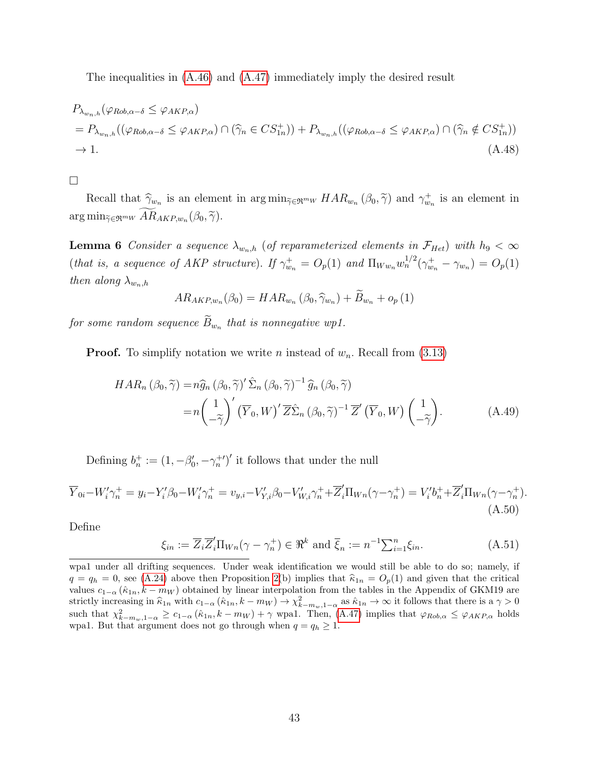The inequalities in (A.46) and (A.47) immediately imply the desired result

$$
\begin{aligned}
&P_{\lambda_{w_n,h}}(\varphi_{Rob,\alpha-\delta} \leq \varphi_{AKP,\alpha}) \\
&= P_{\lambda_{w_n,h}}((\varphi_{Rob,\alpha-\delta} \leq \varphi_{AKP,\alpha}) \cap (\widehat{\gamma}_n \in CS^+_{1n})) + P_{\lambda_{w_n,h}}((\varphi_{Rob,\alpha-\delta} \leq \varphi_{AKP,\alpha}) \cap (\widehat{\gamma}_n \notin CS^+_{1n})) \\
&\to 1. \qquad\qquad\qquad\qquad\qquad\qquad\qquad\qquad\qquad\qquad\qquad\qquad\qquad\qquad\qquad\qquad\qquad\qquad\text{(A.48)}
\end{aligned}
$$

□

Recall that $\widehat{\gamma}_{w_n}$ is an element in $\arg\min_{\widetilde{\gamma}\in\Re^{m_W}} HAR_{w_n}(\beta_0,\widetilde{\gamma})$ and $\gamma^+_{w_n}$ is an element in $\arg\min_{\widetilde{\gamma}\in\Re^{m_W}} \widetilde{AR}_{AKP,w_n}(\beta_0,\widetilde{\gamma})$.

**Lemma 6** *Consider a sequence $\lambda_{w_n,h}$ (of reparameterized elements in $\mathcal{F}_{Het}$) with $h_9 < \infty$ (that is, a sequence of AKP structure). If $\gamma^+_{w_n} = O_p(1)$ and $\Pi_{Ww_n} w_n^{1/2}(\gamma^+_{w_n} - \gamma_{w_n}) = O_p(1)$ then along $\lambda_{w_n,h}$*

$$
AR_{AKP,w_n}(\beta_0) = HAR_{w_n}(\beta_0, \widehat{\gamma}_{w_n}) + \widetilde{B}_{w_n} + o_p(1)
$$

*for some random sequence $\widetilde{B}_{w_n}$ that is nonnegative wp1.*

**Proof.** To simplify notation we write $n$ instead of $w_n$. Recall from (3.13)

$$
\begin{aligned}
HAR_n(\beta_0,\widetilde{\gamma}) &= n\widehat{g}_n(\beta_0,\widetilde{\gamma})'\hat{\Sigma}_n(\beta_0,\widetilde{\gamma})^{-1}\widehat{g}_n(\beta_0,\widetilde{\gamma}) \\
&= n\begin{pmatrix} 1 \\ -\widetilde{\gamma}\end{pmatrix}'\left(\overline{Y}_0, W\right)'\overline{Z}\hat{\Sigma}_n(\beta_0,\widetilde{\gamma})^{-1}\overline{Z}'\left(\overline{Y}_0, W\right)\begin{pmatrix} 1 \\ -\widetilde{\gamma}\end{pmatrix}. \qquad \text{(A.49)}
\end{aligned}
$$

Defining $b^+_n := (1, -\beta_0', -\gamma^{+\prime}_n)'$ it follows that under the null

$$
\overline{Y}_{0i} - W_i'\gamma^+_n = y_i - Y_i'\beta_0 - W_i'\gamma^+_n = v_{y,i} - V_{Y,i}'\beta_0 - V_{W,i}'\gamma^+_n + \overline{Z}_i'\Pi_{Wn}(\gamma - \gamma^+_n) = V_i'b^+_n + \overline{Z}_i'\Pi_{Wn}(\gamma - \gamma^+_n). \qquad \text{(A.50)}
$$

Define

$$
\xi_{in} := \overline{Z}_i\overline{Z}_i'\Pi_{Wn}(\gamma - \gamma^+_n) \in \Re^k \text{ and } \overline{\xi}_n := n^{-1}\textstyle\sum_{i=1}^n \xi_{in}. \qquad \text{(A.51)}
$$

---

wpa1 under all drifting sequences. Under weak identification we would still be able to do so; namely, if $q = q_h = 0$, see (A.24) above then Proposition 2(b) implies that $\widehat{\kappa}_{1n} = O_p(1)$ and given that the critical values $c_{1-\alpha}(\hat{\kappa}_{1n}, k - m_W)$ obtained by linear interpolation from the tables in the Appendix of GKM19 are strictly increasing in $\widehat{\kappa}_{1n}$ with $c_{1-\alpha}(\hat{\kappa}_{1n}, k - m_W) \to \chi^2_{k-m_w,1-\alpha}$ as $\hat{\kappa}_{1n} \to \infty$ it follows that there is a $\gamma > 0$ such that $\chi^2_{k-m_w,1-\alpha} \geq c_{1-\alpha}(\hat{\kappa}_{1n}, k - m_W) + \gamma$ wpa1. Then, (A.47) implies that $\varphi_{Rob,\alpha} \leq \varphi_{AKP,\alpha}$ holds wpa1. But that argument does not go through when $q = q_h \geq 1$.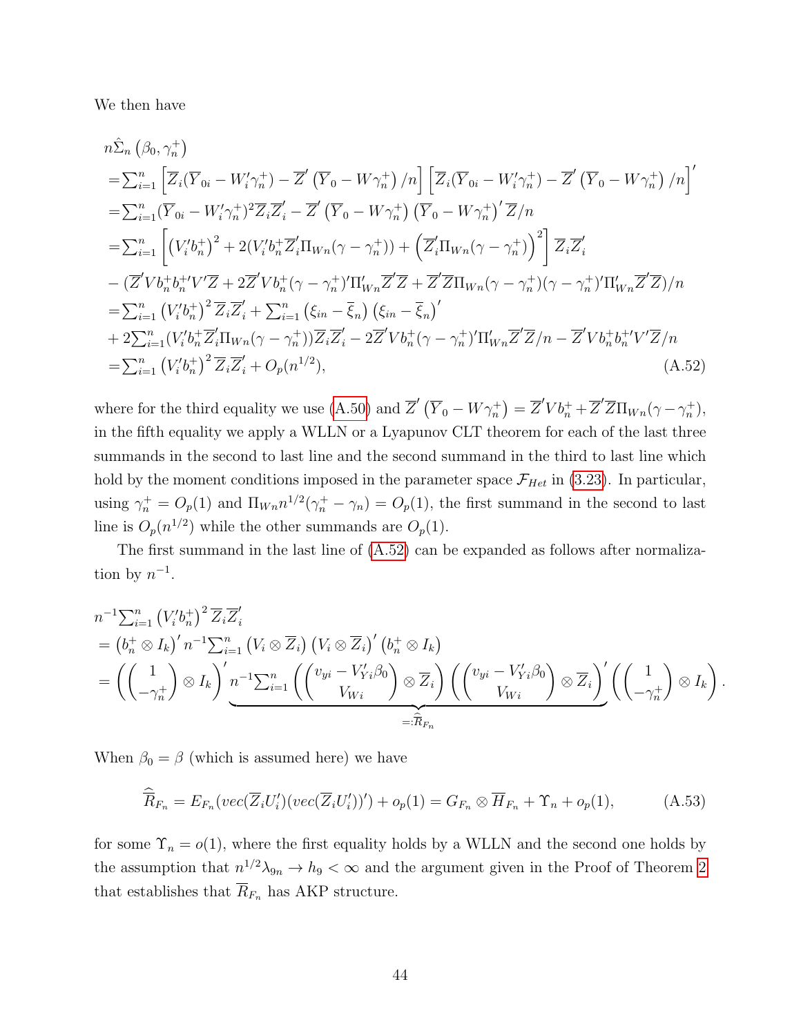We then have

$$
\begin{aligned}
& n\hat{\Sigma}_n\left(\beta_0,\gamma_n^+\right) \\
=& \textstyle\sum_{i=1}^n \left[\overline{Z}_i(\overline{Y}_{0i}-W_i'\gamma_n^+)-\overline{Z}'\left(\overline{Y}_0-W\gamma_n^+\right)/n\right]\left[\overline{Z}_i(\overline{Y}_{0i}-W_i'\gamma_n^+)-\overline{Z}'\left(\overline{Y}_0-W\gamma_n^+\right)/n\right]' \\
=& \textstyle\sum_{i=1}^n(\overline{Y}_{0i}-W_i'\gamma_n^+)^2\overline{Z}_i\overline{Z}_i'-\overline{Z}'\left(\overline{Y}_0-W\gamma_n^+\right)\left(\overline{Y}_0-W\gamma_n^+\right)'\overline{Z}/n \\
=& \textstyle\sum_{i=1}^n\left[\left(V_i'b_n^+\right)^2+2(V_i'b_n^+\overline{Z}_i'\Pi_{Wn}(\gamma-\gamma_n^+))+\left(\overline{Z}_i'\Pi_{Wn}(\gamma-\gamma_n^+)\right)^2\right]\overline{Z}_i\overline{Z}_i' \\
&-(\overline{Z}'Vb_n^+b_n^{+\prime}V'\overline{Z}+2\overline{Z}'Vb_n^+(\gamma-\gamma_n^+)'\Pi_{Wn}'\overline{Z}'\overline{Z}+\overline{Z}'\overline{Z}\Pi_{Wn}(\gamma-\gamma_n^+)(\gamma-\gamma_n^+)'\Pi_{Wn}'\overline{Z}'\overline{Z})/n \\
=& \textstyle\sum_{i=1}^n\left(V_i'b_n^+\right)^2\overline{Z}_i\overline{Z}_i'+\sum_{i=1}^n\left(\xi_{in}-\overline{\xi}_n\right)\left(\xi_{in}-\overline{\xi}_n\right)' \\
&+2\textstyle\sum_{i=1}^n(V_i'b_n^+\overline{Z}_i'\Pi_{Wn}(\gamma-\gamma_n^+))\overline{Z}_i\overline{Z}_i'-2\overline{Z}'Vb_n^+(\gamma-\gamma_n^+)'\Pi_{Wn}'\overline{Z}'\overline{Z}/n-\overline{Z}'Vb_n^+b_n^{+\prime}V'\overline{Z}/n \\
=& \textstyle\sum_{i=1}^n\left(V_i'b_n^+\right)^2\overline{Z}_i\overline{Z}_i'+O_p(n^{1/2}),
\end{aligned}
\tag{A.52}
$$

where for the third equality we use (A.50) and $\overline{Z}'\left(\overline{Y}_0-W\gamma_n^+\right)=\overline{Z}'Vb_n^++\overline{Z}'\overline{Z}\Pi_{Wn}(\gamma-\gamma_n^+)$, in the fifth equality we apply a WLLN or a Lyapunov CLT theorem for each of the last three summands in the second to last line and the second summand in the third to last line which hold by the moment conditions imposed in the parameter space $\mathcal{F}_{Het}$ in (3.23). In particular, using $\gamma_n^+=O_p(1)$ and $\Pi_{Wn}n^{1/2}(\gamma_n^+-\gamma_n)=O_p(1)$, the first summand in the second to last line is $O_p(n^{1/2})$ while the other summands are $O_p(1)$.

The first summand in the last line of (A.52) can be expanded as follows after normalization by $n^{-1}$.

$$
\begin{aligned}
& n^{-1}\textstyle\sum_{i=1}^n\left(V_i'b_n^+\right)^2\overline{Z}_i\overline{Z}_i' \\
=& \left(b_n^+\otimes I_k\right)'n^{-1}\textstyle\sum_{i=1}^n\left(V_i\otimes\overline{Z}_i\right)\left(V_i\otimes\overline{Z}_i\right)'\left(b_n^+\otimes I_k\right) \\
=& \left(\begin{pmatrix}1\\-\gamma_n^+\end{pmatrix}\otimes I_k\right)'\underbrace{n^{-1}\textstyle\sum_{i=1}^n\left(\begin{pmatrix}v_{yi}-V_{Yi}'\beta_0\\V_{Wi}\end{pmatrix}\otimes\overline{Z}_i\right)\left(\begin{pmatrix}v_{yi}-V_{Yi}'\beta_0\\V_{Wi}\end{pmatrix}\otimes\overline{Z}_i\right)'}_{=:\widehat{\overline{R}}_{F_n}}\left(\begin{pmatrix}1\\-\gamma_n^+\end{pmatrix}\otimes I_k\right).
\end{aligned}
$$

When $\beta_0=\beta$ (which is assumed here) we have

$$
\widehat{\overline{R}}_{F_n}=E_{F_n}(vec(\overline{Z}_iU_i')(vec(\overline{Z}_iU_i'))')+o_p(1)=G_{F_n}\otimes\overline{H}_{F_n}+\Upsilon_n+o_p(1),
\tag{A.53}
$$

for some $\Upsilon_n=o(1)$, where the first equality holds by a WLLN and the second one holds by the assumption that $n^{1/2}\lambda_{9n}\to h_9<\infty$ and the argument given in the Proof of Theorem 2 that establishes that $\overline{R}_{F_n}$ has AKP structure.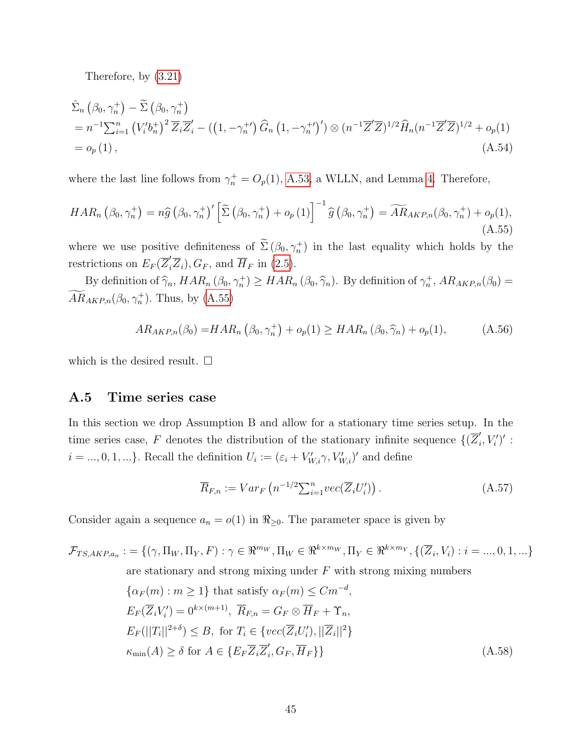Therefore, by (3.21)

$$
\begin{aligned}
&\hat{\Sigma}_n\left(\beta_0, \gamma_n^+\right) - \widetilde{\Sigma}\left(\beta_0, \gamma_n^+\right) \\
&= n^{-1}\textstyle\sum_{i=1}^n \left(V_i' b_n^+\right)^2 \overline{Z}_i \overline{Z}_i' - \left(\left(1, -\gamma_n^{+\prime}\right) \widehat{G}_n \left(1, -\gamma_n^{+\prime}\right)'\right) \otimes (n^{-1}\overline{Z}'\overline{Z})^{1/2} \widehat{H}_n (n^{-1}\overline{Z}'\overline{Z})^{1/2} + o_p(1) \\
&= o_p\left(1\right),
\end{aligned} \tag{A.54}
$$

where the last line follows from $\gamma_n^+ = O_p(1)$, A.53, a WLLN, and Lemma 4. Therefore,

$$
HAR_n\left(\beta_0, \gamma_n^+\right) = n\widehat{g}\left(\beta_0, \gamma_n^+\right)' \left[\widetilde{\Sigma}\left(\beta_0, \gamma_n^+\right) + o_p\left(1\right)\right]^{-1} \widehat{g}\left(\beta_0, \gamma_n^+\right) = \widetilde{AR}_{AKP,n}(\beta_0, \gamma_n^+) + o_p(1), \tag{A.55}
$$

where we use positive definiteness of $\widetilde{\Sigma}\left(\beta_0, \gamma_n^+\right)$ in the last equality which holds by the restrictions on $E_F(\overline{Z}_i'\overline{Z}_i), G_F$, and $\overline{H}_F$ in (2.5).

By definition of $\widehat{\gamma}_n$, $HAR_n\left(\beta_0, \gamma_n^+\right) \geq HAR_n\left(\beta_0, \widehat{\gamma}_n\right)$. By definition of $\gamma_n^+$, $AR_{AKP,n}(\beta_0) = \widetilde{AR}_{AKP,n}(\beta_0, \gamma_n^+)$. Thus, by (A.55)

$$
AR_{AKP,n}(\beta_0) = HAR_n\left(\beta_0, \gamma_n^+\right) + o_p(1) \geq HAR_n\left(\beta_0, \widehat{\gamma}_n\right) + o_p(1), \tag{A.56}
$$

which is the desired result. $\square$

## A.5 Time series case

In this section we drop Assumption B and allow for a stationary time series setup. In the time series case, $F$ denotes the distribution of the stationary infinite sequence $\{(\overline{Z}_i', V_i')' : i = ..., 0, 1, ...\}$. Recall the definition $U_i := (\varepsilon_i + V_{W,i}'\gamma, V_{W,i}')'$ and define

$$
\overline{R}_{F,n} := Var_F\left(n^{-1/2}\textstyle\sum_{i=1}^n vec(\overline{Z}_i U_i')\right). \tag{A.57}
$$

Consider again a sequence $a_n = o(1)$ in $\Re_{\geq 0}$. The parameter space is given by

$$
\begin{aligned}
\mathcal{F}_{TS,AKP,a_n} := \{&(\gamma, \Pi_W, \Pi_Y, F) : \gamma \in \Re^{m_W}, \Pi_W \in \Re^{k \times m_W}, \Pi_Y \in \Re^{k \times m_Y}, \{(\overline{Z}_i, V_i) : i = ..., 0, 1, ...\} \\
&\text{are stationary and strong mixing under } F \text{ with strong mixing numbers} \\
&\{\alpha_F(m) : m \geq 1\} \text{ that satisfy } \alpha_F(m) \leq Cm^{-d}, \\
&E_F(\overline{Z}_i V_i') = 0^{k \times (m+1)},\ \overline{R}_{F,n} = G_F \otimes \overline{H}_F + \Upsilon_n, \\
&E_F(||T_i||^{2+\delta}) \leq B, \text{ for } T_i \in \{vec(\overline{Z}_i U_i'), ||\overline{Z}_i||^2\} \\
&\kappa_{\min}(A) \geq \delta \text{ for } A \in \{E_F \overline{Z}_i \overline{Z}_i', G_F, \overline{H}_F\}\}
\end{aligned} \tag{A.58}
$$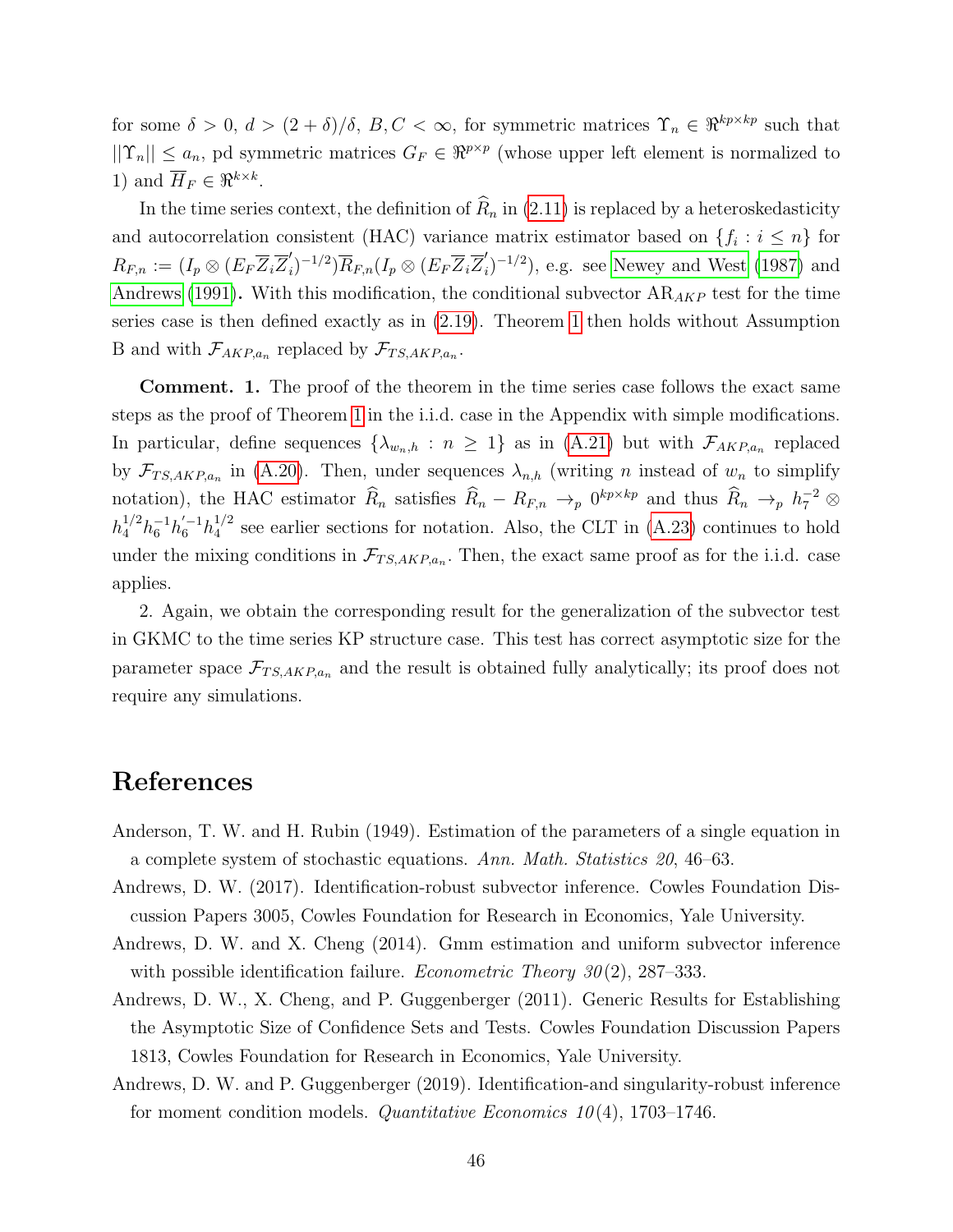for some $\delta > 0$, $d > (2+\delta)/\delta$, $B, C < \infty$, for symmetric matrices $\Upsilon_n \in \Re^{kp \times kp}$ such that $||\Upsilon_n|| \leq a_n$, pd symmetric matrices $G_F \in \Re^{p \times p}$ (whose upper left element is normalized to 1) and $\overline{H}_F \in \Re^{k \times k}$.

In the time series context, the definition of $\widehat{R}_n$ in (2.11) is replaced by a heteroskedasticity and autocorrelation consistent (HAC) variance matrix estimator based on $\{f_i : i \leq n\}$ for $R_{F,n} := (I_p \otimes (E_F \overline{Z}_i \overline{Z}_i')^{-1/2}) \overline{R}_{F,n} (I_p \otimes (E_F \overline{Z}_i \overline{Z}_i')^{-1/2})$, e.g. see Newey and West (1987) and Andrews (1991). With this modification, the conditional subvector $\text{AR}_{AKP}$ test for the time series case is then defined exactly as in (2.19). Theorem 1 then holds without Assumption B and with $\mathcal{F}_{AKP,a_n}$ replaced by $\mathcal{F}_{TS,AKP,a_n}$.

**Comment. 1.** The proof of the theorem in the time series case follows the exact same steps as the proof of Theorem 1 in the i.i.d. case in the Appendix with simple modifications. In particular, define sequences $\{\lambda_{w_n,h} : n \geq 1\}$ as in (A.21) but with $\mathcal{F}_{AKP,a_n}$ replaced by $\mathcal{F}_{TS,AKP,a_n}$ in (A.20). Then, under sequences $\lambda_{n,h}$ (writing $n$ instead of $w_n$ to simplify notation), the HAC estimator $\widehat{R}_n$ satisfies $\widehat{R}_n - R_{F,n} \to_p 0^{kp \times kp}$ and thus $\widehat{R}_n \to_p h_7^{-2} \otimes h_4^{1/2} h_6^{-1} h_6^{\prime -1} h_4^{1/2}$ see earlier sections for notation. Also, the CLT in (A.23) continues to hold under the mixing conditions in $\mathcal{F}_{TS,AKP,a_n}$. Then, the exact same proof as for the i.i.d. case applies.

2. Again, we obtain the corresponding result for the generalization of the subvector test in GKMC to the time series KP structure case. This test has correct asymptotic size for the parameter space $\mathcal{F}_{TS,AKP,a_n}$ and the result is obtained fully analytically; its proof does not require any simulations.

# References

Anderson, T. W. and H. Rubin (1949). Estimation of the parameters of a single equation in a complete system of stochastic equations. *Ann. Math. Statistics 20*, 46–63.

Andrews, D. W. (2017). Identification-robust subvector inference. Cowles Foundation Discussion Papers 3005, Cowles Foundation for Research in Economics, Yale University.

Andrews, D. W. and X. Cheng (2014). Gmm estimation and uniform subvector inference with possible identification failure. *Econometric Theory 30*(2), 287–333.

Andrews, D. W., X. Cheng, and P. Guggenberger (2011). Generic Results for Establishing the Asymptotic Size of Confidence Sets and Tests. Cowles Foundation Discussion Papers 1813, Cowles Foundation for Research in Economics, Yale University.

Andrews, D. W. and P. Guggenberger (2019). Identification-and singularity-robust inference for moment condition models. *Quantitative Economics 10*(4), 1703–1746.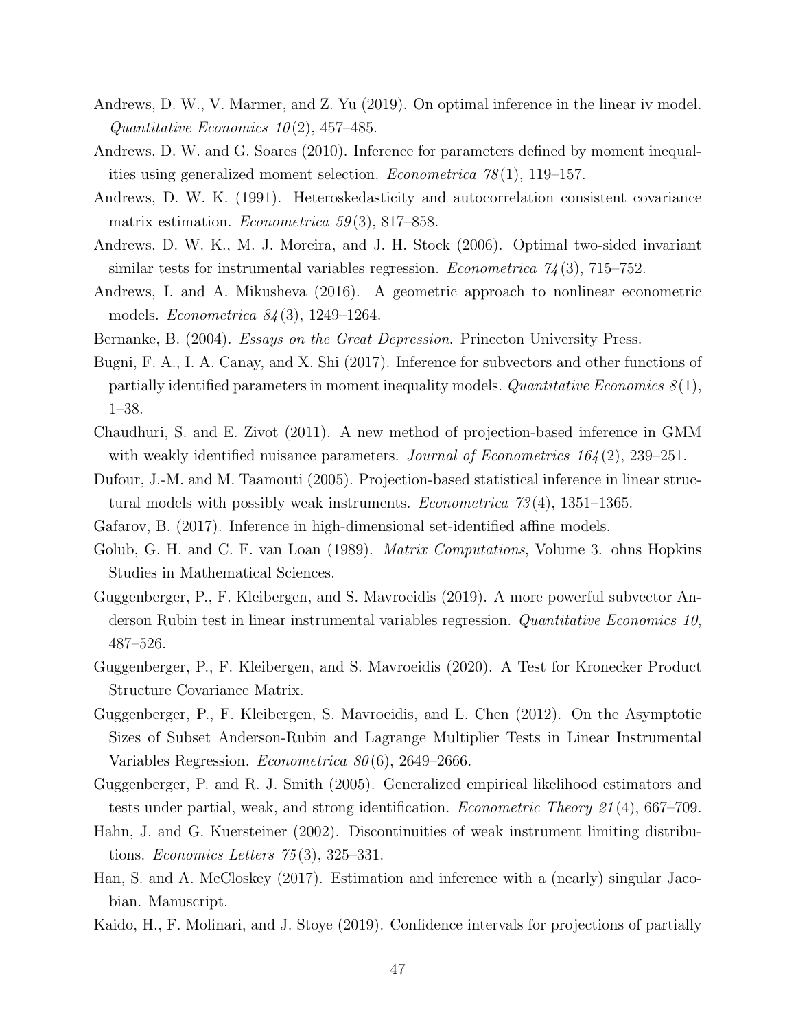Andrews, D. W., V. Marmer, and Z. Yu (2019). On optimal inference in the linear iv model. *Quantitative Economics 10*(2), 457–485.

Andrews, D. W. and G. Soares (2010). Inference for parameters defined by moment inequalities using generalized moment selection. *Econometrica 78*(1), 119–157.

Andrews, D. W. K. (1991). Heteroskedasticity and autocorrelation consistent covariance matrix estimation. *Econometrica 59*(3), 817–858.

Andrews, D. W. K., M. J. Moreira, and J. H. Stock (2006). Optimal two-sided invariant similar tests for instrumental variables regression. *Econometrica 74*(3), 715–752.

Andrews, I. and A. Mikusheva (2016). A geometric approach to nonlinear econometric models. *Econometrica 84*(3), 1249–1264.

Bernanke, B. (2004). *Essays on the Great Depression*. Princeton University Press.

Bugni, F. A., I. A. Canay, and X. Shi (2017). Inference for subvectors and other functions of partially identified parameters in moment inequality models. *Quantitative Economics 8*(1), 1–38.

Chaudhuri, S. and E. Zivot (2011). A new method of projection-based inference in GMM with weakly identified nuisance parameters. *Journal of Econometrics 164*(2), 239–251.

Dufour, J.-M. and M. Taamouti (2005). Projection-based statistical inference in linear structural models with possibly weak instruments. *Econometrica 73*(4), 1351–1365.

Gafarov, B. (2017). Inference in high-dimensional set-identified affine models.

Golub, G. H. and C. F. van Loan (1989). *Matrix Computations*, Volume 3. ohns Hopkins Studies in Mathematical Sciences.

Guggenberger, P., F. Kleibergen, and S. Mavroeidis (2019). A more powerful subvector Anderson Rubin test in linear instrumental variables regression. *Quantitative Economics 10*, 487–526.

Guggenberger, P., F. Kleibergen, and S. Mavroeidis (2020). A Test for Kronecker Product Structure Covariance Matrix.

Guggenberger, P., F. Kleibergen, S. Mavroeidis, and L. Chen (2012). On the Asymptotic Sizes of Subset Anderson-Rubin and Lagrange Multiplier Tests in Linear Instrumental Variables Regression. *Econometrica 80*(6), 2649–2666.

Guggenberger, P. and R. J. Smith (2005). Generalized empirical likelihood estimators and tests under partial, weak, and strong identification. *Econometric Theory 21*(4), 667–709.

Hahn, J. and G. Kuersteiner (2002). Discontinuities of weak instrument limiting distributions. *Economics Letters 75*(3), 325–331.

Han, S. and A. McCloskey (2017). Estimation and inference with a (nearly) singular Jacobian. Manuscript.

Kaido, H., F. Molinari, and J. Stoye (2019). Confidence intervals for projections of partially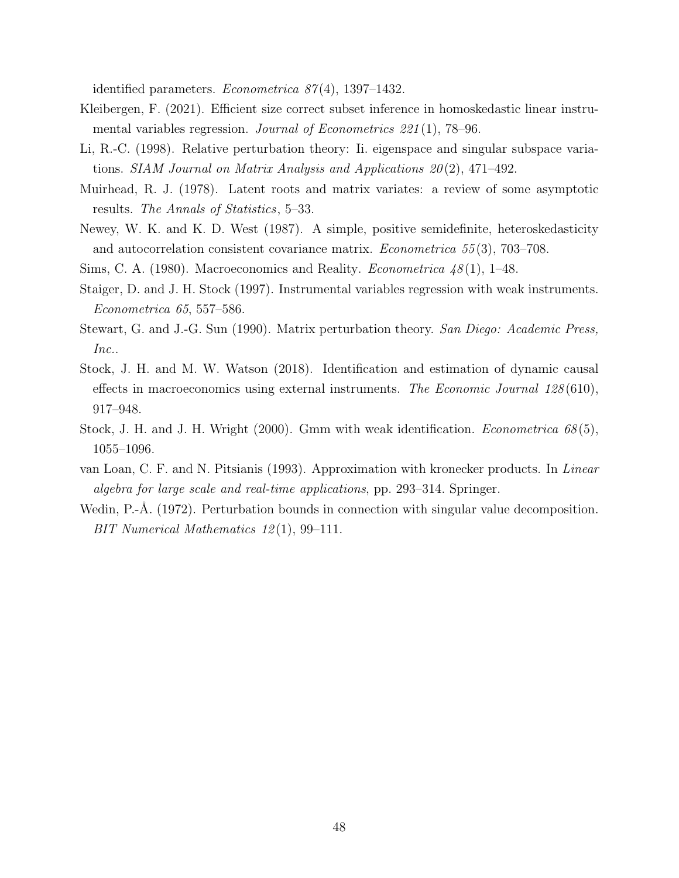identified parameters. *Econometrica 87*(4), 1397–1432.

Kleibergen, F. (2021). Efficient size correct subset inference in homoskedastic linear instrumental variables regression. *Journal of Econometrics 221*(1), 78–96.

Li, R.-C. (1998). Relative perturbation theory: Ii. eigenspace and singular subspace variations. *SIAM Journal on Matrix Analysis and Applications 20*(2), 471–492.

Muirhead, R. J. (1978). Latent roots and matrix variates: a review of some asymptotic results. *The Annals of Statistics*, 5–33.

Newey, W. K. and K. D. West (1987). A simple, positive semidefinite, heteroskedasticity and autocorrelation consistent covariance matrix. *Econometrica 55*(3), 703–708.

Sims, C. A. (1980). Macroeconomics and Reality. *Econometrica 48*(1), 1–48.

Staiger, D. and J. H. Stock (1997). Instrumental variables regression with weak instruments. *Econometrica 65*, 557–586.

Stewart, G. and J.-G. Sun (1990). Matrix perturbation theory. *San Diego: Academic Press, Inc.*.

Stock, J. H. and M. W. Watson (2018). Identification and estimation of dynamic causal effects in macroeconomics using external instruments. *The Economic Journal 128*(610), 917–948.

Stock, J. H. and J. H. Wright (2000). Gmm with weak identification. *Econometrica 68*(5), 1055–1096.

van Loan, C. F. and N. Pitsianis (1993). Approximation with kronecker products. In *Linear algebra for large scale and real-time applications*, pp. 293–314. Springer.

Wedin, P.-Å. (1972). Perturbation bounds in connection with singular value decomposition. *BIT Numerical Mathematics 12*(1), 99–111.